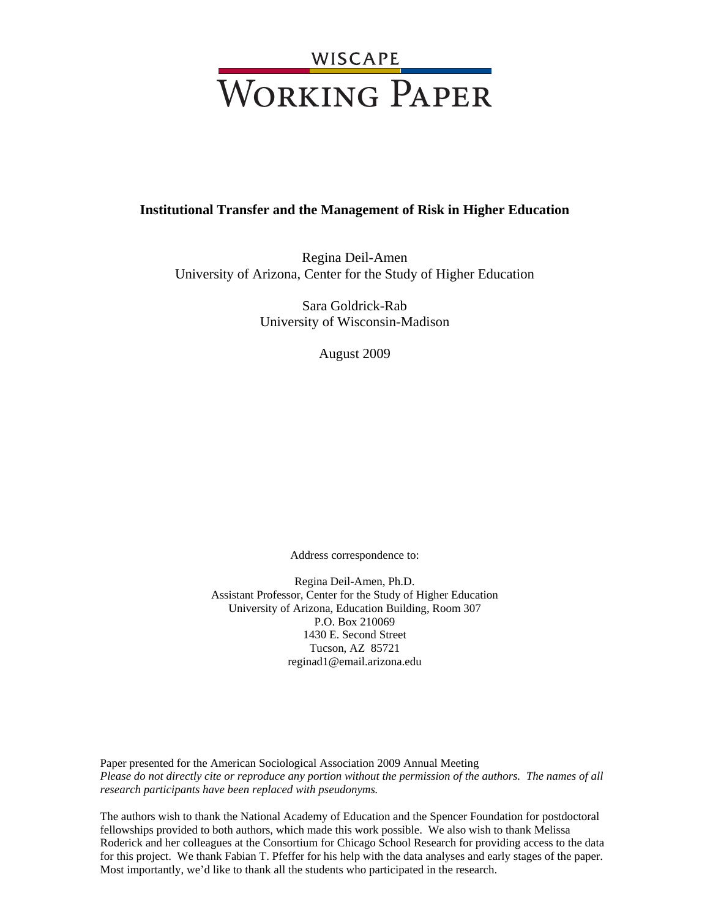WISCAPE

WORKING PAPER

# Institutional Transfer and the Management of Risk in Higher Education

Regina Deil-Amen
University of Arizona, Center for the Study of Higher Education

Sara Goldrick-Rab
University of Wisconsin-Madison

August 2009

Address correspondence to:

Regina Deil-Amen, Ph.D.
Assistant Professor, Center for the Study of Higher Education
University of Arizona, Education Building, Room 307
P.O. Box 210069
1430 E. Second Street
Tucson, AZ 85721
reginad1@email.arizona.edu

Paper presented for the American Sociological Association 2009 Annual Meeting
*Please do not directly cite or reproduce any portion without the permission of the authors. The names of all research participants have been replaced with pseudonyms.*

The authors wish to thank the National Academy of Education and the Spencer Foundation for postdoctoral fellowships provided to both authors, which made this work possible. We also wish to thank Melissa Roderick and her colleagues at the Consortium for Chicago School Research for providing access to the data for this project. We thank Fabian T. Pfeffer for his help with the data analyses and early stages of the paper. Most importantly, we'd like to thank all the students who participated in the research.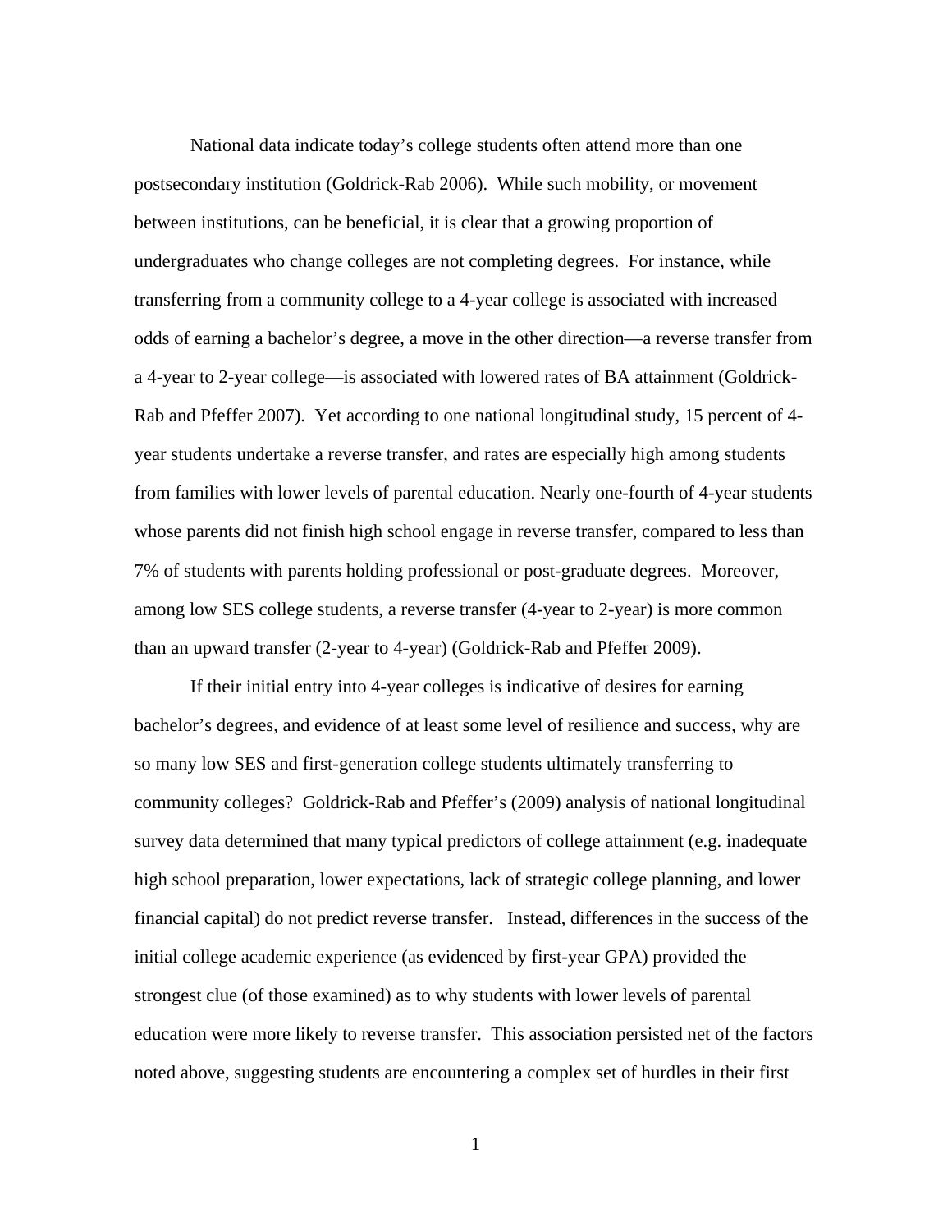National data indicate today's college students often attend more than one postsecondary institution (Goldrick-Rab 2006). While such mobility, or movement between institutions, can be beneficial, it is clear that a growing proportion of undergraduates who change colleges are not completing degrees. For instance, while transferring from a community college to a 4-year college is associated with increased odds of earning a bachelor's degree, a move in the other direction—a reverse transfer from a 4-year to 2-year college—is associated with lowered rates of BA attainment (Goldrick-Rab and Pfeffer 2007). Yet according to one national longitudinal study, 15 percent of 4-year students undertake a reverse transfer, and rates are especially high among students from families with lower levels of parental education. Nearly one-fourth of 4-year students whose parents did not finish high school engage in reverse transfer, compared to less than 7% of students with parents holding professional or post-graduate degrees. Moreover, among low SES college students, a reverse transfer (4-year to 2-year) is more common than an upward transfer (2-year to 4-year) (Goldrick-Rab and Pfeffer 2009).

If their initial entry into 4-year colleges is indicative of desires for earning bachelor's degrees, and evidence of at least some level of resilience and success, why are so many low SES and first-generation college students ultimately transferring to community colleges? Goldrick-Rab and Pfeffer's (2009) analysis of national longitudinal survey data determined that many typical predictors of college attainment (e.g. inadequate high school preparation, lower expectations, lack of strategic college planning, and lower financial capital) do not predict reverse transfer. Instead, differences in the success of the initial college academic experience (as evidenced by first-year GPA) provided the strongest clue (of those examined) as to why students with lower levels of parental education were more likely to reverse transfer. This association persisted net of the factors noted above, suggesting students are encountering a complex set of hurdles in their first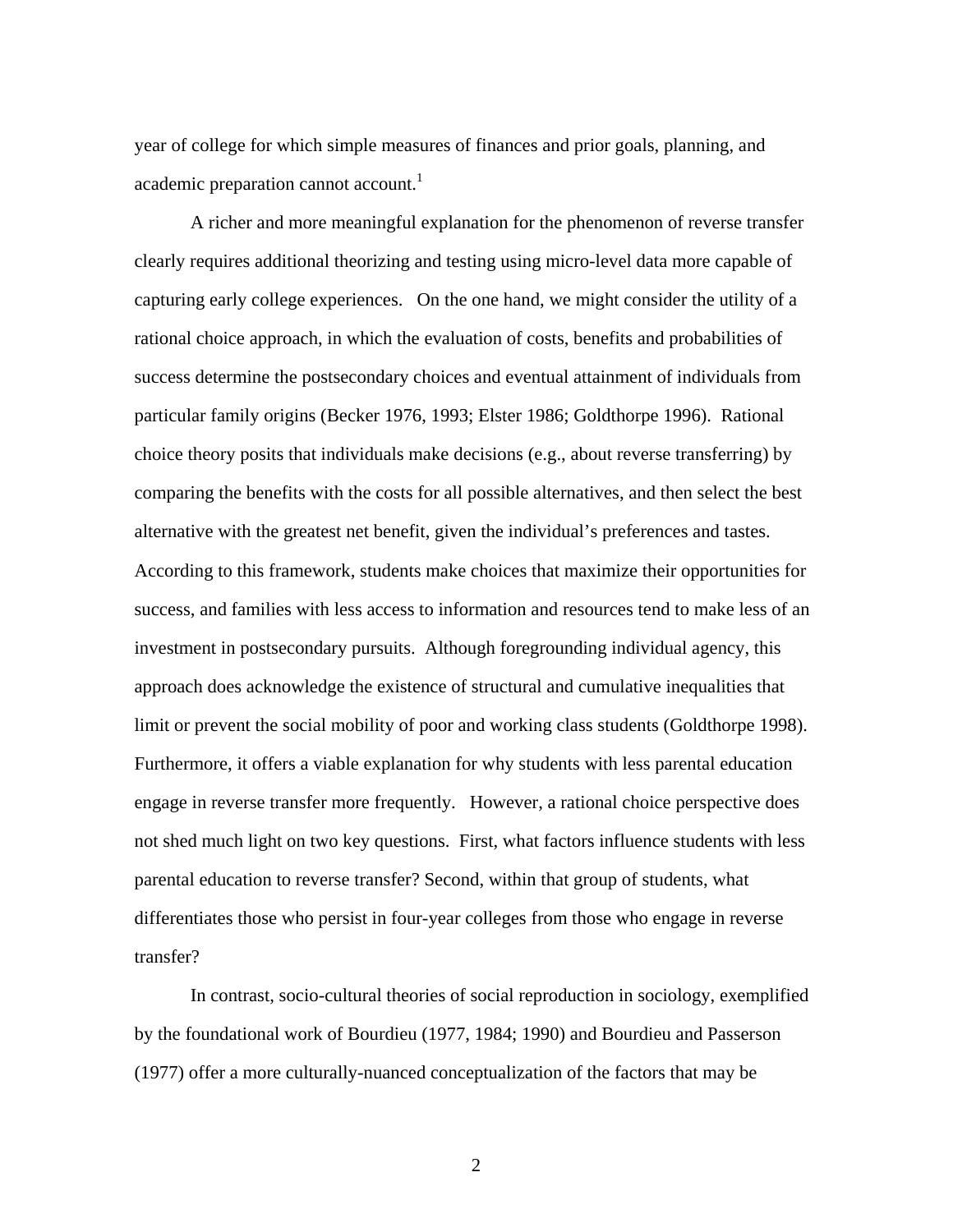year of college for which simple measures of finances and prior goals, planning, and academic preparation cannot account.[1]

A richer and more meaningful explanation for the phenomenon of reverse transfer clearly requires additional theorizing and testing using micro-level data more capable of capturing early college experiences. On the one hand, we might consider the utility of a rational choice approach, in which the evaluation of costs, benefits and probabilities of success determine the postsecondary choices and eventual attainment of individuals from particular family origins (Becker 1976, 1993; Elster 1986; Goldthorpe 1996). Rational choice theory posits that individuals make decisions (e.g., about reverse transferring) by comparing the benefits with the costs for all possible alternatives, and then select the best alternative with the greatest net benefit, given the individual's preferences and tastes. According to this framework, students make choices that maximize their opportunities for success, and families with less access to information and resources tend to make less of an investment in postsecondary pursuits. Although foregrounding individual agency, this approach does acknowledge the existence of structural and cumulative inequalities that limit or prevent the social mobility of poor and working class students (Goldthorpe 1998). Furthermore, it offers a viable explanation for why students with less parental education engage in reverse transfer more frequently. However, a rational choice perspective does not shed much light on two key questions. First, what factors influence students with less parental education to reverse transfer? Second, within that group of students, what differentiates those who persist in four-year colleges from those who engage in reverse transfer?

In contrast, socio-cultural theories of social reproduction in sociology, exemplified by the foundational work of Bourdieu (1977, 1984; 1990) and Bourdieu and Passerson (1977) offer a more culturally-nuanced conceptualization of the factors that may be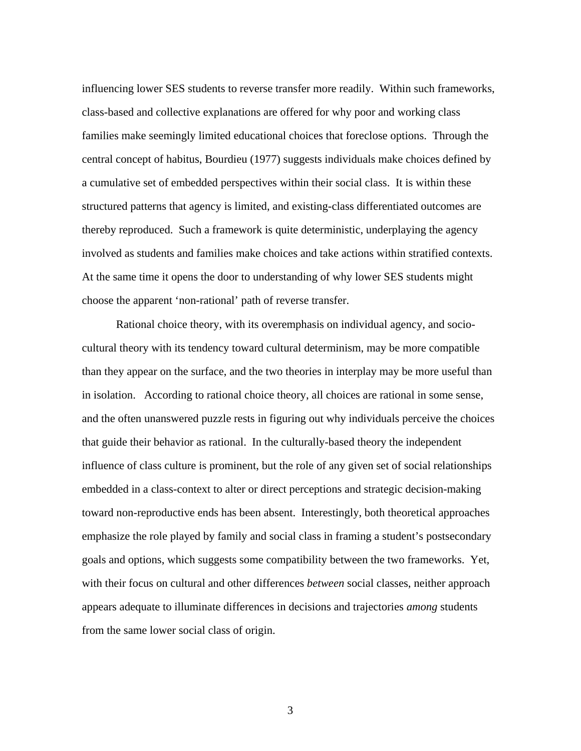influencing lower SES students to reverse transfer more readily. Within such frameworks, class-based and collective explanations are offered for why poor and working class families make seemingly limited educational choices that foreclose options. Through the central concept of habitus, Bourdieu (1977) suggests individuals make choices defined by a cumulative set of embedded perspectives within their social class. It is within these structured patterns that agency is limited, and existing-class differentiated outcomes are thereby reproduced. Such a framework is quite deterministic, underplaying the agency involved as students and families make choices and take actions within stratified contexts. At the same time it opens the door to understanding of why lower SES students might choose the apparent 'non-rational' path of reverse transfer.

Rational choice theory, with its overemphasis on individual agency, and socio-cultural theory with its tendency toward cultural determinism, may be more compatible than they appear on the surface, and the two theories in interplay may be more useful than in isolation. According to rational choice theory, all choices are rational in some sense, and the often unanswered puzzle rests in figuring out why individuals perceive the choices that guide their behavior as rational. In the culturally-based theory the independent influence of class culture is prominent, but the role of any given set of social relationships embedded in a class-context to alter or direct perceptions and strategic decision-making toward non-reproductive ends has been absent. Interestingly, both theoretical approaches emphasize the role played by family and social class in framing a student's postsecondary goals and options, which suggests some compatibility between the two frameworks. Yet, with their focus on cultural and other differences *between* social classes, neither approach appears adequate to illuminate differences in decisions and trajectories *among* students from the same lower social class of origin.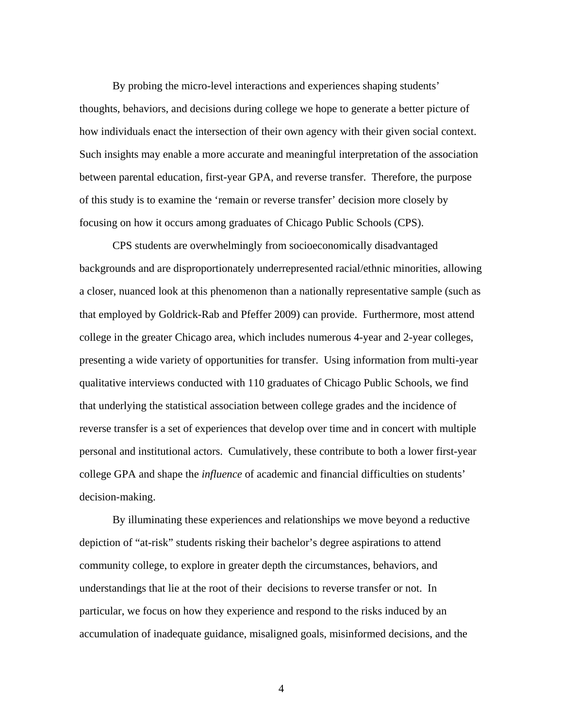By probing the micro-level interactions and experiences shaping students' thoughts, behaviors, and decisions during college we hope to generate a better picture of how individuals enact the intersection of their own agency with their given social context. Such insights may enable a more accurate and meaningful interpretation of the association between parental education, first-year GPA, and reverse transfer. Therefore, the purpose of this study is to examine the 'remain or reverse transfer' decision more closely by focusing on how it occurs among graduates of Chicago Public Schools (CPS).

CPS students are overwhelmingly from socioeconomically disadvantaged backgrounds and are disproportionately underrepresented racial/ethnic minorities, allowing a closer, nuanced look at this phenomenon than a nationally representative sample (such as that employed by Goldrick-Rab and Pfeffer 2009) can provide. Furthermore, most attend college in the greater Chicago area, which includes numerous 4-year and 2-year colleges, presenting a wide variety of opportunities for transfer. Using information from multi-year qualitative interviews conducted with 110 graduates of Chicago Public Schools, we find that underlying the statistical association between college grades and the incidence of reverse transfer is a set of experiences that develop over time and in concert with multiple personal and institutional actors. Cumulatively, these contribute to both a lower first-year college GPA and shape the *influence* of academic and financial difficulties on students' decision-making.

By illuminating these experiences and relationships we move beyond a reductive depiction of "at-risk" students risking their bachelor's degree aspirations to attend community college, to explore in greater depth the circumstances, behaviors, and understandings that lie at the root of their decisions to reverse transfer or not. In particular, we focus on how they experience and respond to the risks induced by an accumulation of inadequate guidance, misaligned goals, misinformed decisions, and the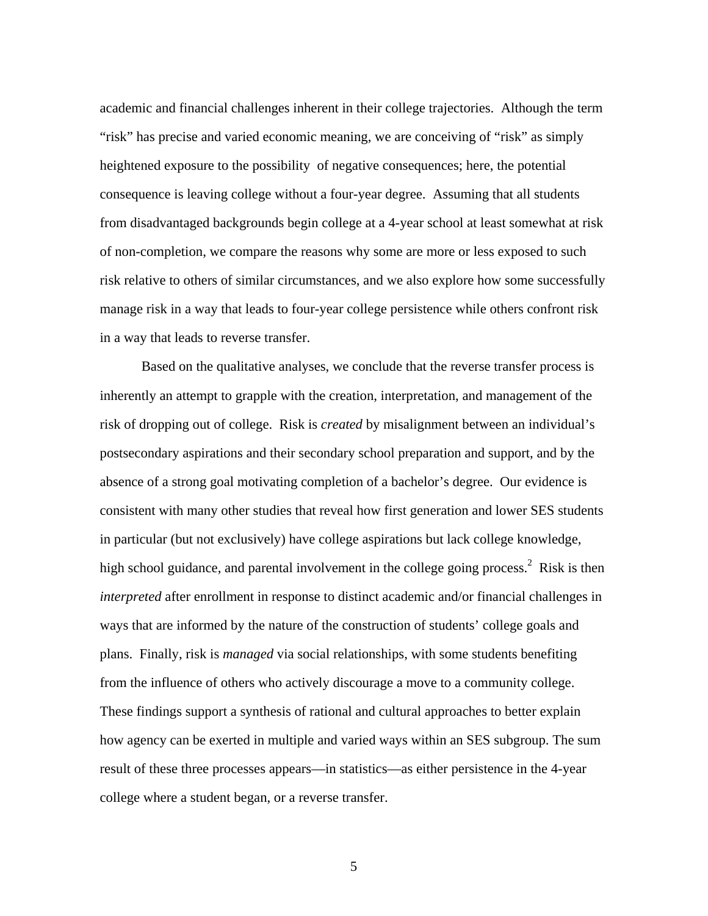academic and financial challenges inherent in their college trajectories. Although the term "risk" has precise and varied economic meaning, we are conceiving of "risk" as simply heightened exposure to the possibility of negative consequences; here, the potential consequence is leaving college without a four-year degree. Assuming that all students from disadvantaged backgrounds begin college at a 4-year school at least somewhat at risk of non-completion, we compare the reasons why some are more or less exposed to such risk relative to others of similar circumstances, and we also explore how some successfully manage risk in a way that leads to four-year college persistence while others confront risk in a way that leads to reverse transfer.

Based on the qualitative analyses, we conclude that the reverse transfer process is inherently an attempt to grapple with the creation, interpretation, and management of the risk of dropping out of college. Risk is *created* by misalignment between an individual's postsecondary aspirations and their secondary school preparation and support, and by the absence of a strong goal motivating completion of a bachelor's degree. Our evidence is consistent with many other studies that reveal how first generation and lower SES students in particular (but not exclusively) have college aspirations but lack college knowledge, high school guidance, and parental involvement in the college going process.[2] Risk is then *interpreted* after enrollment in response to distinct academic and/or financial challenges in ways that are informed by the nature of the construction of students' college goals and plans. Finally, risk is *managed* via social relationships, with some students benefiting from the influence of others who actively discourage a move to a community college. These findings support a synthesis of rational and cultural approaches to better explain how agency can be exerted in multiple and varied ways within an SES subgroup. The sum result of these three processes appears—in statistics—as either persistence in the 4-year college where a student began, or a reverse transfer.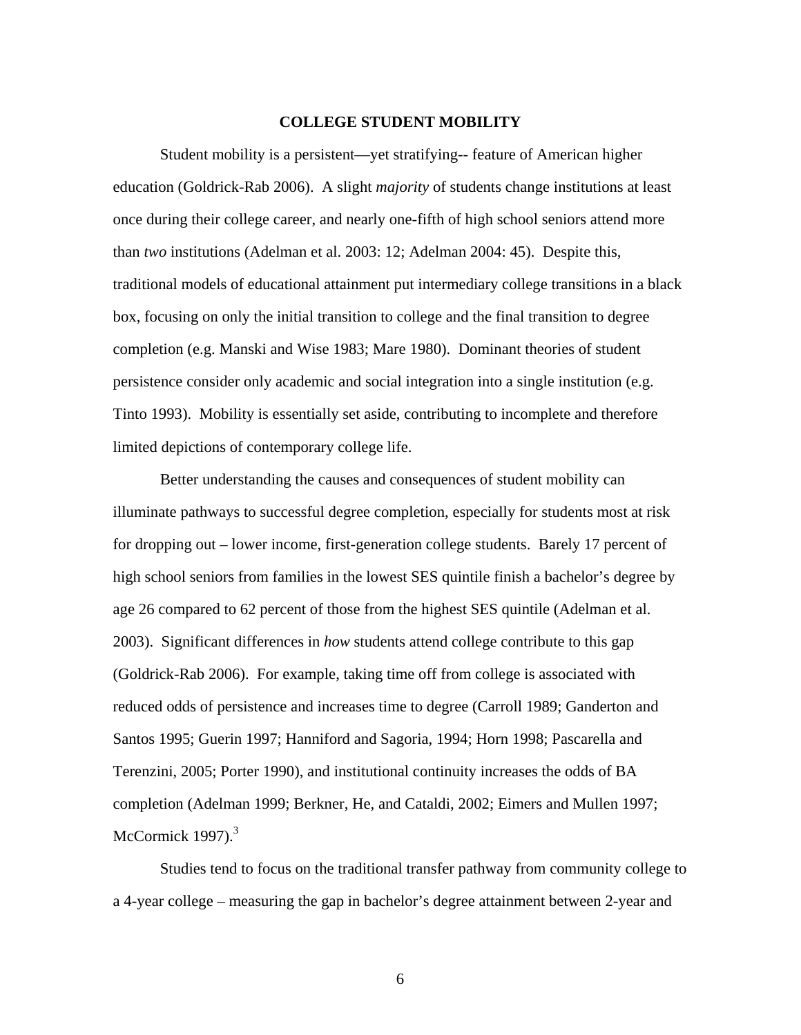## COLLEGE STUDENT MOBILITY

Student mobility is a persistent—yet stratifying-- feature of American higher education (Goldrick-Rab 2006). A slight *majority* of students change institutions at least once during their college career, and nearly one-fifth of high school seniors attend more than *two* institutions (Adelman et al. 2003: 12; Adelman 2004: 45). Despite this, traditional models of educational attainment put intermediary college transitions in a black box, focusing on only the initial transition to college and the final transition to degree completion (e.g. Manski and Wise 1983; Mare 1980). Dominant theories of student persistence consider only academic and social integration into a single institution (e.g. Tinto 1993). Mobility is essentially set aside, contributing to incomplete and therefore limited depictions of contemporary college life.

Better understanding the causes and consequences of student mobility can illuminate pathways to successful degree completion, especially for students most at risk for dropping out – lower income, first-generation college students. Barely 17 percent of high school seniors from families in the lowest SES quintile finish a bachelor's degree by age 26 compared to 62 percent of those from the highest SES quintile (Adelman et al. 2003). Significant differences in *how* students attend college contribute to this gap (Goldrick-Rab 2006). For example, taking time off from college is associated with reduced odds of persistence and increases time to degree (Carroll 1989; Ganderton and Santos 1995; Guerin 1997; Hanniford and Sagoria, 1994; Horn 1998; Pascarella and Terenzini, 2005; Porter 1990), and institutional continuity increases the odds of BA completion (Adelman 1999; Berkner, He, and Cataldi, 2002; Eimers and Mullen 1997; McCormick 1997).[3]

Studies tend to focus on the traditional transfer pathway from community college to a 4-year college – measuring the gap in bachelor's degree attainment between 2-year and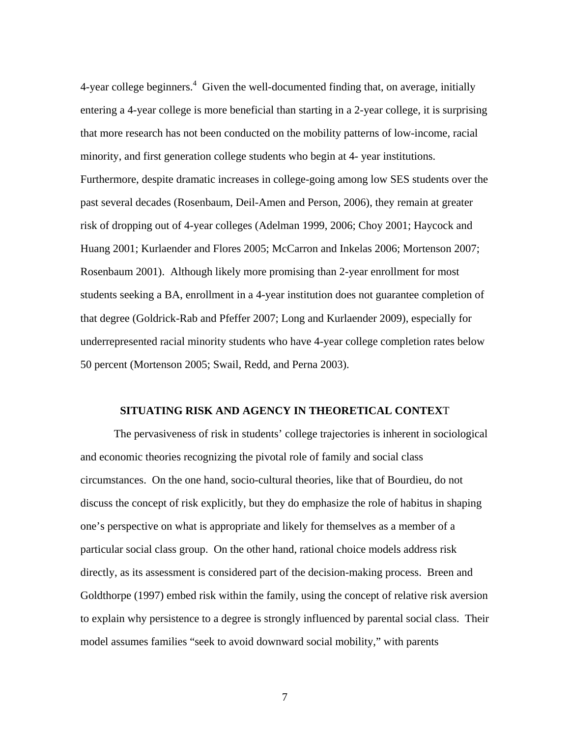4-year college beginners.[4] Given the well-documented finding that, on average, initially entering a 4-year college is more beneficial than starting in a 2-year college, it is surprising that more research has not been conducted on the mobility patterns of low-income, racial minority, and first generation college students who begin at 4- year institutions. Furthermore, despite dramatic increases in college-going among low SES students over the past several decades (Rosenbaum, Deil-Amen and Person, 2006), they remain at greater risk of dropping out of 4-year colleges (Adelman 1999, 2006; Choy 2001; Haycock and Huang 2001; Kurlaender and Flores 2005; McCarron and Inkelas 2006; Mortenson 2007; Rosenbaum 2001). Although likely more promising than 2-year enrollment for most students seeking a BA, enrollment in a 4-year institution does not guarantee completion of that degree (Goldrick-Rab and Pfeffer 2007; Long and Kurlaender 2009), especially for underrepresented racial minority students who have 4-year college completion rates below 50 percent (Mortenson 2005; Swail, Redd, and Perna 2003).

## SITUATING RISK AND AGENCY IN THEORETICAL CONTEXT

The pervasiveness of risk in students' college trajectories is inherent in sociological and economic theories recognizing the pivotal role of family and social class circumstances. On the one hand, socio-cultural theories, like that of Bourdieu, do not discuss the concept of risk explicitly, but they do emphasize the role of habitus in shaping one's perspective on what is appropriate and likely for themselves as a member of a particular social class group. On the other hand, rational choice models address risk directly, as its assessment is considered part of the decision-making process. Breen and Goldthorpe (1997) embed risk within the family, using the concept of relative risk aversion to explain why persistence to a degree is strongly influenced by parental social class. Their model assumes families "seek to avoid downward social mobility," with parents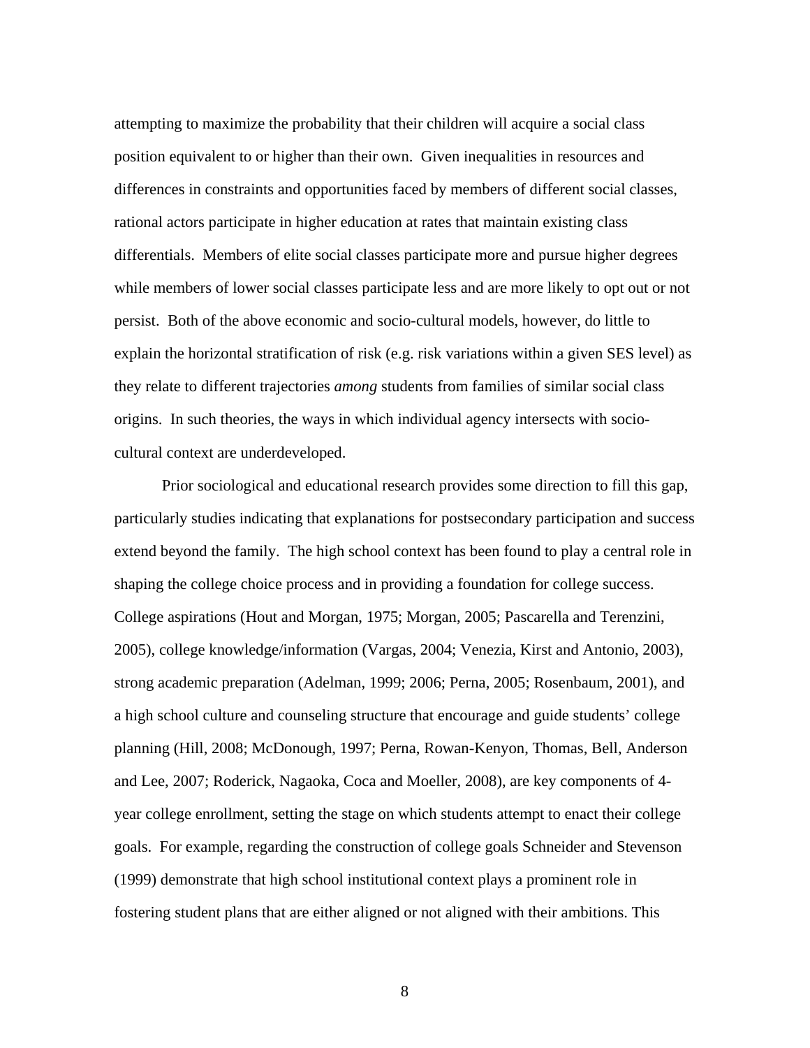attempting to maximize the probability that their children will acquire a social class position equivalent to or higher than their own. Given inequalities in resources and differences in constraints and opportunities faced by members of different social classes, rational actors participate in higher education at rates that maintain existing class differentials. Members of elite social classes participate more and pursue higher degrees while members of lower social classes participate less and are more likely to opt out or not persist. Both of the above economic and socio-cultural models, however, do little to explain the horizontal stratification of risk (e.g. risk variations within a given SES level) as they relate to different trajectories *among* students from families of similar social class origins. In such theories, the ways in which individual agency intersects with socio-cultural context are underdeveloped.

Prior sociological and educational research provides some direction to fill this gap, particularly studies indicating that explanations for postsecondary participation and success extend beyond the family. The high school context has been found to play a central role in shaping the college choice process and in providing a foundation for college success. College aspirations (Hout and Morgan, 1975; Morgan, 2005; Pascarella and Terenzini, 2005), college knowledge/information (Vargas, 2004; Venezia, Kirst and Antonio, 2003), strong academic preparation (Adelman, 1999; 2006; Perna, 2005; Rosenbaum, 2001), and a high school culture and counseling structure that encourage and guide students' college planning (Hill, 2008; McDonough, 1997; Perna, Rowan-Kenyon, Thomas, Bell, Anderson and Lee, 2007; Roderick, Nagaoka, Coca and Moeller, 2008), are key components of 4-year college enrollment, setting the stage on which students attempt to enact their college goals. For example, regarding the construction of college goals Schneider and Stevenson (1999) demonstrate that high school institutional context plays a prominent role in fostering student plans that are either aligned or not aligned with their ambitions. This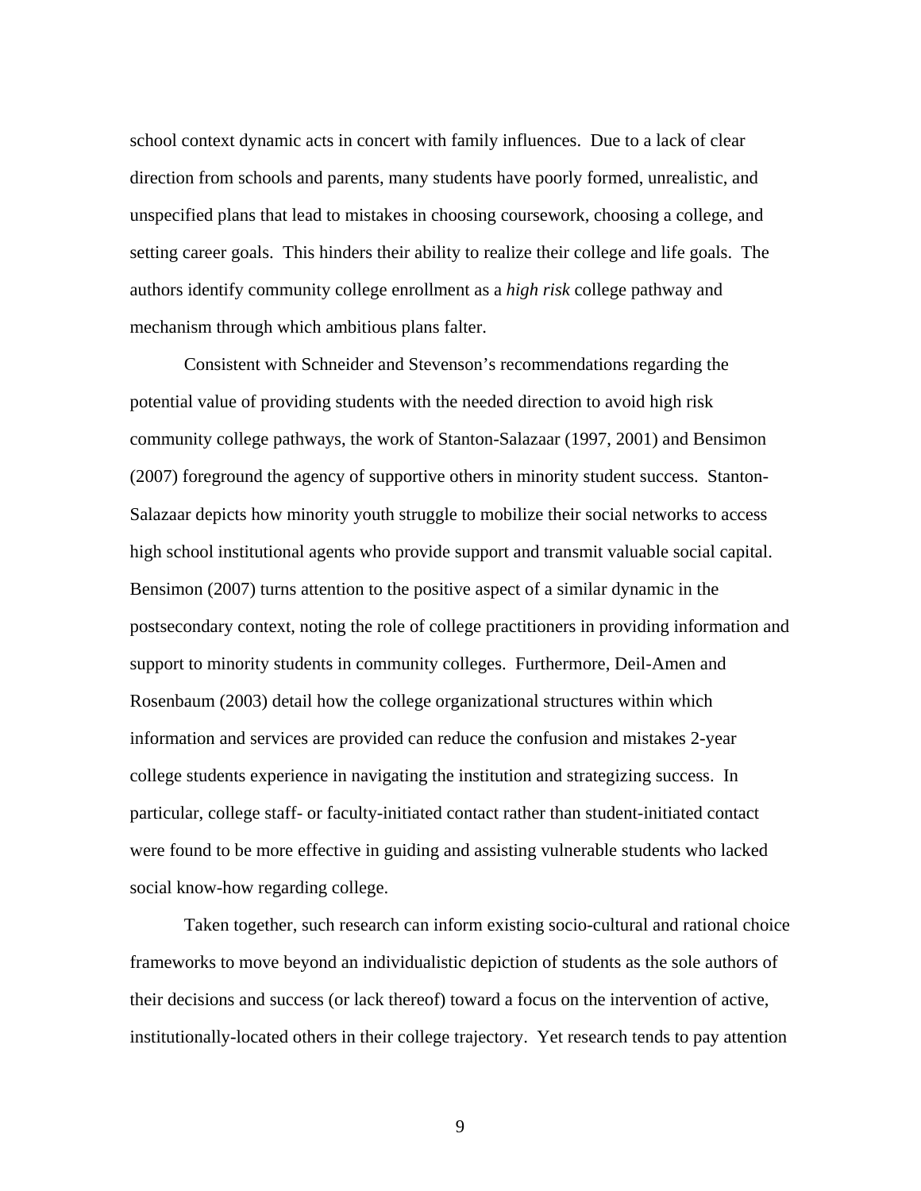school context dynamic acts in concert with family influences. Due to a lack of clear direction from schools and parents, many students have poorly formed, unrealistic, and unspecified plans that lead to mistakes in choosing coursework, choosing a college, and setting career goals. This hinders their ability to realize their college and life goals. The authors identify community college enrollment as a *high risk* college pathway and mechanism through which ambitious plans falter.

Consistent with Schneider and Stevenson's recommendations regarding the potential value of providing students with the needed direction to avoid high risk community college pathways, the work of Stanton-Salazaar (1997, 2001) and Bensimon (2007) foreground the agency of supportive others in minority student success. Stanton-Salazaar depicts how minority youth struggle to mobilize their social networks to access high school institutional agents who provide support and transmit valuable social capital. Bensimon (2007) turns attention to the positive aspect of a similar dynamic in the postsecondary context, noting the role of college practitioners in providing information and support to minority students in community colleges. Furthermore, Deil-Amen and Rosenbaum (2003) detail how the college organizational structures within which information and services are provided can reduce the confusion and mistakes 2-year college students experience in navigating the institution and strategizing success. In particular, college staff- or faculty-initiated contact rather than student-initiated contact were found to be more effective in guiding and assisting vulnerable students who lacked social know-how regarding college.

Taken together, such research can inform existing socio-cultural and rational choice frameworks to move beyond an individualistic depiction of students as the sole authors of their decisions and success (or lack thereof) toward a focus on the intervention of active, institutionally-located others in their college trajectory. Yet research tends to pay attention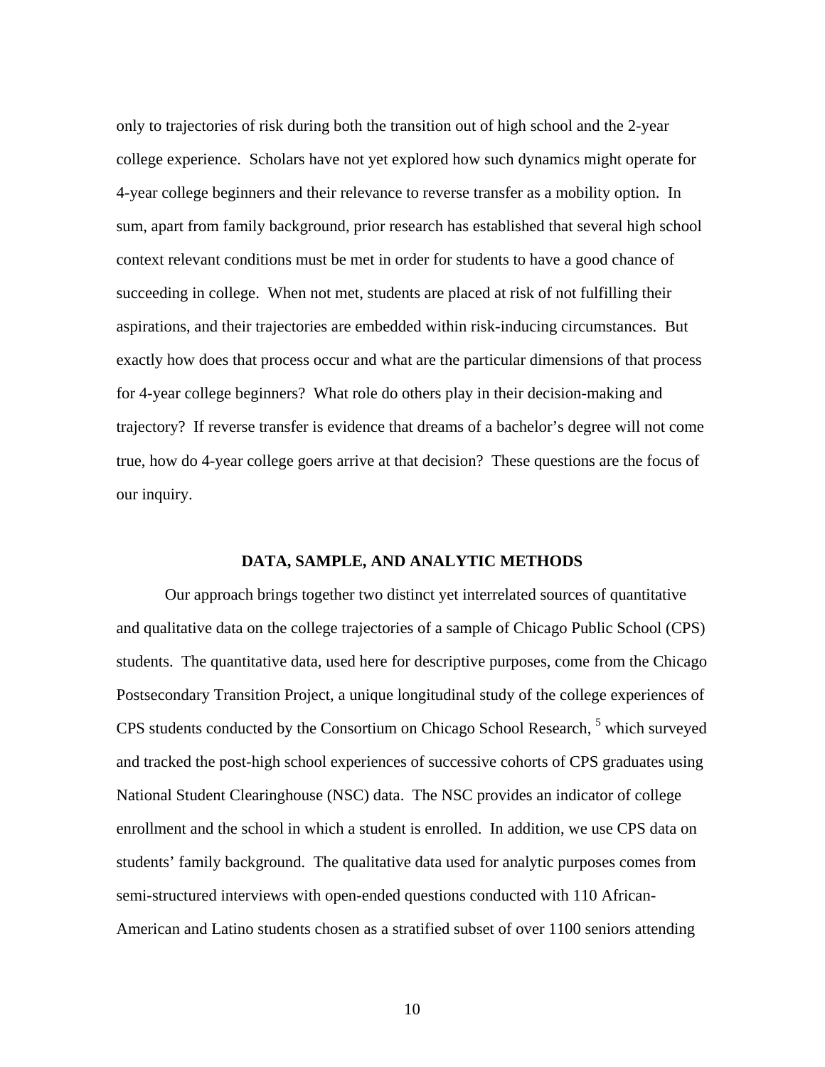only to trajectories of risk during both the transition out of high school and the 2-year college experience. Scholars have not yet explored how such dynamics might operate for 4-year college beginners and their relevance to reverse transfer as a mobility option. In sum, apart from family background, prior research has established that several high school context relevant conditions must be met in order for students to have a good chance of succeeding in college. When not met, students are placed at risk of not fulfilling their aspirations, and their trajectories are embedded within risk-inducing circumstances. But exactly how does that process occur and what are the particular dimensions of that process for 4-year college beginners? What role do others play in their decision-making and trajectory? If reverse transfer is evidence that dreams of a bachelor's degree will not come true, how do 4-year college goers arrive at that decision? These questions are the focus of our inquiry.

## DATA, SAMPLE, AND ANALYTIC METHODS

Our approach brings together two distinct yet interrelated sources of quantitative and qualitative data on the college trajectories of a sample of Chicago Public School (CPS) students. The quantitative data, used here for descriptive purposes, come from the Chicago Postsecondary Transition Project, a unique longitudinal study of the college experiences of CPS students conducted by the Consortium on Chicago School Research, [5] which surveyed and tracked the post-high school experiences of successive cohorts of CPS graduates using National Student Clearinghouse (NSC) data. The NSC provides an indicator of college enrollment and the school in which a student is enrolled. In addition, we use CPS data on students' family background. The qualitative data used for analytic purposes comes from semi-structured interviews with open-ended questions conducted with 110 African-American and Latino students chosen as a stratified subset of over 1100 seniors attending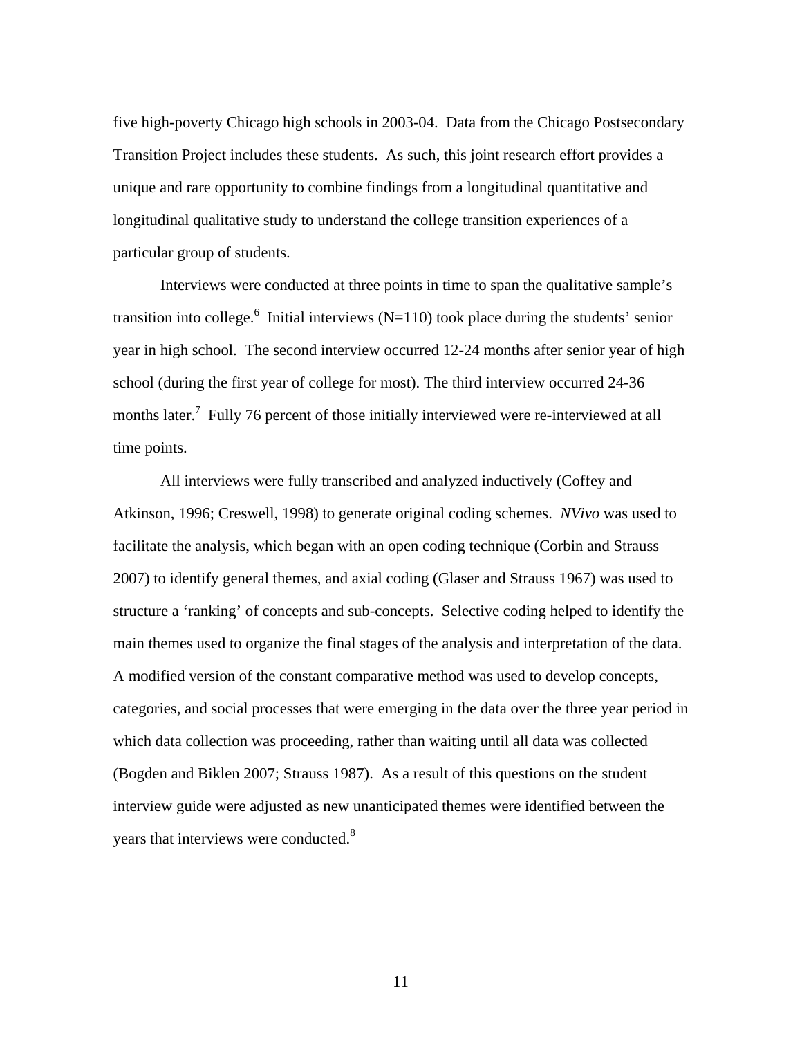five high-poverty Chicago high schools in 2003-04. Data from the Chicago Postsecondary Transition Project includes these students. As such, this joint research effort provides a unique and rare opportunity to combine findings from a longitudinal quantitative and longitudinal qualitative study to understand the college transition experiences of a particular group of students.

Interviews were conducted at three points in time to span the qualitative sample's transition into college.[6] Initial interviews (N=110) took place during the students' senior year in high school. The second interview occurred 12-24 months after senior year of high school (during the first year of college for most). The third interview occurred 24-36 months later.[7] Fully 76 percent of those initially interviewed were re-interviewed at all time points.

All interviews were fully transcribed and analyzed inductively (Coffey and Atkinson, 1996; Creswell, 1998) to generate original coding schemes. *NVivo* was used to facilitate the analysis, which began with an open coding technique (Corbin and Strauss 2007) to identify general themes, and axial coding (Glaser and Strauss 1967) was used to structure a 'ranking' of concepts and sub-concepts. Selective coding helped to identify the main themes used to organize the final stages of the analysis and interpretation of the data. A modified version of the constant comparative method was used to develop concepts, categories, and social processes that were emerging in the data over the three year period in which data collection was proceeding, rather than waiting until all data was collected (Bogden and Biklen 2007; Strauss 1987). As a result of this questions on the student interview guide were adjusted as new unanticipated themes were identified between the years that interviews were conducted.[8]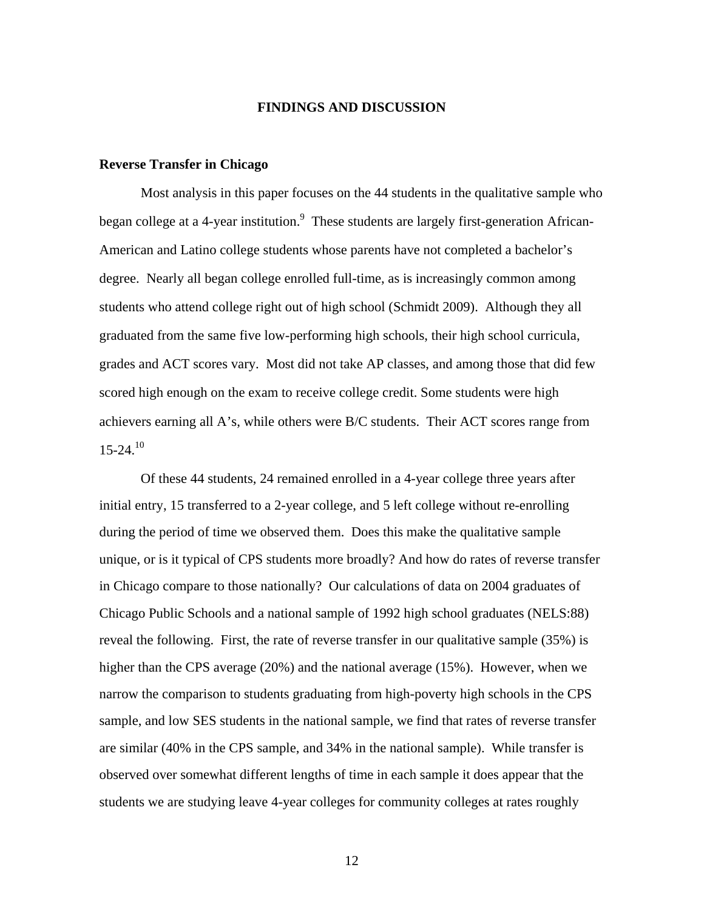## FINDINGS AND DISCUSSION

### Reverse Transfer in Chicago

Most analysis in this paper focuses on the 44 students in the qualitative sample who began college at a 4-year institution.[9] These students are largely first-generation African-American and Latino college students whose parents have not completed a bachelor's degree. Nearly all began college enrolled full-time, as is increasingly common among students who attend college right out of high school (Schmidt 2009). Although they all graduated from the same five low-performing high schools, their high school curricula, grades and ACT scores vary. Most did not take AP classes, and among those that did few scored high enough on the exam to receive college credit. Some students were high achievers earning all A's, while others were B/C students. Their ACT scores range from 15-24.[10]

Of these 44 students, 24 remained enrolled in a 4-year college three years after initial entry, 15 transferred to a 2-year college, and 5 left college without re-enrolling during the period of time we observed them. Does this make the qualitative sample unique, or is it typical of CPS students more broadly? And how do rates of reverse transfer in Chicago compare to those nationally? Our calculations of data on 2004 graduates of Chicago Public Schools and a national sample of 1992 high school graduates (NELS:88) reveal the following. First, the rate of reverse transfer in our qualitative sample (35%) is higher than the CPS average (20%) and the national average (15%). However, when we narrow the comparison to students graduating from high-poverty high schools in the CPS sample, and low SES students in the national sample, we find that rates of reverse transfer are similar (40% in the CPS sample, and 34% in the national sample). While transfer is observed over somewhat different lengths of time in each sample it does appear that the students we are studying leave 4-year colleges for community colleges at rates roughly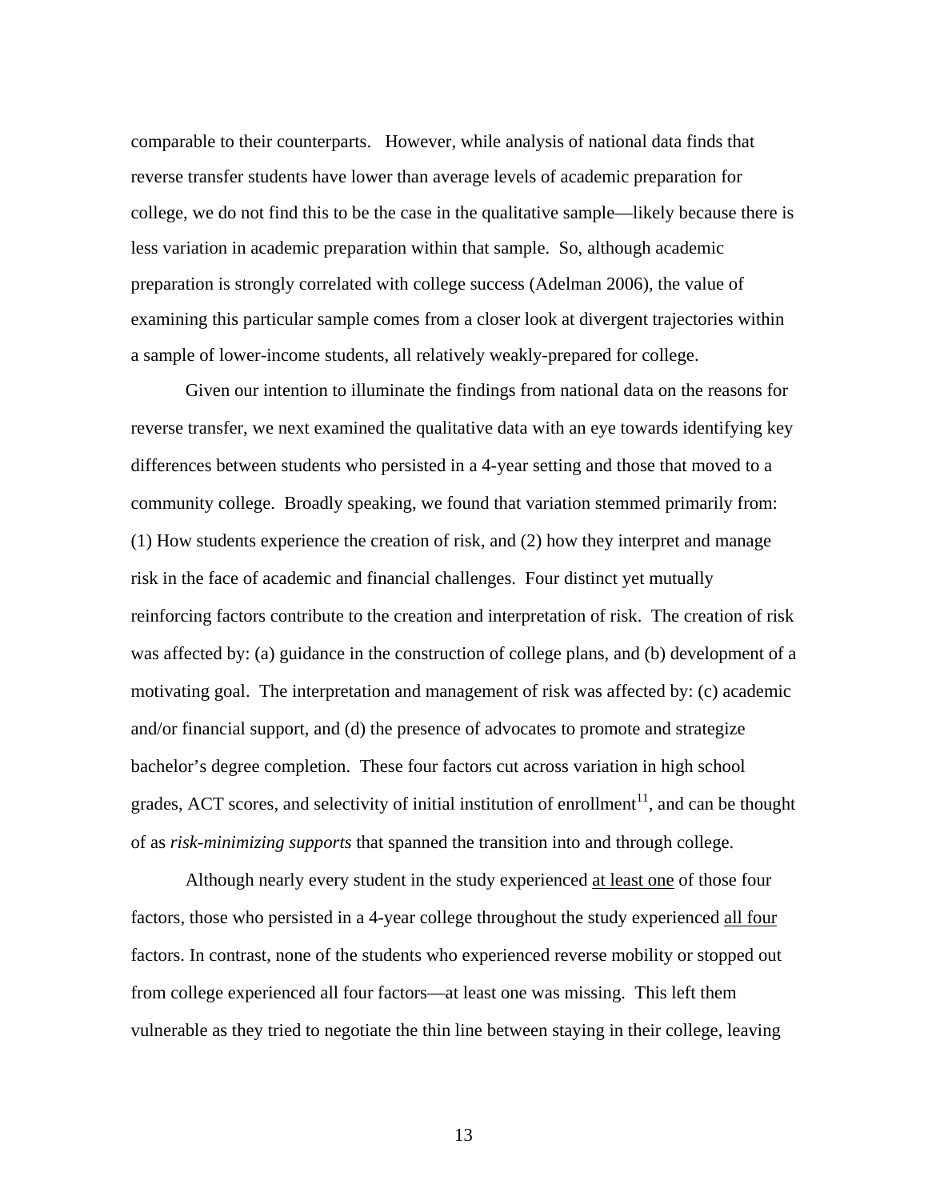comparable to their counterparts.  However, while analysis of national data finds that reverse transfer students have lower than average levels of academic preparation for college, we do not find this to be the case in the qualitative sample—likely because there is less variation in academic preparation within that sample.  So, although academic preparation is strongly correlated with college success (Adelman 2006), the value of examining this particular sample comes from a closer look at divergent trajectories within a sample of lower-income students, all relatively weakly-prepared for college.

Given our intention to illuminate the findings from national data on the reasons for reverse transfer, we next examined the qualitative data with an eye towards identifying key differences between students who persisted in a 4-year setting and those that moved to a community college.  Broadly speaking, we found that variation stemmed primarily from: (1) How students experience the creation of risk, and (2) how they interpret and manage risk in the face of academic and financial challenges.  Four distinct yet mutually reinforcing factors contribute to the creation and interpretation of risk.  The creation of risk was affected by: (a) guidance in the construction of college plans, and (b) development of a motivating goal.  The interpretation and management of risk was affected by: (c) academic and/or financial support, and (d) the presence of advocates to promote and strategize bachelor's degree completion.  These four factors cut across variation in high school grades, ACT scores, and selectivity of initial institution of enrollment[11], and can be thought of as *risk-minimizing supports* that spanned the transition into and through college.

Although nearly every student in the study experienced <u>at least one</u> of those four factors, those who persisted in a 4-year college throughout the study experienced <u>all four</u> factors. In contrast, none of the students who experienced reverse mobility or stopped out from college experienced all four factors—at least one was missing.  This left them vulnerable as they tried to negotiate the thin line between staying in their college, leaving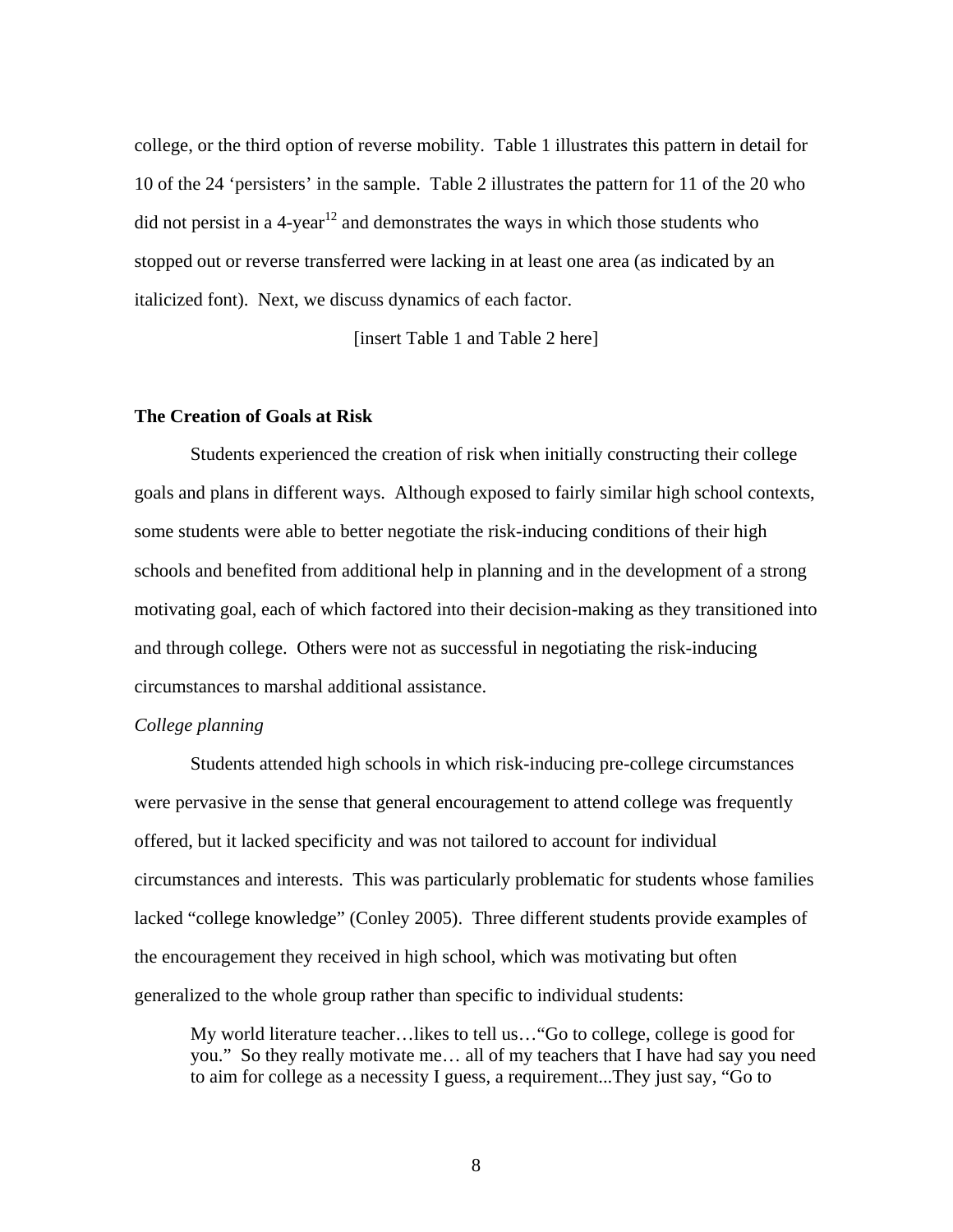college, or the third option of reverse mobility. Table 1 illustrates this pattern in detail for 10 of the 24 'persisters' in the sample. Table 2 illustrates the pattern for 11 of the 20 who did not persist in a 4-year[12] and demonstrates the ways in which those students who stopped out or reverse transferred were lacking in at least one area (as indicated by an italicized font). Next, we discuss dynamics of each factor.

[insert Table 1 and Table 2 here]

**The Creation of Goals at Risk**

Students experienced the creation of risk when initially constructing their college goals and plans in different ways. Although exposed to fairly similar high school contexts, some students were able to better negotiate the risk-inducing conditions of their high schools and benefited from additional help in planning and in the development of a strong motivating goal, each of which factored into their decision-making as they transitioned into and through college. Others were not as successful in negotiating the risk-inducing circumstances to marshal additional assistance.

*College planning*

Students attended high schools in which risk-inducing pre-college circumstances were pervasive in the sense that general encouragement to attend college was frequently offered, but it lacked specificity and was not tailored to account for individual circumstances and interests. This was particularly problematic for students whose families lacked "college knowledge" (Conley 2005). Three different students provide examples of the encouragement they received in high school, which was motivating but often generalized to the whole group rather than specific to individual students:

> My world literature teacher…likes to tell us…"Go to college, college is good for you." So they really motivate me… all of my teachers that I have had say you need to aim for college as a necessity I guess, a requirement...They just say, "Go to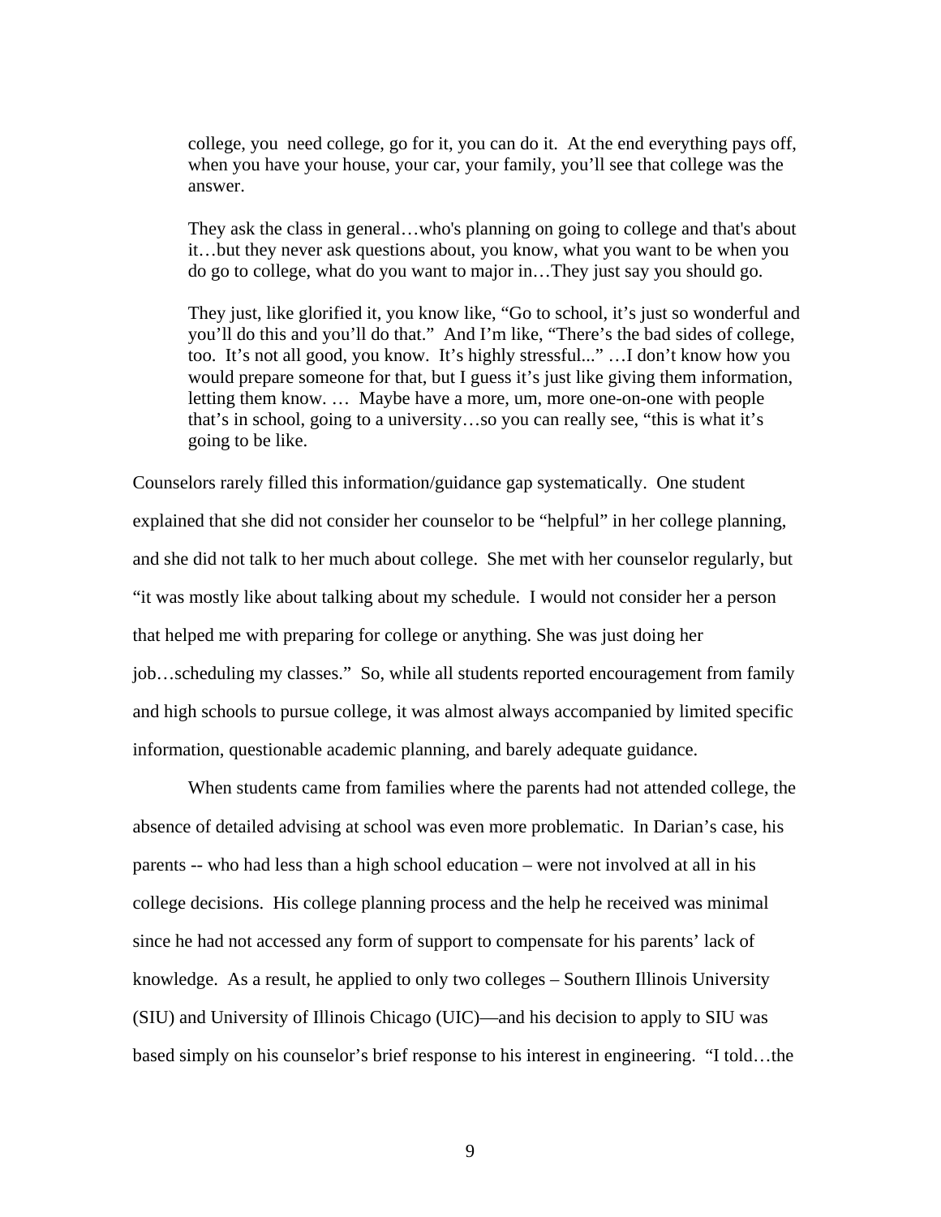> college, you need college, go for it, you can do it. At the end everything pays off, when you have your house, your car, your family, you'll see that college was the answer.

> They ask the class in general…who's planning on going to college and that's about it…but they never ask questions about, you know, what you want to be when you do go to college, what do you want to major in…They just say you should go.

> They just, like glorified it, you know like, "Go to school, it's just so wonderful and you'll do this and you'll do that." And I'm like, "There's the bad sides of college, too. It's not all good, you know. It's highly stressful..." …I don't know how you would prepare someone for that, but I guess it's just like giving them information, letting them know. … Maybe have a more, um, more one-on-one with people that's in school, going to a university…so you can really see, "this is what it's going to be like.

Counselors rarely filled this information/guidance gap systematically. One student explained that she did not consider her counselor to be "helpful" in her college planning, and she did not talk to her much about college. She met with her counselor regularly, but "it was mostly like about talking about my schedule. I would not consider her a person that helped me with preparing for college or anything. She was just doing her job…scheduling my classes." So, while all students reported encouragement from family and high schools to pursue college, it was almost always accompanied by limited specific information, questionable academic planning, and barely adequate guidance.

When students came from families where the parents had not attended college, the absence of detailed advising at school was even more problematic. In Darian's case, his parents -- who had less than a high school education – were not involved at all in his college decisions. His college planning process and the help he received was minimal since he had not accessed any form of support to compensate for his parents' lack of knowledge. As a result, he applied to only two colleges – Southern Illinois University (SIU) and University of Illinois Chicago (UIC)—and his decision to apply to SIU was based simply on his counselor's brief response to his interest in engineering. "I told…the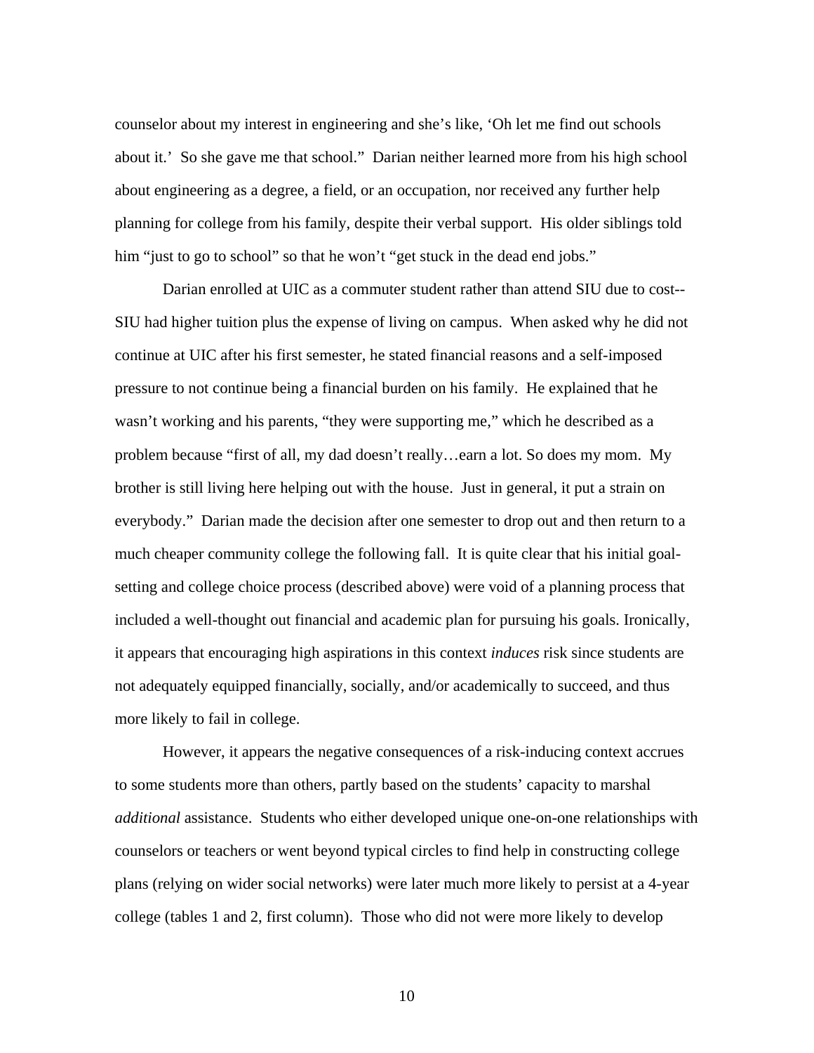counselor about my interest in engineering and she's like, 'Oh let me find out schools about it.' So she gave me that school." Darian neither learned more from his high school about engineering as a degree, a field, or an occupation, nor received any further help planning for college from his family, despite their verbal support. His older siblings told him "just to go to school" so that he won't "get stuck in the dead end jobs."

Darian enrolled at UIC as a commuter student rather than attend SIU due to cost--SIU had higher tuition plus the expense of living on campus. When asked why he did not continue at UIC after his first semester, he stated financial reasons and a self-imposed pressure to not continue being a financial burden on his family. He explained that he wasn't working and his parents, "they were supporting me," which he described as a problem because "first of all, my dad doesn't really…earn a lot. So does my mom. My brother is still living here helping out with the house. Just in general, it put a strain on everybody." Darian made the decision after one semester to drop out and then return to a much cheaper community college the following fall. It is quite clear that his initial goal-setting and college choice process (described above) were void of a planning process that included a well-thought out financial and academic plan for pursuing his goals. Ironically, it appears that encouraging high aspirations in this context *induces* risk since students are not adequately equipped financially, socially, and/or academically to succeed, and thus more likely to fail in college.

However, it appears the negative consequences of a risk-inducing context accrues to some students more than others, partly based on the students' capacity to marshal *additional* assistance. Students who either developed unique one-on-one relationships with counselors or teachers or went beyond typical circles to find help in constructing college plans (relying on wider social networks) were later much more likely to persist at a 4-year college (tables 1 and 2, first column). Those who did not were more likely to develop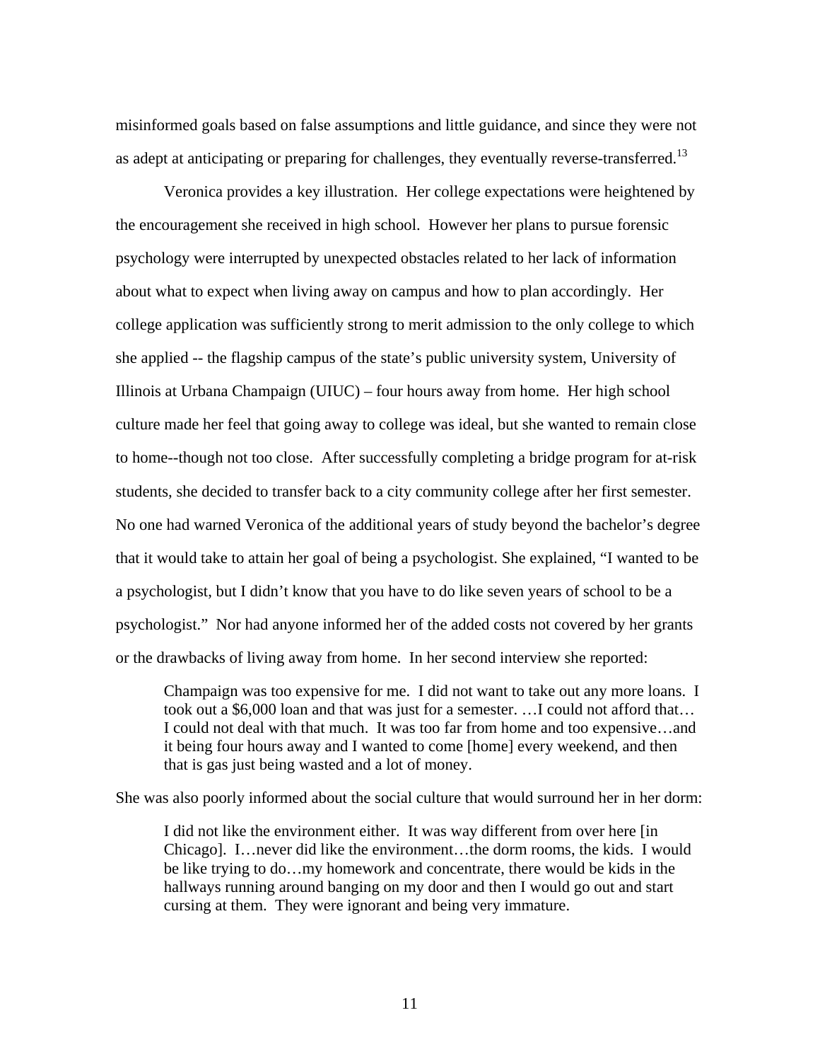misinformed goals based on false assumptions and little guidance, and since they were not as adept at anticipating or preparing for challenges, they eventually reverse-transferred.[13]

Veronica provides a key illustration. Her college expectations were heightened by the encouragement she received in high school. However her plans to pursue forensic psychology were interrupted by unexpected obstacles related to her lack of information about what to expect when living away on campus and how to plan accordingly. Her college application was sufficiently strong to merit admission to the only college to which she applied -- the flagship campus of the state's public university system, University of Illinois at Urbana Champaign (UIUC) – four hours away from home. Her high school culture made her feel that going away to college was ideal, but she wanted to remain close to home--though not too close. After successfully completing a bridge program for at-risk students, she decided to transfer back to a city community college after her first semester. No one had warned Veronica of the additional years of study beyond the bachelor's degree that it would take to attain her goal of being a psychologist. She explained, "I wanted to be a psychologist, but I didn't know that you have to do like seven years of school to be a psychologist." Nor had anyone informed her of the added costs not covered by her grants or the drawbacks of living away from home. In her second interview she reported:

> Champaign was too expensive for me. I did not want to take out any more loans. I took out a $6,000 loan and that was just for a semester. …I could not afford that… I could not deal with that much. It was too far from home and too expensive…and it being four hours away and I wanted to come [home] every weekend, and then that is gas just being wasted and a lot of money.

She was also poorly informed about the social culture that would surround her in her dorm:

> I did not like the environment either. It was way different from over here [in Chicago]. I…never did like the environment…the dorm rooms, the kids. I would be like trying to do…my homework and concentrate, there would be kids in the hallways running around banging on my door and then I would go out and start cursing at them. They were ignorant and being very immature.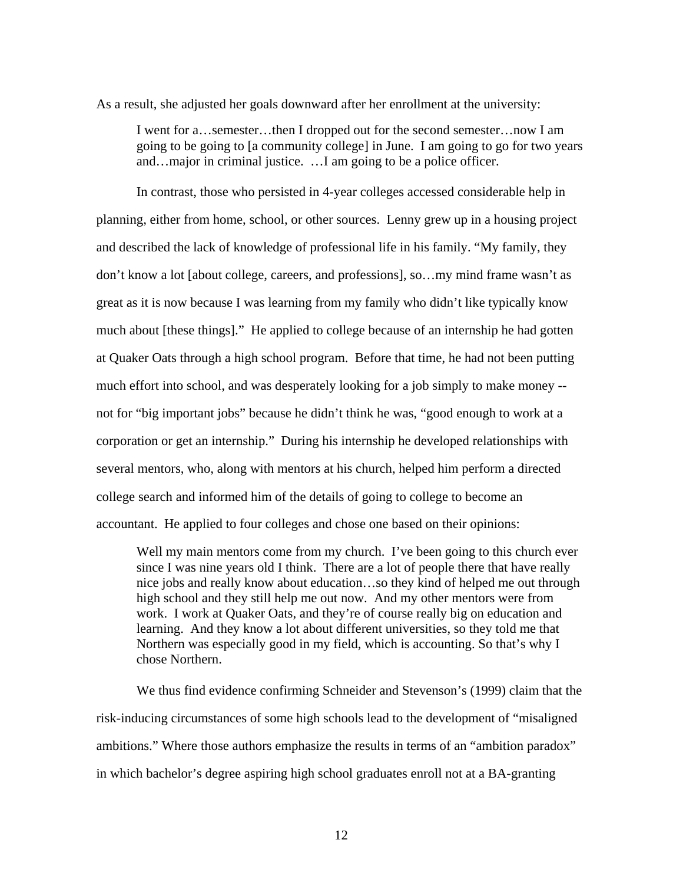As a result, she adjusted her goals downward after her enrollment at the university:

> I went for a…semester…then I dropped out for the second semester…now I am going to be going to [a community college] in June. I am going to go for two years and…major in criminal justice. …I am going to be a police officer.

In contrast, those who persisted in 4-year colleges accessed considerable help in planning, either from home, school, or other sources. Lenny grew up in a housing project and described the lack of knowledge of professional life in his family. "My family, they don't know a lot [about college, careers, and professions], so…my mind frame wasn't as great as it is now because I was learning from my family who didn't like typically know much about [these things]." He applied to college because of an internship he had gotten at Quaker Oats through a high school program. Before that time, he had not been putting much effort into school, and was desperately looking for a job simply to make money -- not for "big important jobs" because he didn't think he was, "good enough to work at a corporation or get an internship." During his internship he developed relationships with several mentors, who, along with mentors at his church, helped him perform a directed college search and informed him of the details of going to college to become an accountant. He applied to four colleges and chose one based on their opinions:

> Well my main mentors come from my church. I've been going to this church ever since I was nine years old I think. There are a lot of people there that have really nice jobs and really know about education…so they kind of helped me out through high school and they still help me out now. And my other mentors were from work. I work at Quaker Oats, and they're of course really big on education and learning. And they know a lot about different universities, so they told me that Northern was especially good in my field, which is accounting. So that's why I chose Northern.

We thus find evidence confirming Schneider and Stevenson's (1999) claim that the risk-inducing circumstances of some high schools lead to the development of "misaligned ambitions." Where those authors emphasize the results in terms of an "ambition paradox" in which bachelor's degree aspiring high school graduates enroll not at a BA-granting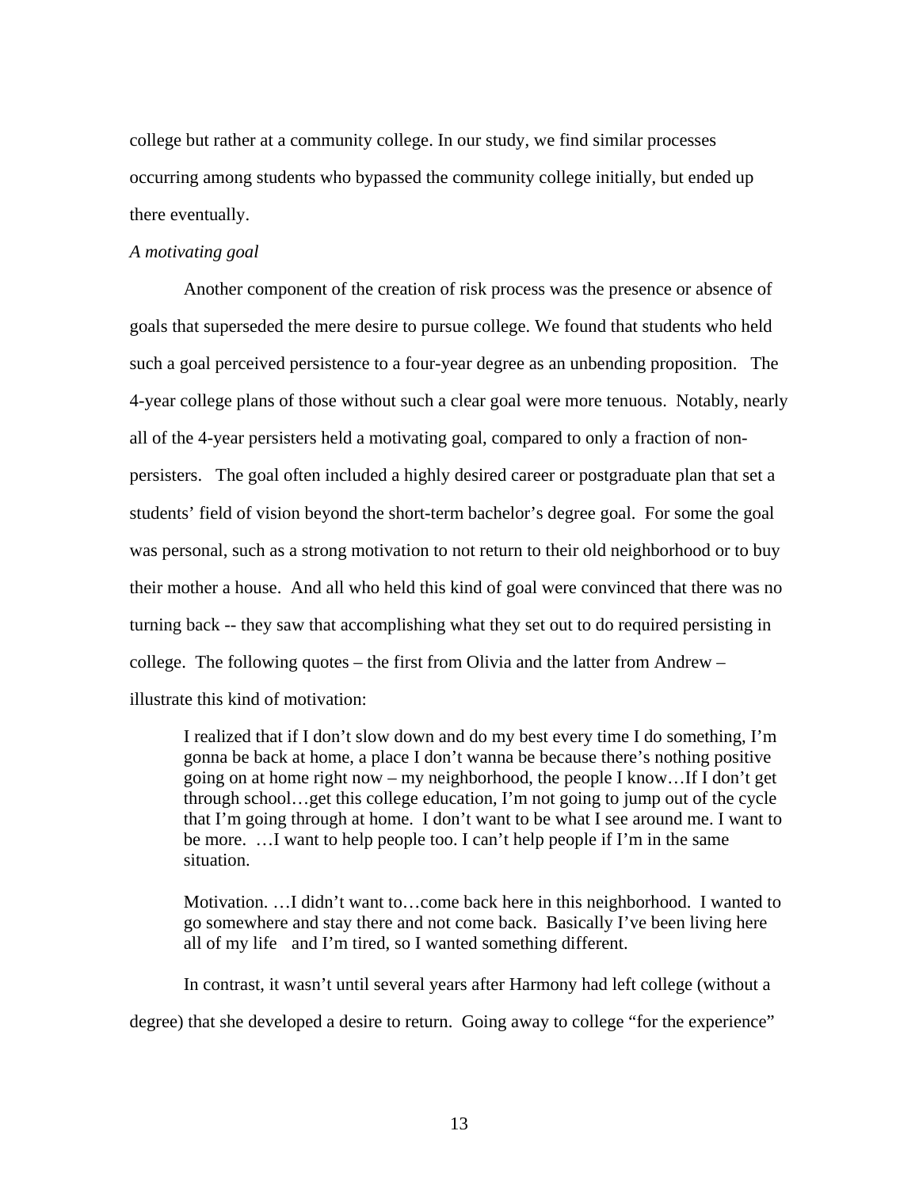college but rather at a community college. In our study, we find similar processes occurring among students who bypassed the community college initially, but ended up there eventually.

*A motivating goal*

Another component of the creation of risk process was the presence or absence of goals that superseded the mere desire to pursue college. We found that students who held such a goal perceived persistence to a four-year degree as an unbending proposition. The 4-year college plans of those without such a clear goal were more tenuous. Notably, nearly all of the 4-year persisters held a motivating goal, compared to only a fraction of non-persisters. The goal often included a highly desired career or postgraduate plan that set a students' field of vision beyond the short-term bachelor's degree goal. For some the goal was personal, such as a strong motivation to not return to their old neighborhood or to buy their mother a house. And all who held this kind of goal were convinced that there was no turning back -- they saw that accomplishing what they set out to do required persisting in college. The following quotes – the first from Olivia and the latter from Andrew – illustrate this kind of motivation:

> I realized that if I don't slow down and do my best every time I do something, I'm gonna be back at home, a place I don't wanna be because there's nothing positive going on at home right now – my neighborhood, the people I know…If I don't get through school…get this college education, I'm not going to jump out of the cycle that I'm going through at home. I don't want to be what I see around me. I want to be more. …I want to help people too. I can't help people if I'm in the same situation.

> Motivation. …I didn't want to…come back here in this neighborhood. I wanted to go somewhere and stay there and not come back. Basically I've been living here all of my life and I'm tired, so I wanted something different.

In contrast, it wasn't until several years after Harmony had left college (without a degree) that she developed a desire to return. Going away to college "for the experience"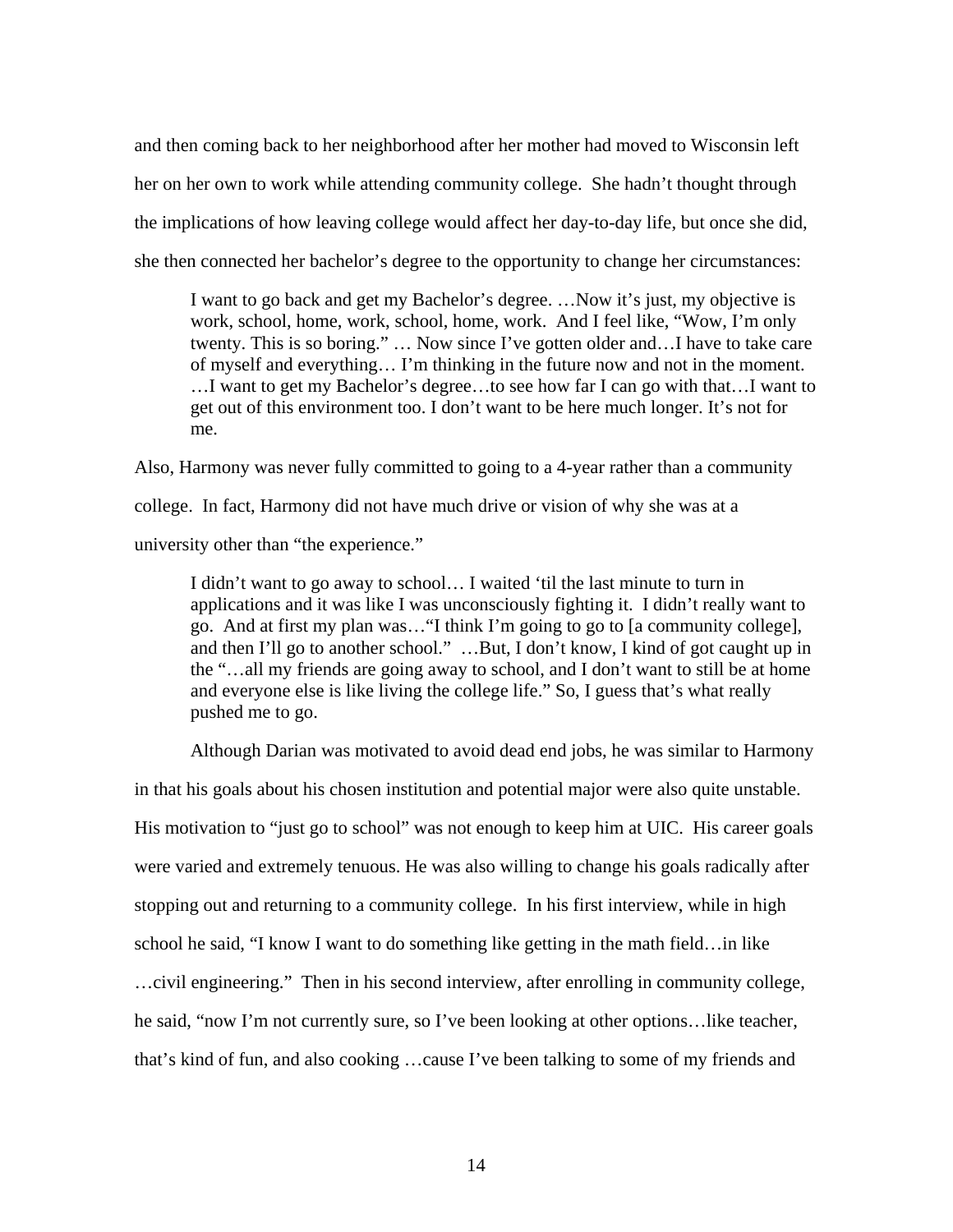and then coming back to her neighborhood after her mother had moved to Wisconsin left her on her own to work while attending community college. She hadn't thought through the implications of how leaving college would affect her day-to-day life, but once she did, she then connected her bachelor's degree to the opportunity to change her circumstances:

> I want to go back and get my Bachelor's degree. …Now it's just, my objective is work, school, home, work, school, home, work. And I feel like, "Wow, I'm only twenty. This is so boring." … Now since I've gotten older and…I have to take care of myself and everything… I'm thinking in the future now and not in the moment. …I want to get my Bachelor's degree…to see how far I can go with that…I want to get out of this environment too. I don't want to be here much longer. It's not for me.

Also, Harmony was never fully committed to going to a 4-year rather than a community college. In fact, Harmony did not have much drive or vision of why she was at a university other than "the experience."

> I didn't want to go away to school… I waited 'til the last minute to turn in applications and it was like I was unconsciously fighting it. I didn't really want to go. And at first my plan was…"I think I'm going to go to [a community college], and then I'll go to another school." …But, I don't know, I kind of got caught up in the "…all my friends are going away to school, and I don't want to still be at home and everyone else is like living the college life." So, I guess that's what really pushed me to go.

Although Darian was motivated to avoid dead end jobs, he was similar to Harmony in that his goals about his chosen institution and potential major were also quite unstable. His motivation to "just go to school" was not enough to keep him at UIC. His career goals were varied and extremely tenuous. He was also willing to change his goals radically after stopping out and returning to a community college. In his first interview, while in high school he said, "I know I want to do something like getting in the math field…in like …civil engineering." Then in his second interview, after enrolling in community college, he said, "now I'm not currently sure, so I've been looking at other options…like teacher, that's kind of fun, and also cooking …cause I've been talking to some of my friends and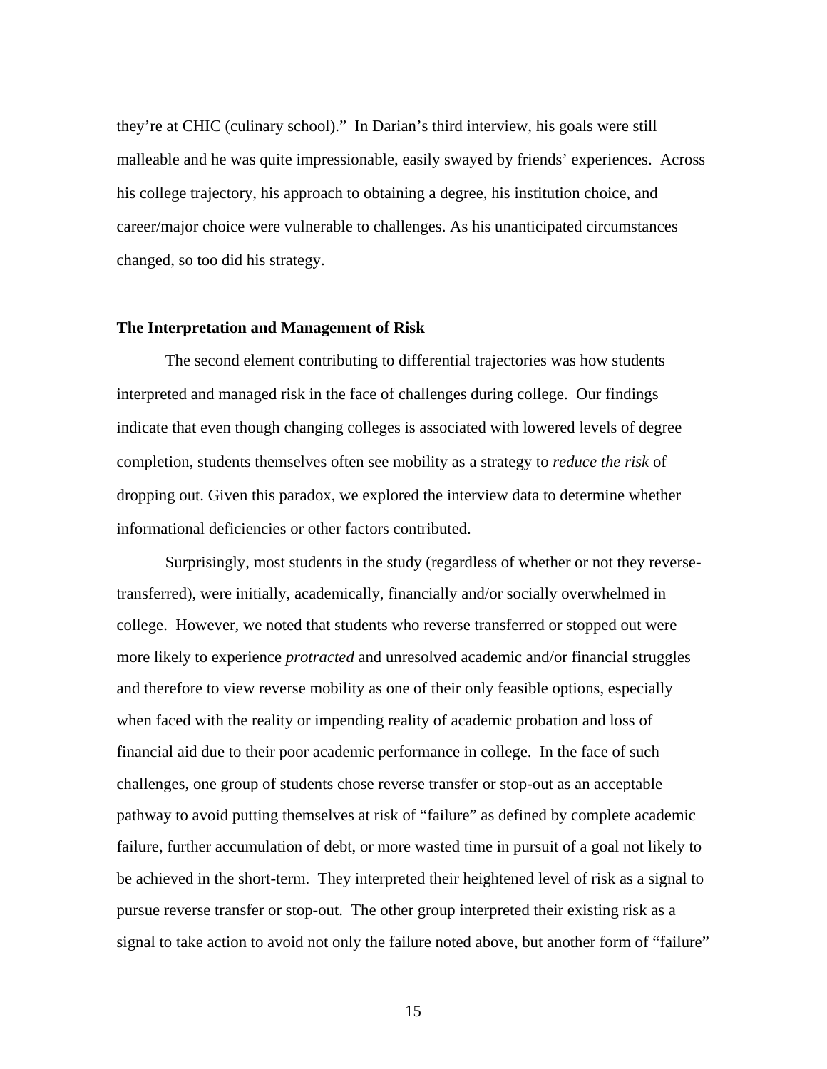they're at CHIC (culinary school)." In Darian's third interview, his goals were still malleable and he was quite impressionable, easily swayed by friends' experiences. Across his college trajectory, his approach to obtaining a degree, his institution choice, and career/major choice were vulnerable to challenges. As his unanticipated circumstances changed, so too did his strategy.

**The Interpretation and Management of Risk**

The second element contributing to differential trajectories was how students interpreted and managed risk in the face of challenges during college. Our findings indicate that even though changing colleges is associated with lowered levels of degree completion, students themselves often see mobility as a strategy to *reduce the risk* of dropping out. Given this paradox, we explored the interview data to determine whether informational deficiencies or other factors contributed.

Surprisingly, most students in the study (regardless of whether or not they reverse-transferred), were initially, academically, financially and/or socially overwhelmed in college. However, we noted that students who reverse transferred or stopped out were more likely to experience *protracted* and unresolved academic and/or financial struggles and therefore to view reverse mobility as one of their only feasible options, especially when faced with the reality or impending reality of academic probation and loss of financial aid due to their poor academic performance in college. In the face of such challenges, one group of students chose reverse transfer or stop-out as an acceptable pathway to avoid putting themselves at risk of "failure" as defined by complete academic failure, further accumulation of debt, or more wasted time in pursuit of a goal not likely to be achieved in the short-term. They interpreted their heightened level of risk as a signal to pursue reverse transfer or stop-out. The other group interpreted their existing risk as a signal to take action to avoid not only the failure noted above, but another form of "failure"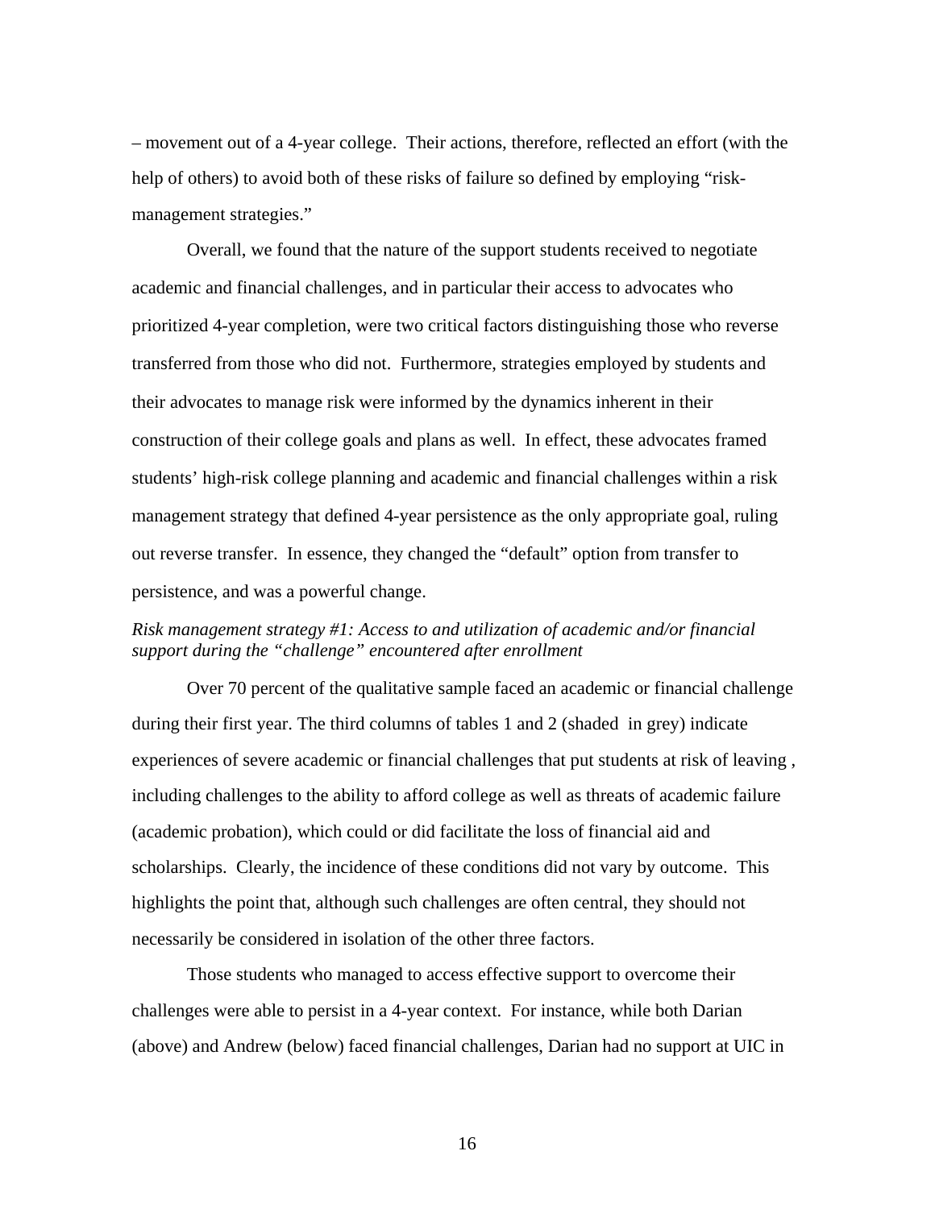– movement out of a 4-year college. Their actions, therefore, reflected an effort (with the help of others) to avoid both of these risks of failure so defined by employing "risk-management strategies."

Overall, we found that the nature of the support students received to negotiate academic and financial challenges, and in particular their access to advocates who prioritized 4-year completion, were two critical factors distinguishing those who reverse transferred from those who did not. Furthermore, strategies employed by students and their advocates to manage risk were informed by the dynamics inherent in their construction of their college goals and plans as well. In effect, these advocates framed students' high-risk college planning and academic and financial challenges within a risk management strategy that defined 4-year persistence as the only appropriate goal, ruling out reverse transfer. In essence, they changed the "default" option from transfer to persistence, and was a powerful change.

*Risk management strategy #1: Access to and utilization of academic and/or financial support during the "challenge" encountered after enrollment*

Over 70 percent of the qualitative sample faced an academic or financial challenge during their first year. The third columns of tables 1 and 2 (shaded in grey) indicate experiences of severe academic or financial challenges that put students at risk of leaving , including challenges to the ability to afford college as well as threats of academic failure (academic probation), which could or did facilitate the loss of financial aid and scholarships. Clearly, the incidence of these conditions did not vary by outcome. This highlights the point that, although such challenges are often central, they should not necessarily be considered in isolation of the other three factors.

Those students who managed to access effective support to overcome their challenges were able to persist in a 4-year context. For instance, while both Darian (above) and Andrew (below) faced financial challenges, Darian had no support at UIC in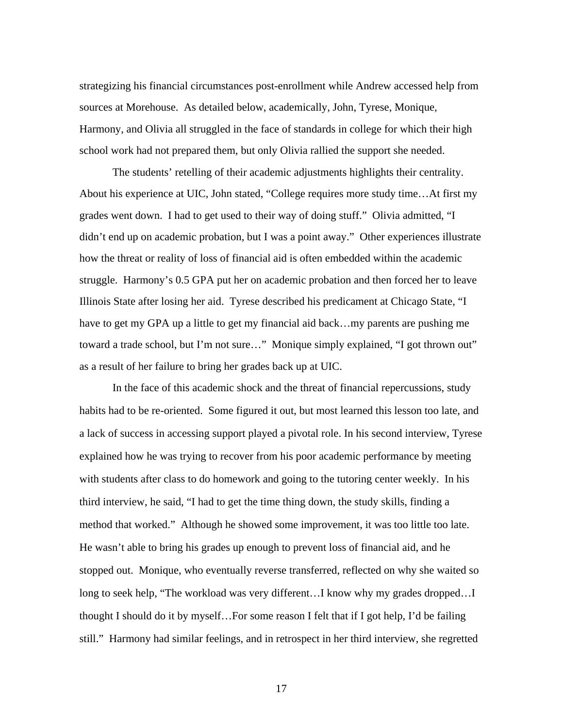strategizing his financial circumstances post-enrollment while Andrew accessed help from sources at Morehouse. As detailed below, academically, John, Tyrese, Monique, Harmony, and Olivia all struggled in the face of standards in college for which their high school work had not prepared them, but only Olivia rallied the support she needed.

The students' retelling of their academic adjustments highlights their centrality. About his experience at UIC, John stated, "College requires more study time…At first my grades went down. I had to get used to their way of doing stuff." Olivia admitted, "I didn't end up on academic probation, but I was a point away." Other experiences illustrate how the threat or reality of loss of financial aid is often embedded within the academic struggle. Harmony's 0.5 GPA put her on academic probation and then forced her to leave Illinois State after losing her aid. Tyrese described his predicament at Chicago State, "I have to get my GPA up a little to get my financial aid back…my parents are pushing me toward a trade school, but I'm not sure…" Monique simply explained, "I got thrown out" as a result of her failure to bring her grades back up at UIC.

In the face of this academic shock and the threat of financial repercussions, study habits had to be re-oriented. Some figured it out, but most learned this lesson too late, and a lack of success in accessing support played a pivotal role. In his second interview, Tyrese explained how he was trying to recover from his poor academic performance by meeting with students after class to do homework and going to the tutoring center weekly. In his third interview, he said, "I had to get the time thing down, the study skills, finding a method that worked." Although he showed some improvement, it was too little too late. He wasn't able to bring his grades up enough to prevent loss of financial aid, and he stopped out. Monique, who eventually reverse transferred, reflected on why she waited so long to seek help, "The workload was very different…I know why my grades dropped…I thought I should do it by myself…For some reason I felt that if I got help, I'd be failing still." Harmony had similar feelings, and in retrospect in her third interview, she regretted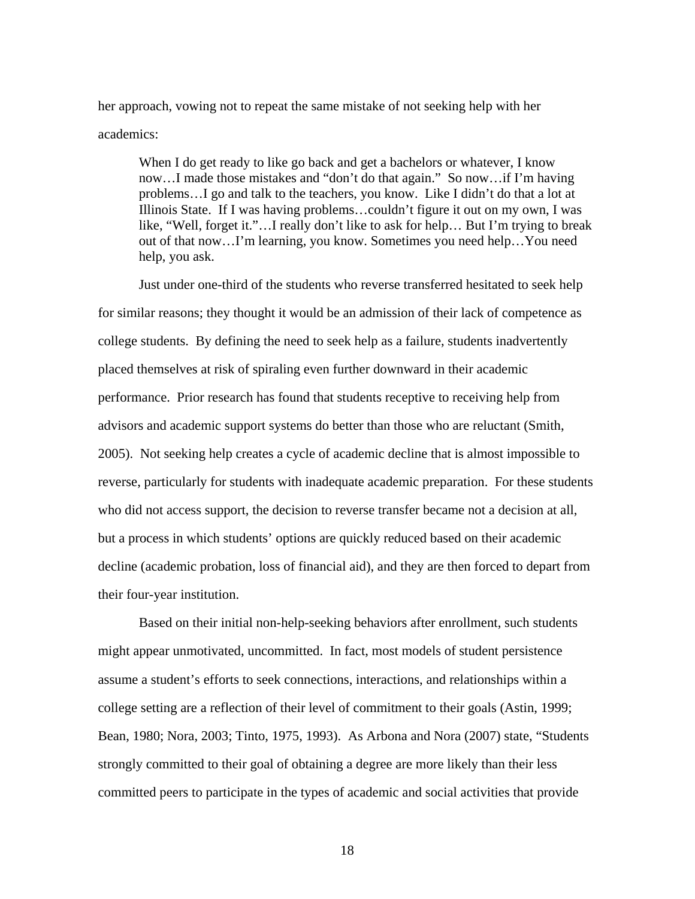her approach, vowing not to repeat the same mistake of not seeking help with her academics:

> When I do get ready to like go back and get a bachelors or whatever, I know now…I made those mistakes and "don't do that again." So now…if I'm having problems…I go and talk to the teachers, you know. Like I didn't do that a lot at Illinois State. If I was having problems…couldn't figure it out on my own, I was like, "Well, forget it."…I really don't like to ask for help… But I'm trying to break out of that now…I'm learning, you know. Sometimes you need help…You need help, you ask.

Just under one-third of the students who reverse transferred hesitated to seek help for similar reasons; they thought it would be an admission of their lack of competence as college students. By defining the need to seek help as a failure, students inadvertently placed themselves at risk of spiraling even further downward in their academic performance. Prior research has found that students receptive to receiving help from advisors and academic support systems do better than those who are reluctant (Smith, 2005). Not seeking help creates a cycle of academic decline that is almost impossible to reverse, particularly for students with inadequate academic preparation. For these students who did not access support, the decision to reverse transfer became not a decision at all, but a process in which students' options are quickly reduced based on their academic decline (academic probation, loss of financial aid), and they are then forced to depart from their four-year institution.

Based on their initial non-help-seeking behaviors after enrollment, such students might appear unmotivated, uncommitted. In fact, most models of student persistence assume a student's efforts to seek connections, interactions, and relationships within a college setting are a reflection of their level of commitment to their goals (Astin, 1999; Bean, 1980; Nora, 2003; Tinto, 1975, 1993). As Arbona and Nora (2007) state, "Students strongly committed to their goal of obtaining a degree are more likely than their less committed peers to participate in the types of academic and social activities that provide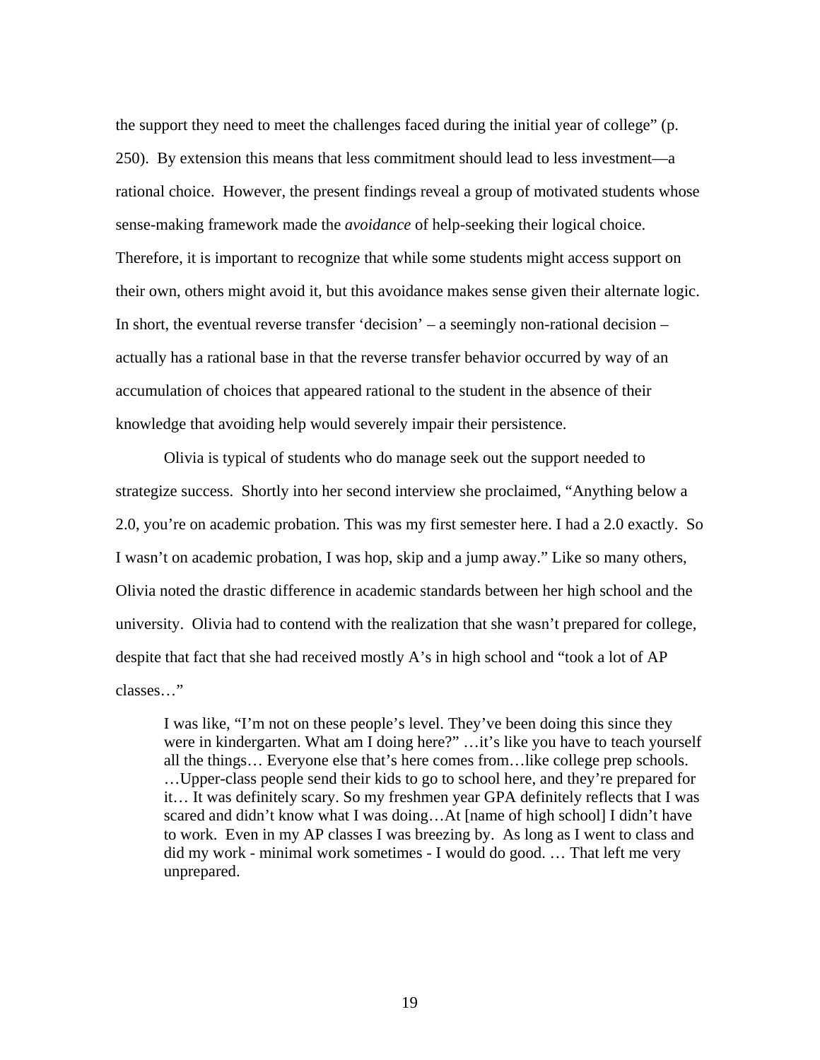the support they need to meet the challenges faced during the initial year of college" (p. 250). By extension this means that less commitment should lead to less investment—a rational choice. However, the present findings reveal a group of motivated students whose sense-making framework made the *avoidance* of help-seeking their logical choice. Therefore, it is important to recognize that while some students might access support on their own, others might avoid it, but this avoidance makes sense given their alternate logic. In short, the eventual reverse transfer 'decision' – a seemingly non-rational decision – actually has a rational base in that the reverse transfer behavior occurred by way of an accumulation of choices that appeared rational to the student in the absence of their knowledge that avoiding help would severely impair their persistence.

Olivia is typical of students who do manage seek out the support needed to strategize success. Shortly into her second interview she proclaimed, "Anything below a 2.0, you're on academic probation. This was my first semester here. I had a 2.0 exactly. So I wasn't on academic probation, I was hop, skip and a jump away." Like so many others, Olivia noted the drastic difference in academic standards between her high school and the university. Olivia had to contend with the realization that she wasn't prepared for college, despite that fact that she had received mostly A's in high school and "took a lot of AP classes…"

> I was like, "I'm not on these people's level. They've been doing this since they were in kindergarten. What am I doing here?" …it's like you have to teach yourself all the things… Everyone else that's here comes from…like college prep schools. …Upper-class people send their kids to go to school here, and they're prepared for it… It was definitely scary. So my freshmen year GPA definitely reflects that I was scared and didn't know what I was doing…At [name of high school] I didn't have to work. Even in my AP classes I was breezing by. As long as I went to class and did my work - minimal work sometimes - I would do good. … That left me very unprepared.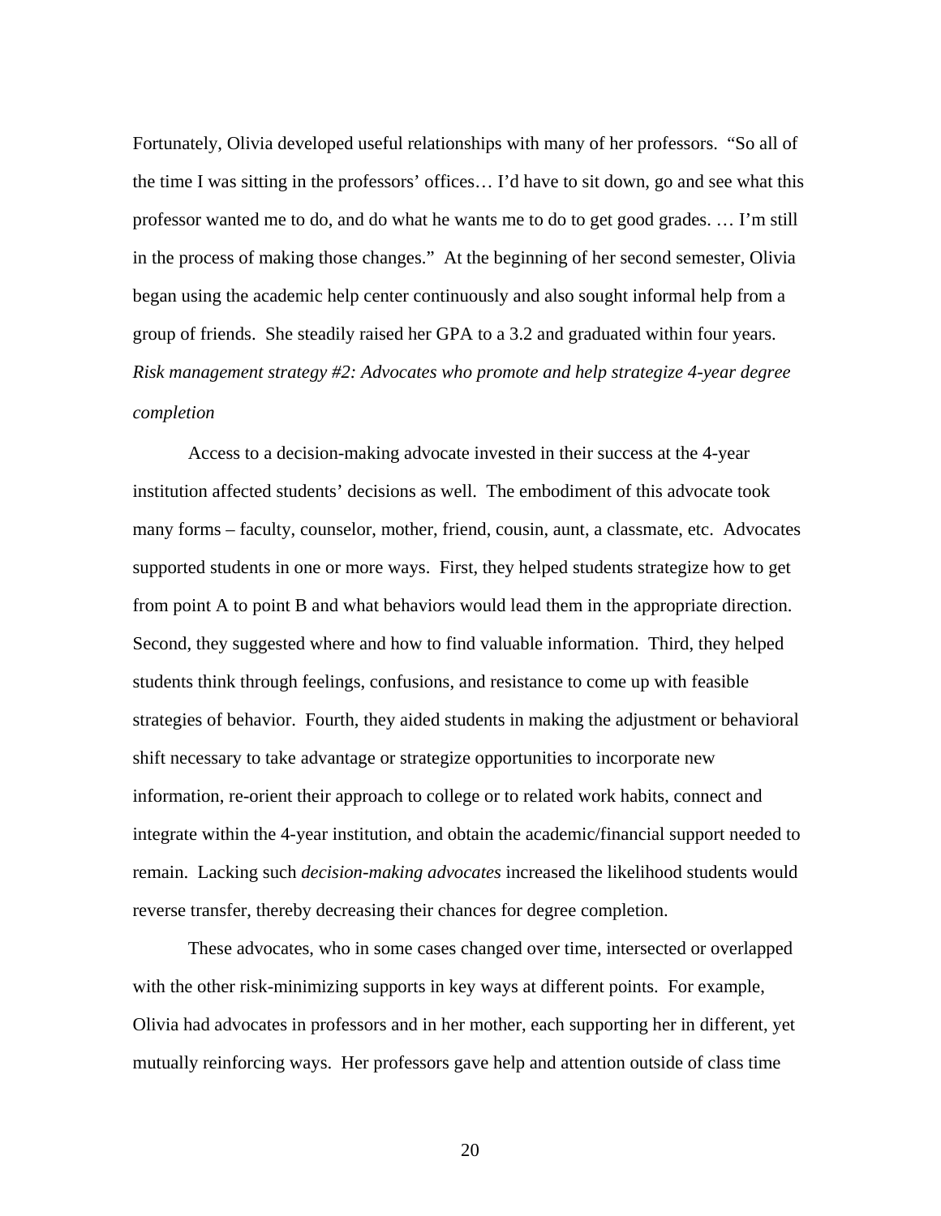Fortunately, Olivia developed useful relationships with many of her professors. "So all of the time I was sitting in the professors' offices… I'd have to sit down, go and see what this professor wanted me to do, and do what he wants me to do to get good grades. … I'm still in the process of making those changes." At the beginning of her second semester, Olivia began using the academic help center continuously and also sought informal help from a group of friends. She steadily raised her GPA to a 3.2 and graduated within four years.

*Risk management strategy #2: Advocates who promote and help strategize 4-year degree completion*

Access to a decision-making advocate invested in their success at the 4-year institution affected students' decisions as well. The embodiment of this advocate took many forms – faculty, counselor, mother, friend, cousin, aunt, a classmate, etc. Advocates supported students in one or more ways. First, they helped students strategize how to get from point A to point B and what behaviors would lead them in the appropriate direction. Second, they suggested where and how to find valuable information. Third, they helped students think through feelings, confusions, and resistance to come up with feasible strategies of behavior. Fourth, they aided students in making the adjustment or behavioral shift necessary to take advantage or strategize opportunities to incorporate new information, re-orient their approach to college or to related work habits, connect and integrate within the 4-year institution, and obtain the academic/financial support needed to remain. Lacking such *decision-making advocates* increased the likelihood students would reverse transfer, thereby decreasing their chances for degree completion.

These advocates, who in some cases changed over time, intersected or overlapped with the other risk-minimizing supports in key ways at different points. For example, Olivia had advocates in professors and in her mother, each supporting her in different, yet mutually reinforcing ways. Her professors gave help and attention outside of class time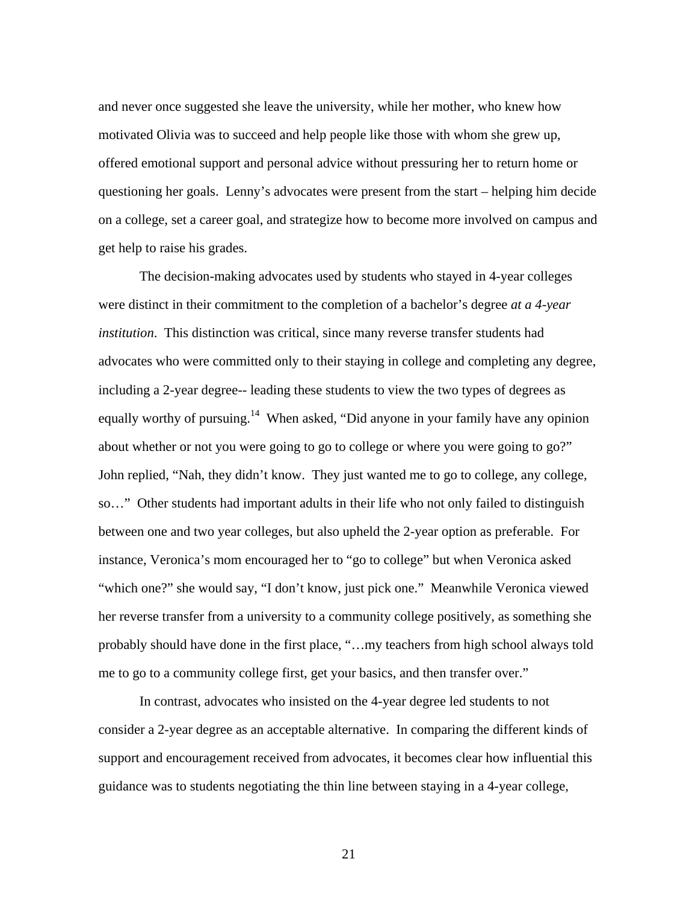and never once suggested she leave the university, while her mother, who knew how motivated Olivia was to succeed and help people like those with whom she grew up, offered emotional support and personal advice without pressuring her to return home or questioning her goals. Lenny's advocates were present from the start – helping him decide on a college, set a career goal, and strategize how to become more involved on campus and get help to raise his grades.

The decision-making advocates used by students who stayed in 4-year colleges were distinct in their commitment to the completion of a bachelor's degree *at a 4-year institution*. This distinction was critical, since many reverse transfer students had advocates who were committed only to their staying in college and completing any degree, including a 2-year degree-- leading these students to view the two types of degrees as equally worthy of pursuing.[14] When asked, "Did anyone in your family have any opinion about whether or not you were going to go to college or where you were going to go?" John replied, "Nah, they didn't know. They just wanted me to go to college, any college, so…" Other students had important adults in their life who not only failed to distinguish between one and two year colleges, but also upheld the 2-year option as preferable. For instance, Veronica's mom encouraged her to "go to college" but when Veronica asked "which one?" she would say, "I don't know, just pick one." Meanwhile Veronica viewed her reverse transfer from a university to a community college positively, as something she probably should have done in the first place, "…my teachers from high school always told me to go to a community college first, get your basics, and then transfer over."

In contrast, advocates who insisted on the 4-year degree led students to not consider a 2-year degree as an acceptable alternative. In comparing the different kinds of support and encouragement received from advocates, it becomes clear how influential this guidance was to students negotiating the thin line between staying in a 4-year college,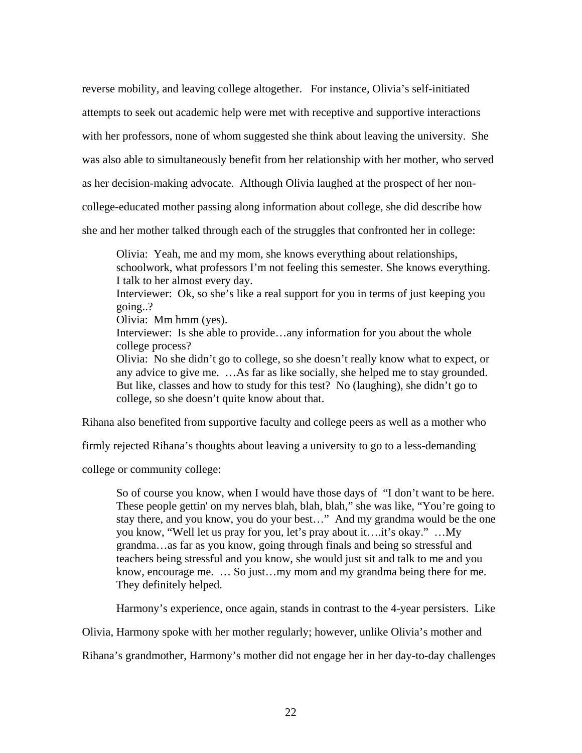reverse mobility, and leaving college altogether. For instance, Olivia's self-initiated attempts to seek out academic help were met with receptive and supportive interactions with her professors, none of whom suggested she think about leaving the university. She was also able to simultaneously benefit from her relationship with her mother, who served as her decision-making advocate. Although Olivia laughed at the prospect of her non-college-educated mother passing along information about college, she did describe how she and her mother talked through each of the struggles that confronted her in college:

> Olivia: Yeah, me and my mom, she knows everything about relationships, schoolwork, what professors I'm not feeling this semester. She knows everything. I talk to her almost every day.
> Interviewer: Ok, so she's like a real support for you in terms of just keeping you going..?
> Olivia: Mm hmm (yes).
> Interviewer: Is she able to provide…any information for you about the whole college process?
> Olivia: No she didn't go to college, so she doesn't really know what to expect, or any advice to give me. …As far as like socially, she helped me to stay grounded. But like, classes and how to study for this test? No (laughing), she didn't go to college, so she doesn't quite know about that.

Rihana also benefited from supportive faculty and college peers as well as a mother who firmly rejected Rihana's thoughts about leaving a university to go to a less-demanding college or community college:

> So of course you know, when I would have those days of "I don't want to be here. These people gettin' on my nerves blah, blah, blah," she was like, "You're going to stay there, and you know, you do your best…" And my grandma would be the one you know, "Well let us pray for you, let's pray about it….it's okay." …My grandma…as far as you know, going through finals and being so stressful and teachers being stressful and you know, she would just sit and talk to me and you know, encourage me. … So just…my mom and my grandma being there for me. They definitely helped.

Harmony's experience, once again, stands in contrast to the 4-year persisters. Like Olivia, Harmony spoke with her mother regularly; however, unlike Olivia's mother and Rihana's grandmother, Harmony's mother did not engage her in her day-to-day challenges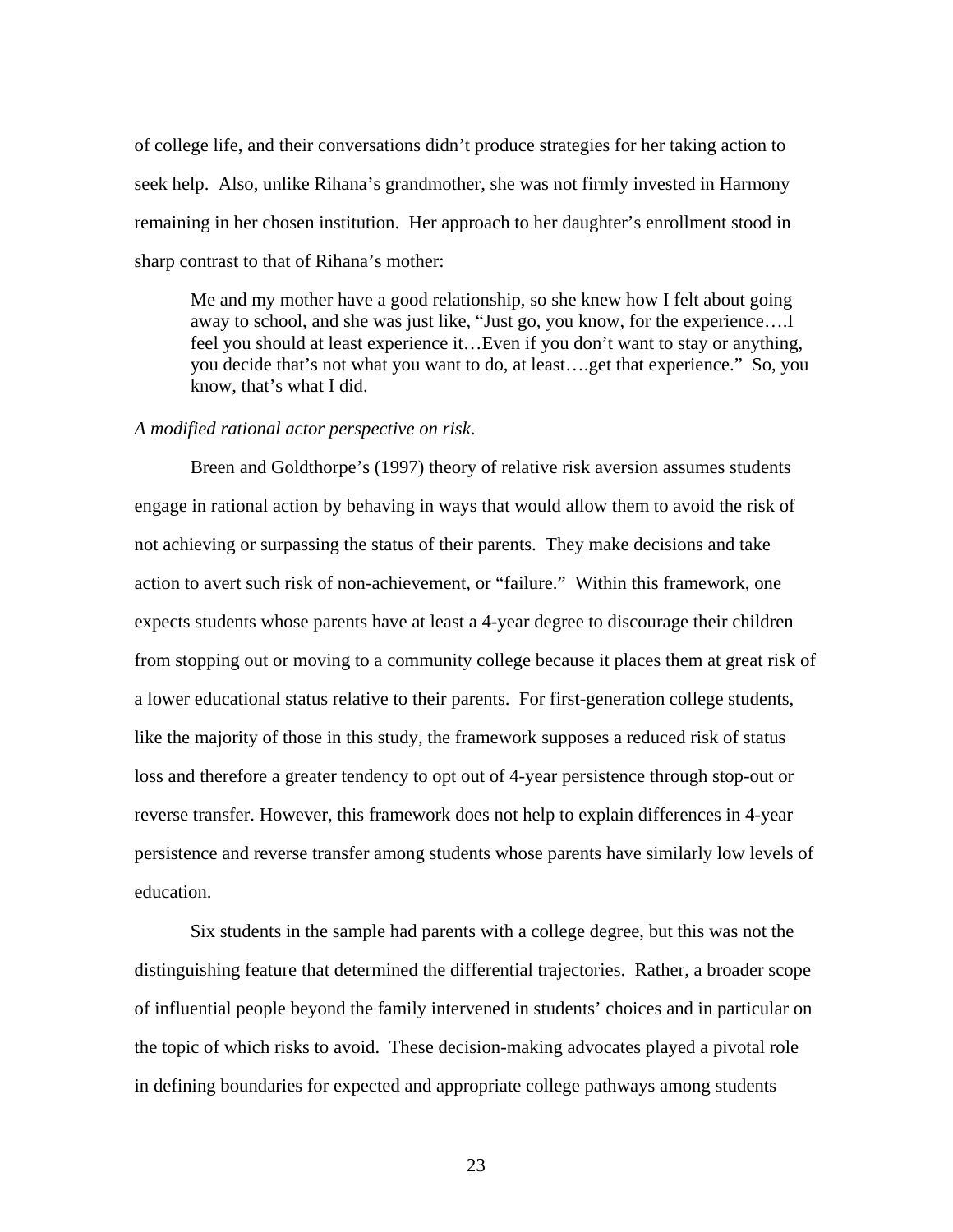of college life, and their conversations didn't produce strategies for her taking action to seek help. Also, unlike Rihana's grandmother, she was not firmly invested in Harmony remaining in her chosen institution. Her approach to her daughter's enrollment stood in sharp contrast to that of Rihana's mother:

> Me and my mother have a good relationship, so she knew how I felt about going away to school, and she was just like, "Just go, you know, for the experience….I feel you should at least experience it…Even if you don't want to stay or anything, you decide that's not what you want to do, at least….get that experience." So, you know, that's what I did.

*A modified rational actor perspective on risk*.

Breen and Goldthorpe's (1997) theory of relative risk aversion assumes students engage in rational action by behaving in ways that would allow them to avoid the risk of not achieving or surpassing the status of their parents. They make decisions and take action to avert such risk of non-achievement, or "failure." Within this framework, one expects students whose parents have at least a 4-year degree to discourage their children from stopping out or moving to a community college because it places them at great risk of a lower educational status relative to their parents. For first-generation college students, like the majority of those in this study, the framework supposes a reduced risk of status loss and therefore a greater tendency to opt out of 4-year persistence through stop-out or reverse transfer. However, this framework does not help to explain differences in 4-year persistence and reverse transfer among students whose parents have similarly low levels of education.

Six students in the sample had parents with a college degree, but this was not the distinguishing feature that determined the differential trajectories. Rather, a broader scope of influential people beyond the family intervened in students' choices and in particular on the topic of which risks to avoid. These decision-making advocates played a pivotal role in defining boundaries for expected and appropriate college pathways among students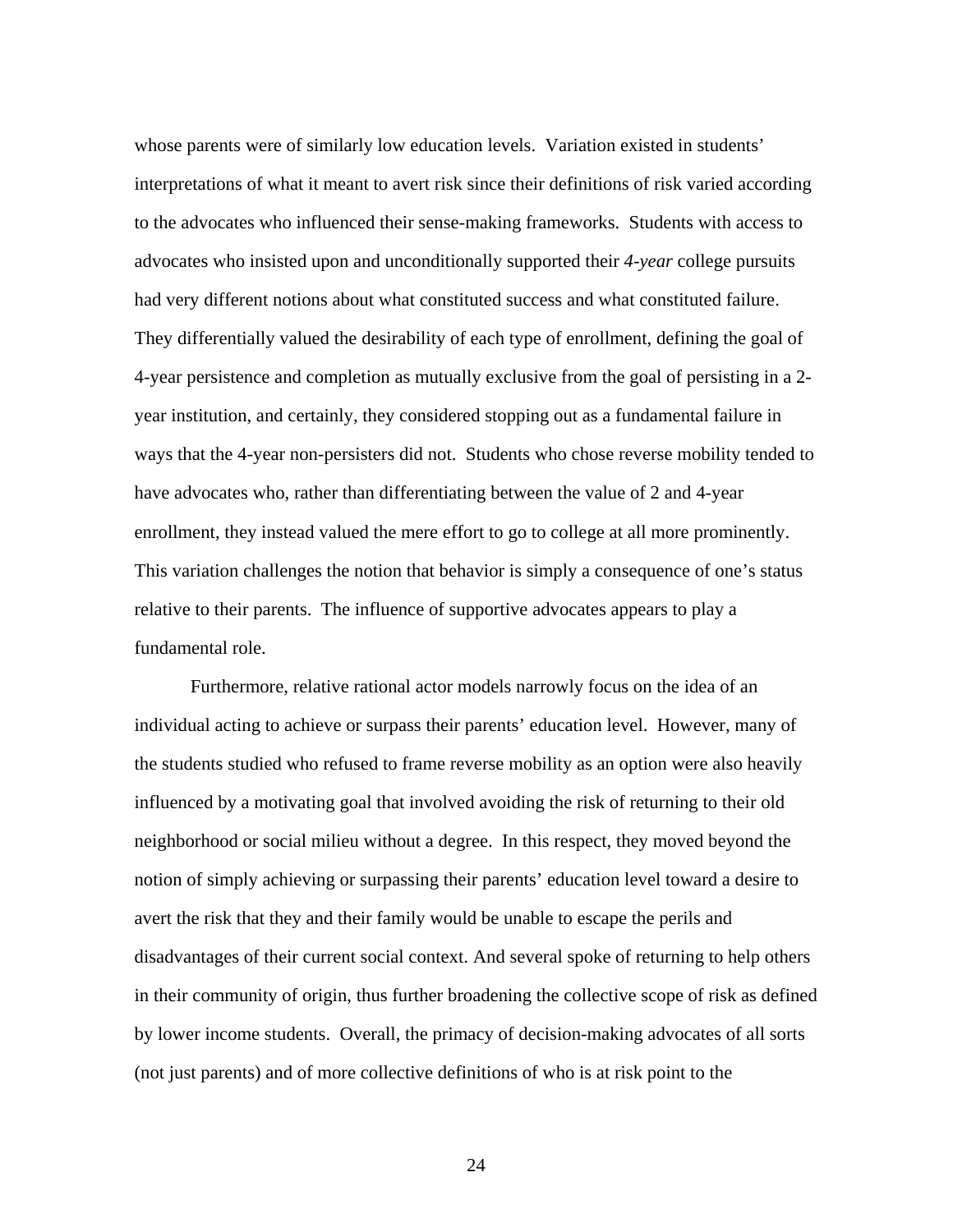whose parents were of similarly low education levels. Variation existed in students' interpretations of what it meant to avert risk since their definitions of risk varied according to the advocates who influenced their sense-making frameworks. Students with access to advocates who insisted upon and unconditionally supported their *4-year* college pursuits had very different notions about what constituted success and what constituted failure. They differentially valued the desirability of each type of enrollment, defining the goal of 4-year persistence and completion as mutually exclusive from the goal of persisting in a 2-year institution, and certainly, they considered stopping out as a fundamental failure in ways that the 4-year non-persisters did not. Students who chose reverse mobility tended to have advocates who, rather than differentiating between the value of 2 and 4-year enrollment, they instead valued the mere effort to go to college at all more prominently. This variation challenges the notion that behavior is simply a consequence of one's status relative to their parents. The influence of supportive advocates appears to play a fundamental role.

Furthermore, relative rational actor models narrowly focus on the idea of an individual acting to achieve or surpass their parents' education level. However, many of the students studied who refused to frame reverse mobility as an option were also heavily influenced by a motivating goal that involved avoiding the risk of returning to their old neighborhood or social milieu without a degree. In this respect, they moved beyond the notion of simply achieving or surpassing their parents' education level toward a desire to avert the risk that they and their family would be unable to escape the perils and disadvantages of their current social context. And several spoke of returning to help others in their community of origin, thus further broadening the collective scope of risk as defined by lower income students. Overall, the primacy of decision-making advocates of all sorts (not just parents) and of more collective definitions of who is at risk point to the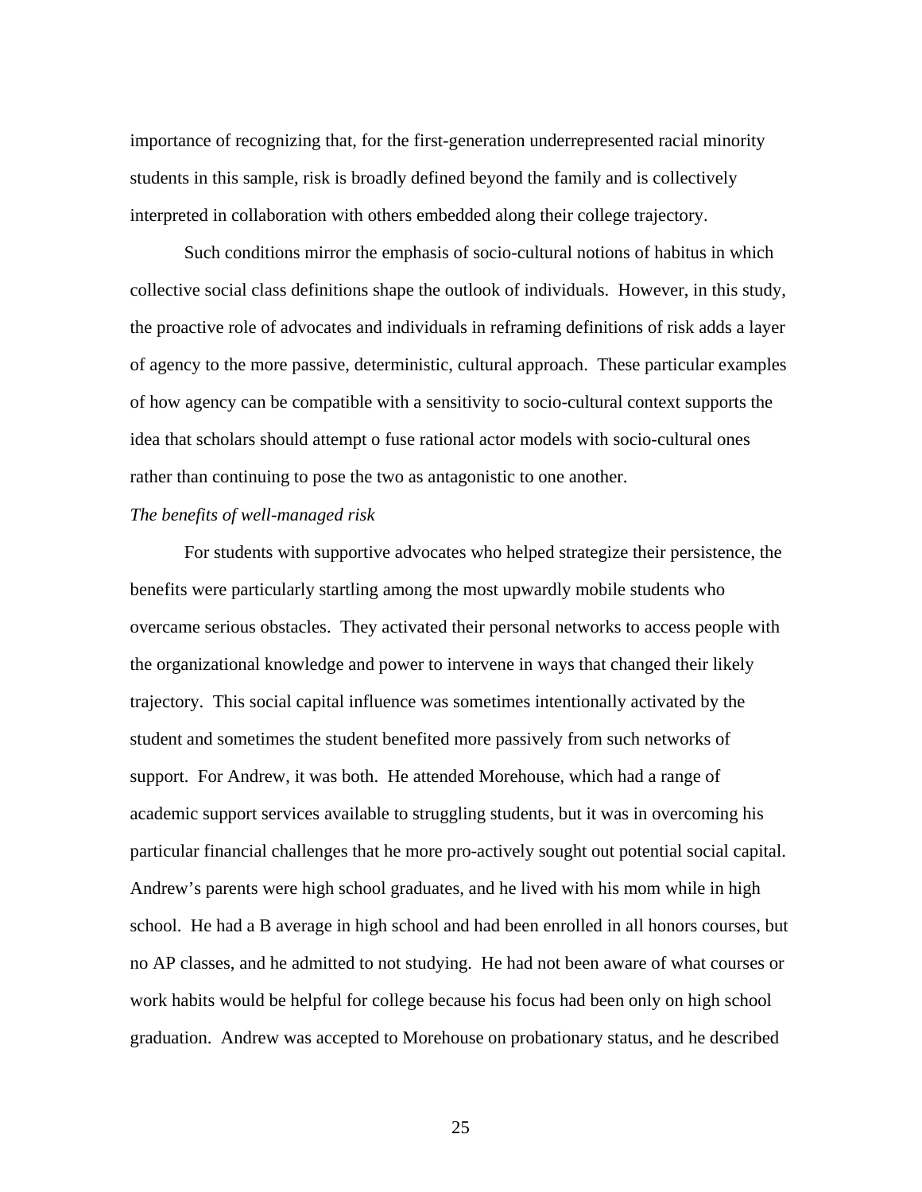importance of recognizing that, for the first-generation underrepresented racial minority students in this sample, risk is broadly defined beyond the family and is collectively interpreted in collaboration with others embedded along their college trajectory.

Such conditions mirror the emphasis of socio-cultural notions of habitus in which collective social class definitions shape the outlook of individuals. However, in this study, the proactive role of advocates and individuals in reframing definitions of risk adds a layer of agency to the more passive, deterministic, cultural approach. These particular examples of how agency can be compatible with a sensitivity to socio-cultural context supports the idea that scholars should attempt o fuse rational actor models with socio-cultural ones rather than continuing to pose the two as antagonistic to one another.

*The benefits of well-managed risk*

For students with supportive advocates who helped strategize their persistence, the benefits were particularly startling among the most upwardly mobile students who overcame serious obstacles. They activated their personal networks to access people with the organizational knowledge and power to intervene in ways that changed their likely trajectory. This social capital influence was sometimes intentionally activated by the student and sometimes the student benefited more passively from such networks of support. For Andrew, it was both. He attended Morehouse, which had a range of academic support services available to struggling students, but it was in overcoming his particular financial challenges that he more pro-actively sought out potential social capital. Andrew's parents were high school graduates, and he lived with his mom while in high school. He had a B average in high school and had been enrolled in all honors courses, but no AP classes, and he admitted to not studying. He had not been aware of what courses or work habits would be helpful for college because his focus had been only on high school graduation. Andrew was accepted to Morehouse on probationary status, and he described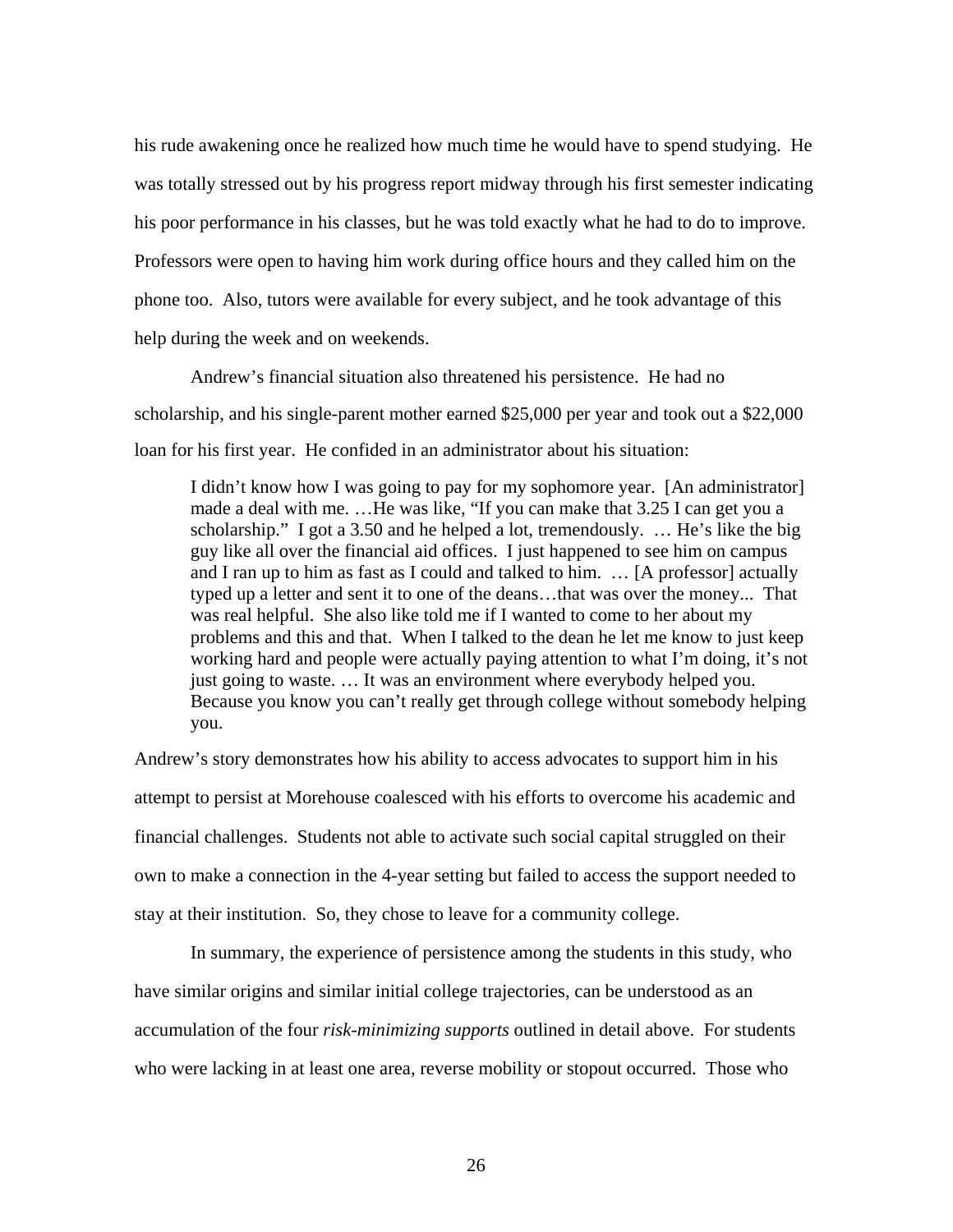his rude awakening once he realized how much time he would have to spend studying. He was totally stressed out by his progress report midway through his first semester indicating his poor performance in his classes, but he was told exactly what he had to do to improve. Professors were open to having him work during office hours and they called him on the phone too. Also, tutors were available for every subject, and he took advantage of this help during the week and on weekends.

Andrew's financial situation also threatened his persistence. He had no scholarship, and his single-parent mother earned $25,000 per year and took out a $22,000 loan for his first year. He confided in an administrator about his situation:

> I didn't know how I was going to pay for my sophomore year. [An administrator] made a deal with me. …He was like, "If you can make that 3.25 I can get you a scholarship." I got a 3.50 and he helped a lot, tremendously. … He's like the big guy like all over the financial aid offices. I just happened to see him on campus and I ran up to him as fast as I could and talked to him. … [A professor] actually typed up a letter and sent it to one of the deans…that was over the money... That was real helpful. She also like told me if I wanted to come to her about my problems and this and that. When I talked to the dean he let me know to just keep working hard and people were actually paying attention to what I'm doing, it's not just going to waste. … It was an environment where everybody helped you. Because you know you can't really get through college without somebody helping you.

Andrew's story demonstrates how his ability to access advocates to support him in his attempt to persist at Morehouse coalesced with his efforts to overcome his academic and financial challenges. Students not able to activate such social capital struggled on their own to make a connection in the 4-year setting but failed to access the support needed to stay at their institution. So, they chose to leave for a community college.

In summary, the experience of persistence among the students in this study, who have similar origins and similar initial college trajectories, can be understood as an accumulation of the four *risk-minimizing supports* outlined in detail above. For students who were lacking in at least one area, reverse mobility or stopout occurred. Those who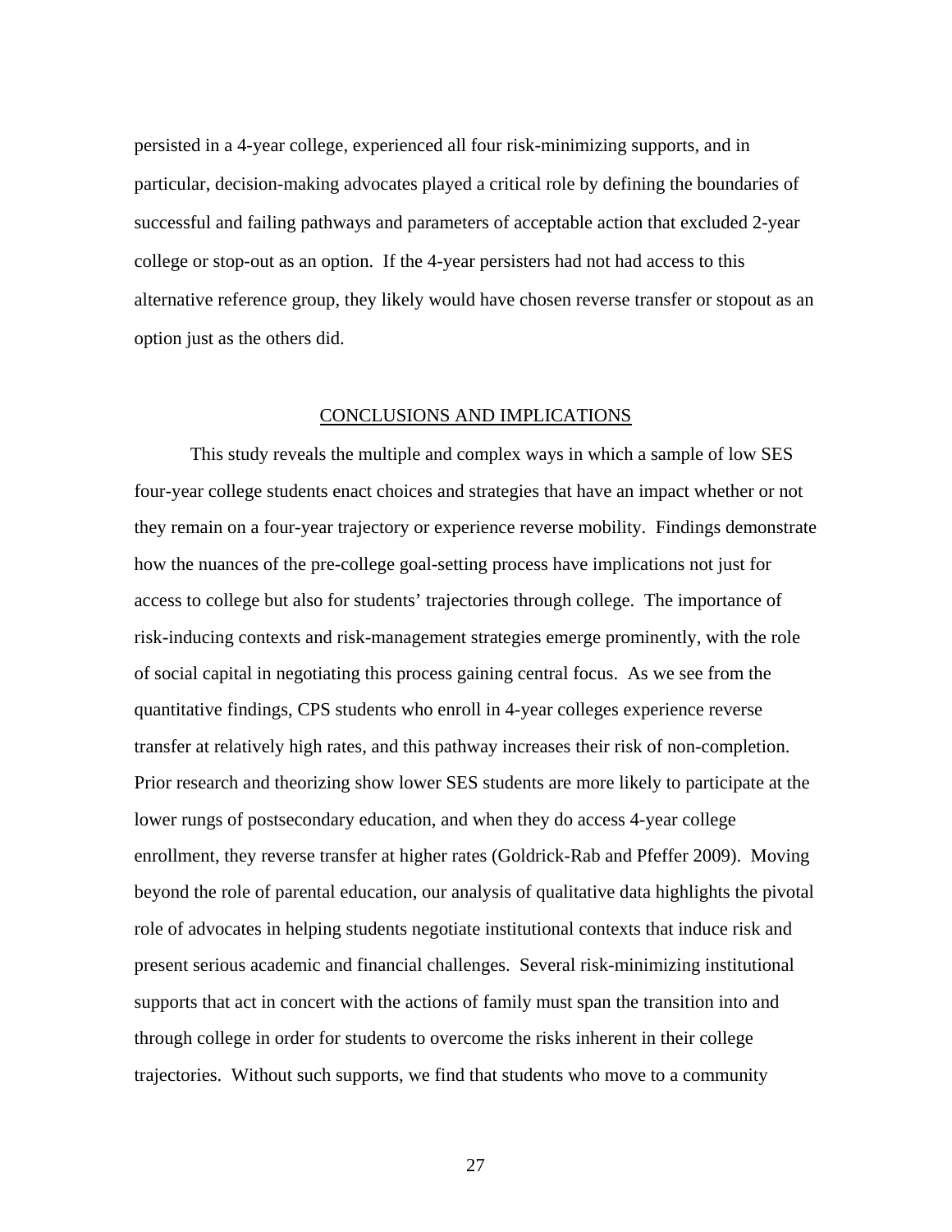persisted in a 4-year college, experienced all four risk-minimizing supports, and in particular, decision-making advocates played a critical role by defining the boundaries of successful and failing pathways and parameters of acceptable action that excluded 2-year college or stop-out as an option. If the 4-year persisters had not had access to this alternative reference group, they likely would have chosen reverse transfer or stopout as an option just as the others did.

## CONCLUSIONS AND IMPLICATIONS

This study reveals the multiple and complex ways in which a sample of low SES four-year college students enact choices and strategies that have an impact whether or not they remain on a four-year trajectory or experience reverse mobility. Findings demonstrate how the nuances of the pre-college goal-setting process have implications not just for access to college but also for students' trajectories through college. The importance of risk-inducing contexts and risk-management strategies emerge prominently, with the role of social capital in negotiating this process gaining central focus. As we see from the quantitative findings, CPS students who enroll in 4-year colleges experience reverse transfer at relatively high rates, and this pathway increases their risk of non-completion. Prior research and theorizing show lower SES students are more likely to participate at the lower rungs of postsecondary education, and when they do access 4-year college enrollment, they reverse transfer at higher rates (Goldrick-Rab and Pfeffer 2009). Moving beyond the role of parental education, our analysis of qualitative data highlights the pivotal role of advocates in helping students negotiate institutional contexts that induce risk and present serious academic and financial challenges. Several risk-minimizing institutional supports that act in concert with the actions of family must span the transition into and through college in order for students to overcome the risks inherent in their college trajectories. Without such supports, we find that students who move to a community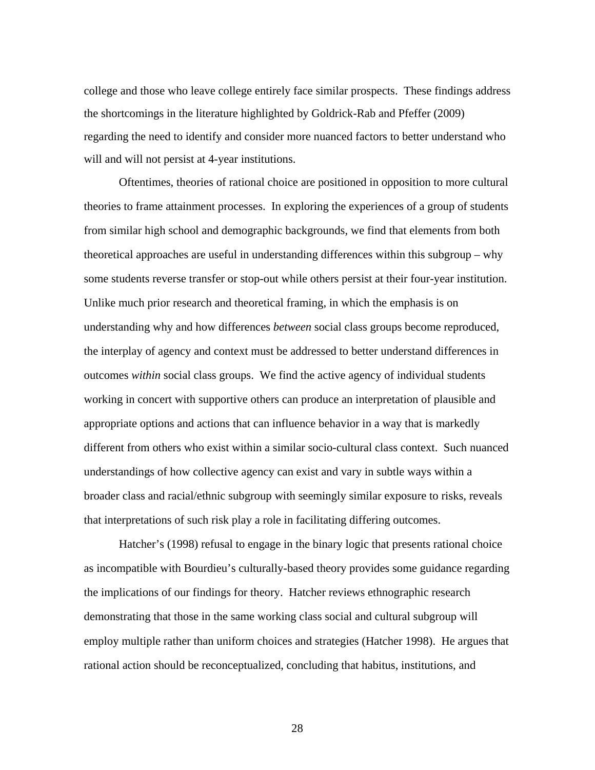college and those who leave college entirely face similar prospects. These findings address the shortcomings in the literature highlighted by Goldrick-Rab and Pfeffer (2009) regarding the need to identify and consider more nuanced factors to better understand who will and will not persist at 4-year institutions.

Oftentimes, theories of rational choice are positioned in opposition to more cultural theories to frame attainment processes. In exploring the experiences of a group of students from similar high school and demographic backgrounds, we find that elements from both theoretical approaches are useful in understanding differences within this subgroup – why some students reverse transfer or stop-out while others persist at their four-year institution. Unlike much prior research and theoretical framing, in which the emphasis is on understanding why and how differences *between* social class groups become reproduced, the interplay of agency and context must be addressed to better understand differences in outcomes *within* social class groups. We find the active agency of individual students working in concert with supportive others can produce an interpretation of plausible and appropriate options and actions that can influence behavior in a way that is markedly different from others who exist within a similar socio-cultural class context. Such nuanced understandings of how collective agency can exist and vary in subtle ways within a broader class and racial/ethnic subgroup with seemingly similar exposure to risks, reveals that interpretations of such risk play a role in facilitating differing outcomes.

Hatcher's (1998) refusal to engage in the binary logic that presents rational choice as incompatible with Bourdieu's culturally-based theory provides some guidance regarding the implications of our findings for theory. Hatcher reviews ethnographic research demonstrating that those in the same working class social and cultural subgroup will employ multiple rather than uniform choices and strategies (Hatcher 1998). He argues that rational action should be reconceptualized, concluding that habitus, institutions, and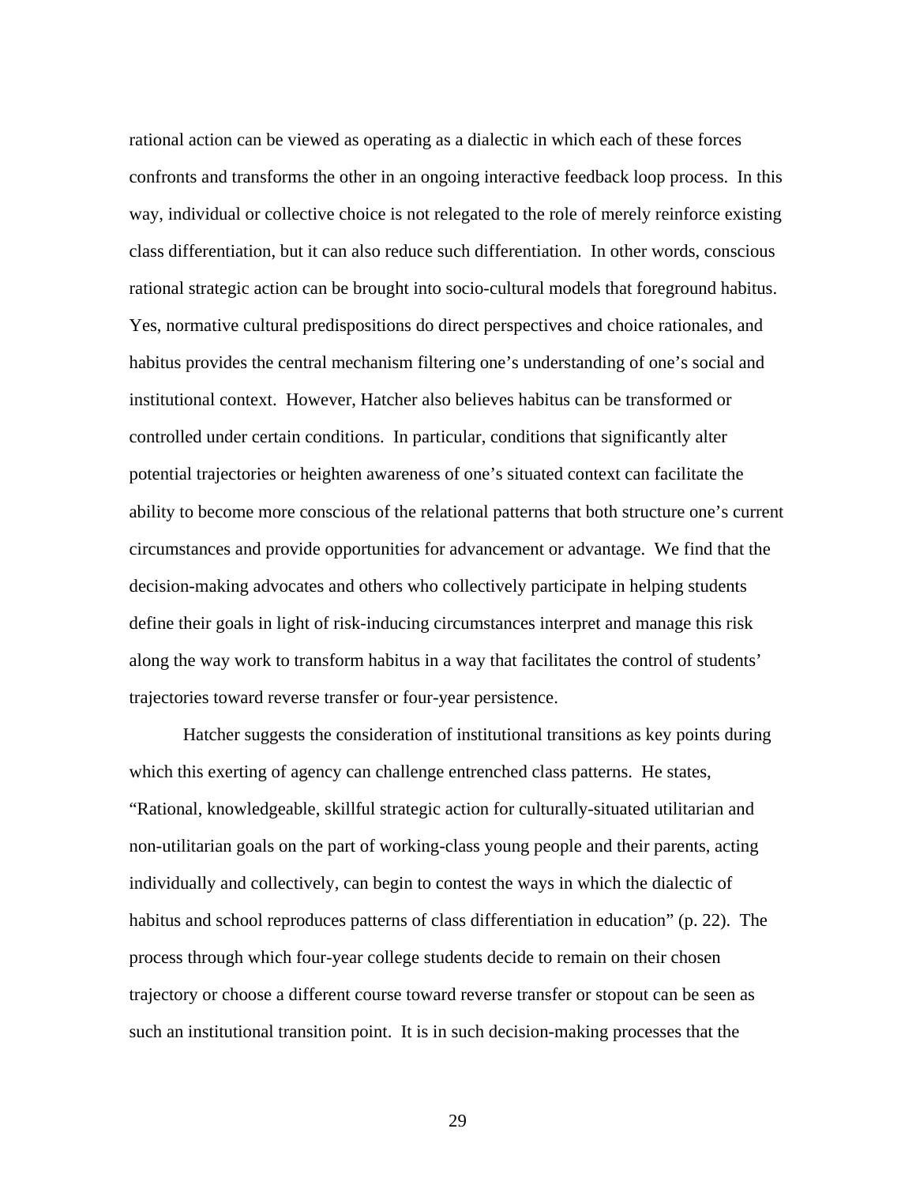rational action can be viewed as operating as a dialectic in which each of these forces confronts and transforms the other in an ongoing interactive feedback loop process. In this way, individual or collective choice is not relegated to the role of merely reinforce existing class differentiation, but it can also reduce such differentiation. In other words, conscious rational strategic action can be brought into socio-cultural models that foreground habitus. Yes, normative cultural predispositions do direct perspectives and choice rationales, and habitus provides the central mechanism filtering one's understanding of one's social and institutional context. However, Hatcher also believes habitus can be transformed or controlled under certain conditions. In particular, conditions that significantly alter potential trajectories or heighten awareness of one's situated context can facilitate the ability to become more conscious of the relational patterns that both structure one's current circumstances and provide opportunities for advancement or advantage. We find that the decision-making advocates and others who collectively participate in helping students define their goals in light of risk-inducing circumstances interpret and manage this risk along the way work to transform habitus in a way that facilitates the control of students' trajectories toward reverse transfer or four-year persistence.

Hatcher suggests the consideration of institutional transitions as key points during which this exerting of agency can challenge entrenched class patterns. He states, "Rational, knowledgeable, skillful strategic action for culturally-situated utilitarian and non-utilitarian goals on the part of working-class young people and their parents, acting individually and collectively, can begin to contest the ways in which the dialectic of habitus and school reproduces patterns of class differentiation in education" (p. 22). The process through which four-year college students decide to remain on their chosen trajectory or choose a different course toward reverse transfer or stopout can be seen as such an institutional transition point. It is in such decision-making processes that the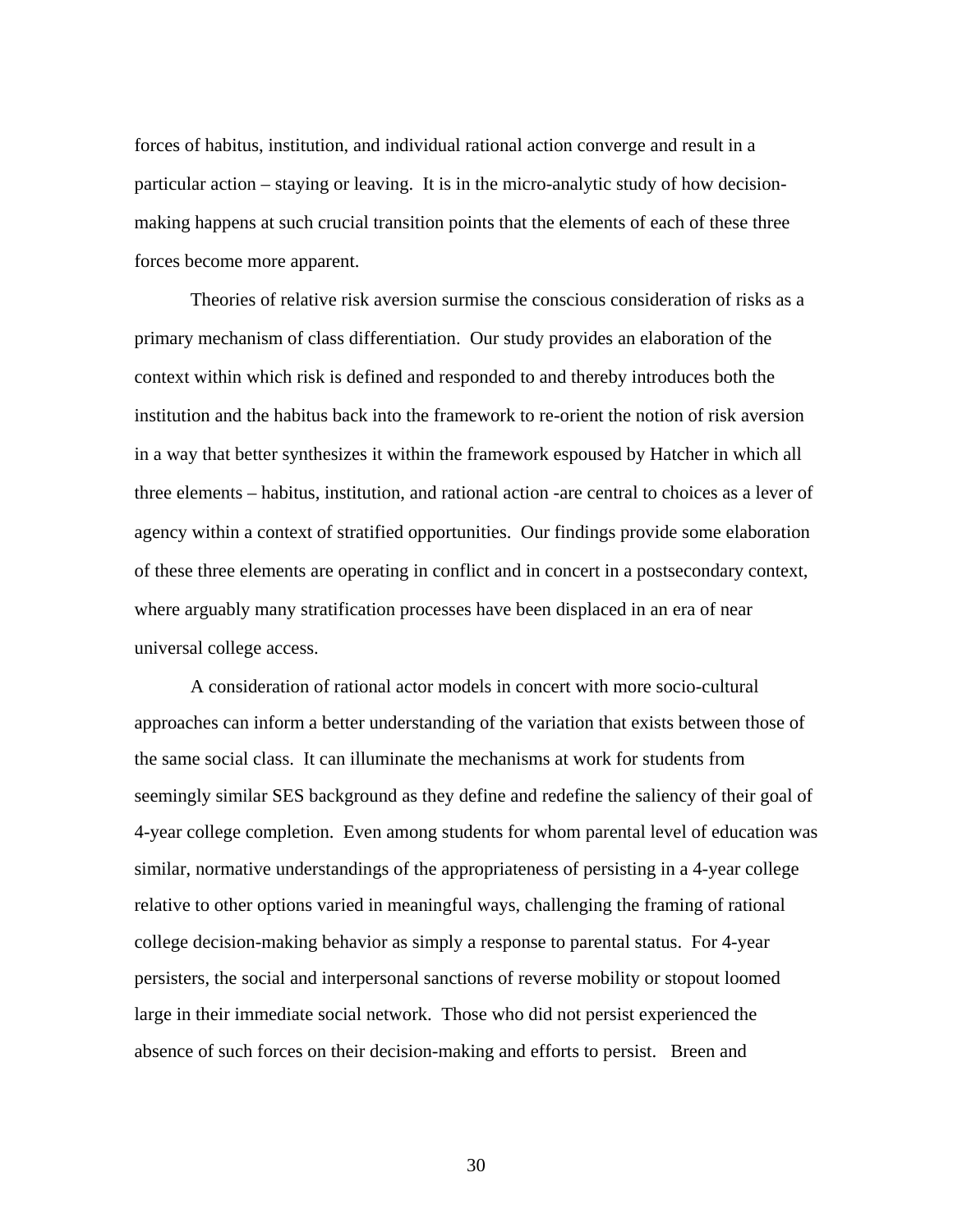forces of habitus, institution, and individual rational action converge and result in a particular action – staying or leaving. It is in the micro-analytic study of how decision-making happens at such crucial transition points that the elements of each of these three forces become more apparent.

Theories of relative risk aversion surmise the conscious consideration of risks as a primary mechanism of class differentiation. Our study provides an elaboration of the context within which risk is defined and responded to and thereby introduces both the institution and the habitus back into the framework to re-orient the notion of risk aversion in a way that better synthesizes it within the framework espoused by Hatcher in which all three elements – habitus, institution, and rational action -are central to choices as a lever of agency within a context of stratified opportunities. Our findings provide some elaboration of these three elements are operating in conflict and in concert in a postsecondary context, where arguably many stratification processes have been displaced in an era of near universal college access.

A consideration of rational actor models in concert with more socio-cultural approaches can inform a better understanding of the variation that exists between those of the same social class. It can illuminate the mechanisms at work for students from seemingly similar SES background as they define and redefine the saliency of their goal of 4-year college completion. Even among students for whom parental level of education was similar, normative understandings of the appropriateness of persisting in a 4-year college relative to other options varied in meaningful ways, challenging the framing of rational college decision-making behavior as simply a response to parental status. For 4-year persisters, the social and interpersonal sanctions of reverse mobility or stopout loomed large in their immediate social network. Those who did not persist experienced the absence of such forces on their decision-making and efforts to persist. Breen and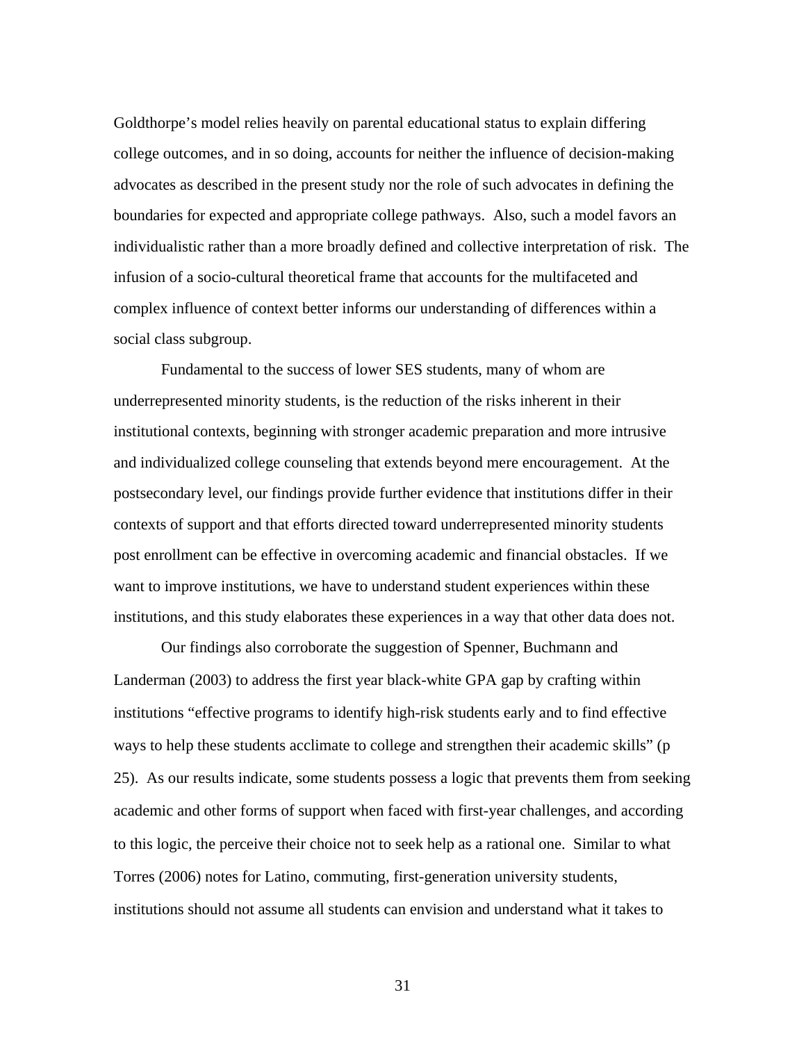Goldthorpe's model relies heavily on parental educational status to explain differing college outcomes, and in so doing, accounts for neither the influence of decision-making advocates as described in the present study nor the role of such advocates in defining the boundaries for expected and appropriate college pathways. Also, such a model favors an individualistic rather than a more broadly defined and collective interpretation of risk. The infusion of a socio-cultural theoretical frame that accounts for the multifaceted and complex influence of context better informs our understanding of differences within a social class subgroup.

Fundamental to the success of lower SES students, many of whom are underrepresented minority students, is the reduction of the risks inherent in their institutional contexts, beginning with stronger academic preparation and more intrusive and individualized college counseling that extends beyond mere encouragement. At the postsecondary level, our findings provide further evidence that institutions differ in their contexts of support and that efforts directed toward underrepresented minority students post enrollment can be effective in overcoming academic and financial obstacles. If we want to improve institutions, we have to understand student experiences within these institutions, and this study elaborates these experiences in a way that other data does not.

Our findings also corroborate the suggestion of Spenner, Buchmann and Landerman (2003) to address the first year black-white GPA gap by crafting within institutions "effective programs to identify high-risk students early and to find effective ways to help these students acclimate to college and strengthen their academic skills" (p 25). As our results indicate, some students possess a logic that prevents them from seeking academic and other forms of support when faced with first-year challenges, and according to this logic, the perceive their choice not to seek help as a rational one. Similar to what Torres (2006) notes for Latino, commuting, first-generation university students, institutions should not assume all students can envision and understand what it takes to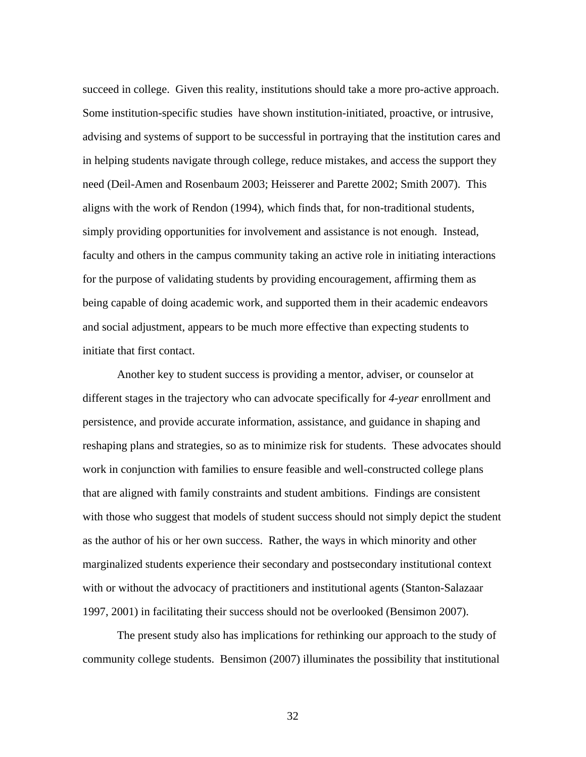succeed in college. Given this reality, institutions should take a more pro-active approach. Some institution-specific studies have shown institution-initiated, proactive, or intrusive, advising and systems of support to be successful in portraying that the institution cares and in helping students navigate through college, reduce mistakes, and access the support they need (Deil-Amen and Rosenbaum 2003; Heisserer and Parette 2002; Smith 2007). This aligns with the work of Rendon (1994), which finds that, for non-traditional students, simply providing opportunities for involvement and assistance is not enough. Instead, faculty and others in the campus community taking an active role in initiating interactions for the purpose of validating students by providing encouragement, affirming them as being capable of doing academic work, and supported them in their academic endeavors and social adjustment, appears to be much more effective than expecting students to initiate that first contact.

Another key to student success is providing a mentor, adviser, or counselor at different stages in the trajectory who can advocate specifically for *4-year* enrollment and persistence, and provide accurate information, assistance, and guidance in shaping and reshaping plans and strategies, so as to minimize risk for students. These advocates should work in conjunction with families to ensure feasible and well-constructed college plans that are aligned with family constraints and student ambitions. Findings are consistent with those who suggest that models of student success should not simply depict the student as the author of his or her own success. Rather, the ways in which minority and other marginalized students experience their secondary and postsecondary institutional context with or without the advocacy of practitioners and institutional agents (Stanton-Salazaar 1997, 2001) in facilitating their success should not be overlooked (Bensimon 2007).

The present study also has implications for rethinking our approach to the study of community college students. Bensimon (2007) illuminates the possibility that institutional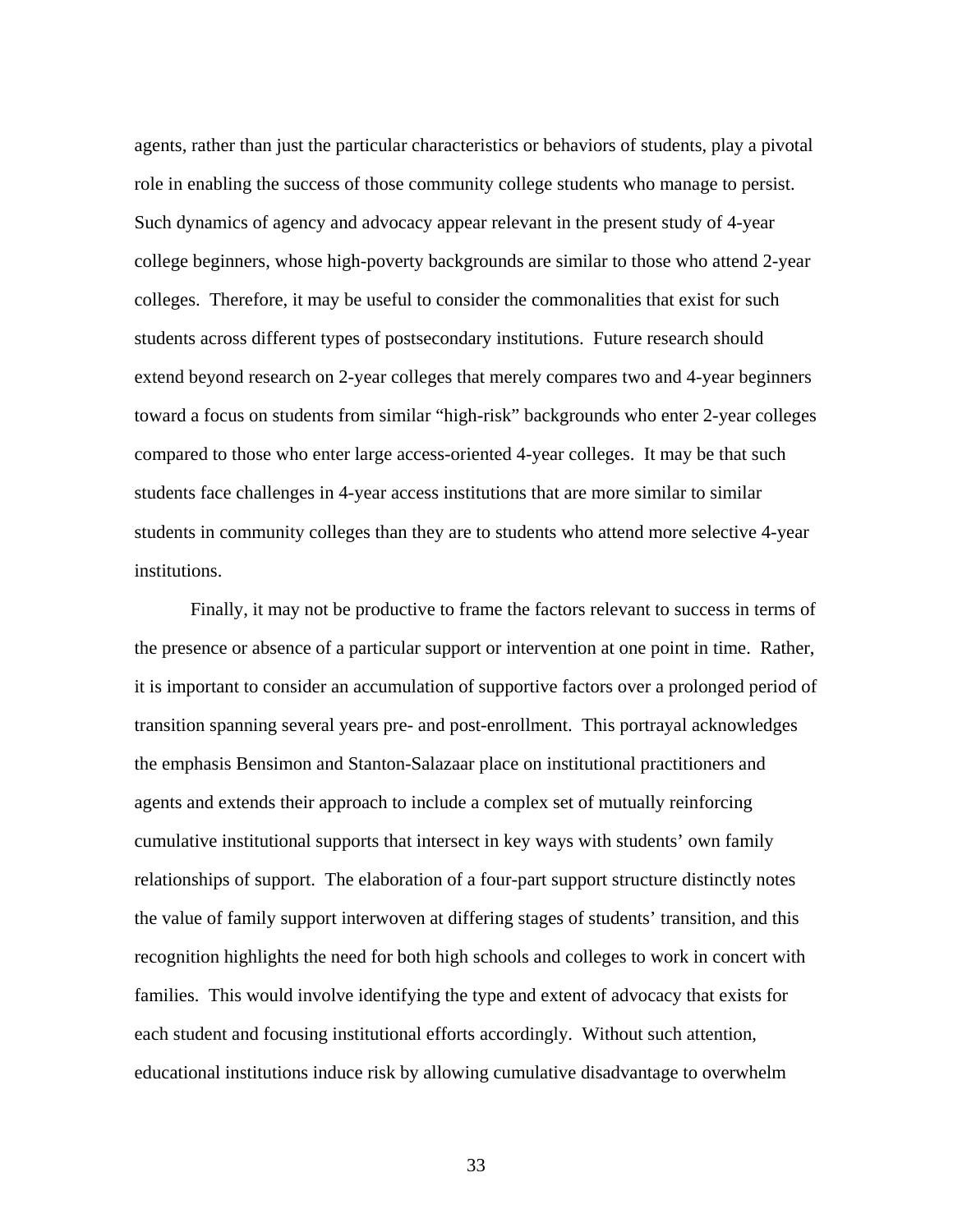agents, rather than just the particular characteristics or behaviors of students, play a pivotal role in enabling the success of those community college students who manage to persist. Such dynamics of agency and advocacy appear relevant in the present study of 4-year college beginners, whose high-poverty backgrounds are similar to those who attend 2-year colleges. Therefore, it may be useful to consider the commonalities that exist for such students across different types of postsecondary institutions. Future research should extend beyond research on 2-year colleges that merely compares two and 4-year beginners toward a focus on students from similar "high-risk" backgrounds who enter 2-year colleges compared to those who enter large access-oriented 4-year colleges. It may be that such students face challenges in 4-year access institutions that are more similar to similar students in community colleges than they are to students who attend more selective 4-year institutions.

Finally, it may not be productive to frame the factors relevant to success in terms of the presence or absence of a particular support or intervention at one point in time. Rather, it is important to consider an accumulation of supportive factors over a prolonged period of transition spanning several years pre- and post-enrollment. This portrayal acknowledges the emphasis Bensimon and Stanton-Salazaar place on institutional practitioners and agents and extends their approach to include a complex set of mutually reinforcing cumulative institutional supports that intersect in key ways with students' own family relationships of support. The elaboration of a four-part support structure distinctly notes the value of family support interwoven at differing stages of students' transition, and this recognition highlights the need for both high schools and colleges to work in concert with families. This would involve identifying the type and extent of advocacy that exists for each student and focusing institutional efforts accordingly. Without such attention, educational institutions induce risk by allowing cumulative disadvantage to overwhelm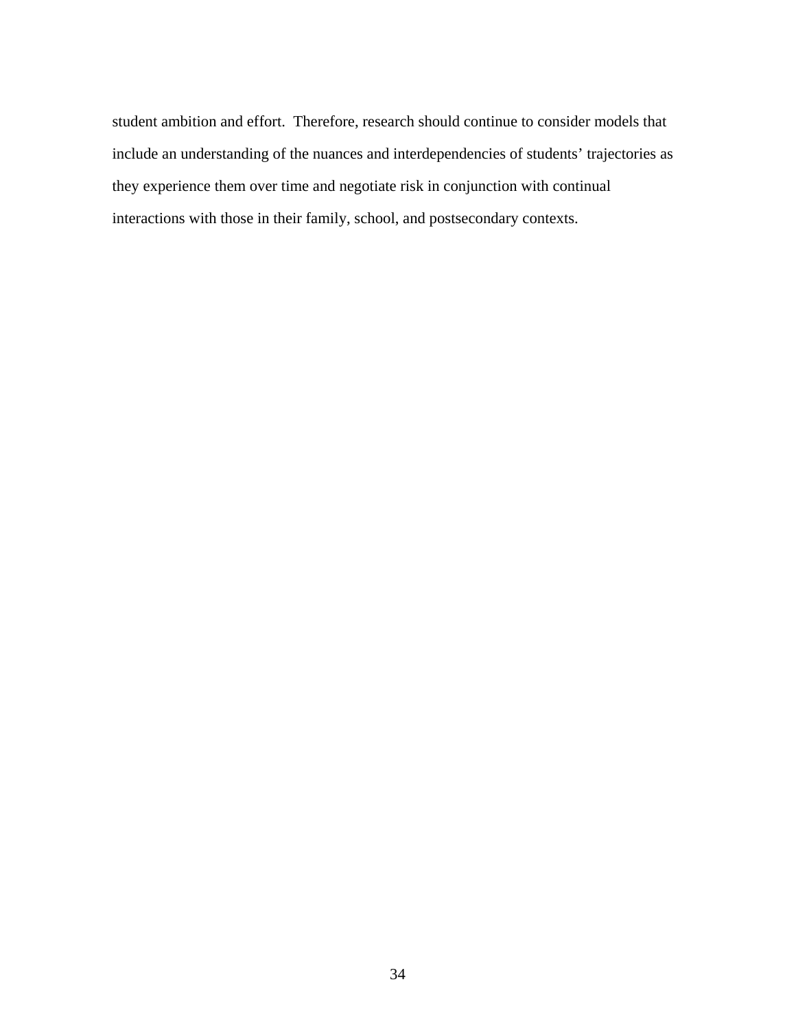student ambition and effort.  Therefore, research should continue to consider models that include an understanding of the nuances and interdependencies of students' trajectories as they experience them over time and negotiate risk in conjunction with continual interactions with those in their family, school, and postsecondary contexts.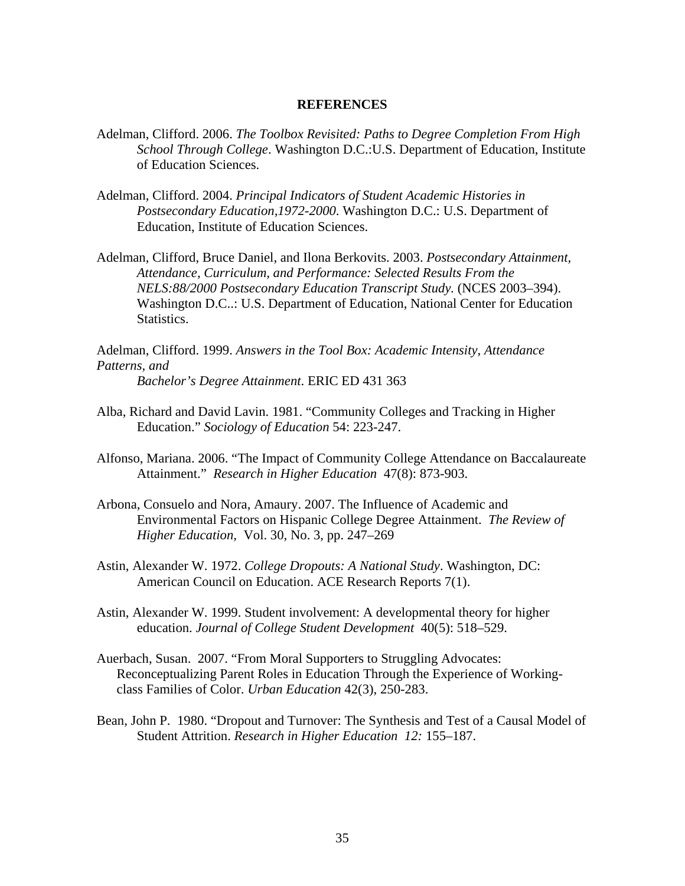# REFERENCES

Adelman, Clifford. 2006. *The Toolbox Revisited: Paths to Degree Completion From High School Through College*. Washington D.C.:U.S. Department of Education, Institute of Education Sciences.

Adelman, Clifford. 2004. *Principal Indicators of Student Academic Histories in Postsecondary Education,1972-2000*. Washington D.C.: U.S. Department of Education, Institute of Education Sciences.

Adelman, Clifford, Bruce Daniel, and Ilona Berkovits. 2003. *Postsecondary Attainment, Attendance, Curriculum, and Performance: Selected Results From the NELS:88/2000 Postsecondary Education Transcript Study.* (NCES 2003–394). Washington D.C..: U.S. Department of Education, National Center for Education Statistics.

Adelman, Clifford. 1999. *Answers in the Tool Box: Academic Intensity, Attendance Patterns, and Bachelor's Degree Attainment*. ERIC ED 431 363

Alba, Richard and David Lavin. 1981. "Community Colleges and Tracking in Higher Education." *Sociology of Education* 54: 223-247.

Alfonso, Mariana. 2006. "The Impact of Community College Attendance on Baccalaureate Attainment." *Research in Higher Education* 47(8): 873-903.

Arbona, Consuelo and Nora, Amaury. 2007. The Influence of Academic and Environmental Factors on Hispanic College Degree Attainment. *The Review of Higher Education,* Vol. 30, No. 3, pp. 247–269

Astin, Alexander W. 1972. *College Dropouts: A National Study*. Washington, DC: American Council on Education. ACE Research Reports 7(1).

Astin, Alexander W. 1999. Student involvement: A developmental theory for higher education. *Journal of College Student Development* 40(5): 518–529.

Auerbach, Susan. 2007. "From Moral Supporters to Struggling Advocates: Reconceptualizing Parent Roles in Education Through the Experience of Working-class Families of Color. *Urban Education* 42(3), 250-283.

Bean, John P. 1980. "Dropout and Turnover: The Synthesis and Test of a Causal Model of Student Attrition. *Research in Higher Education 12:* 155–187.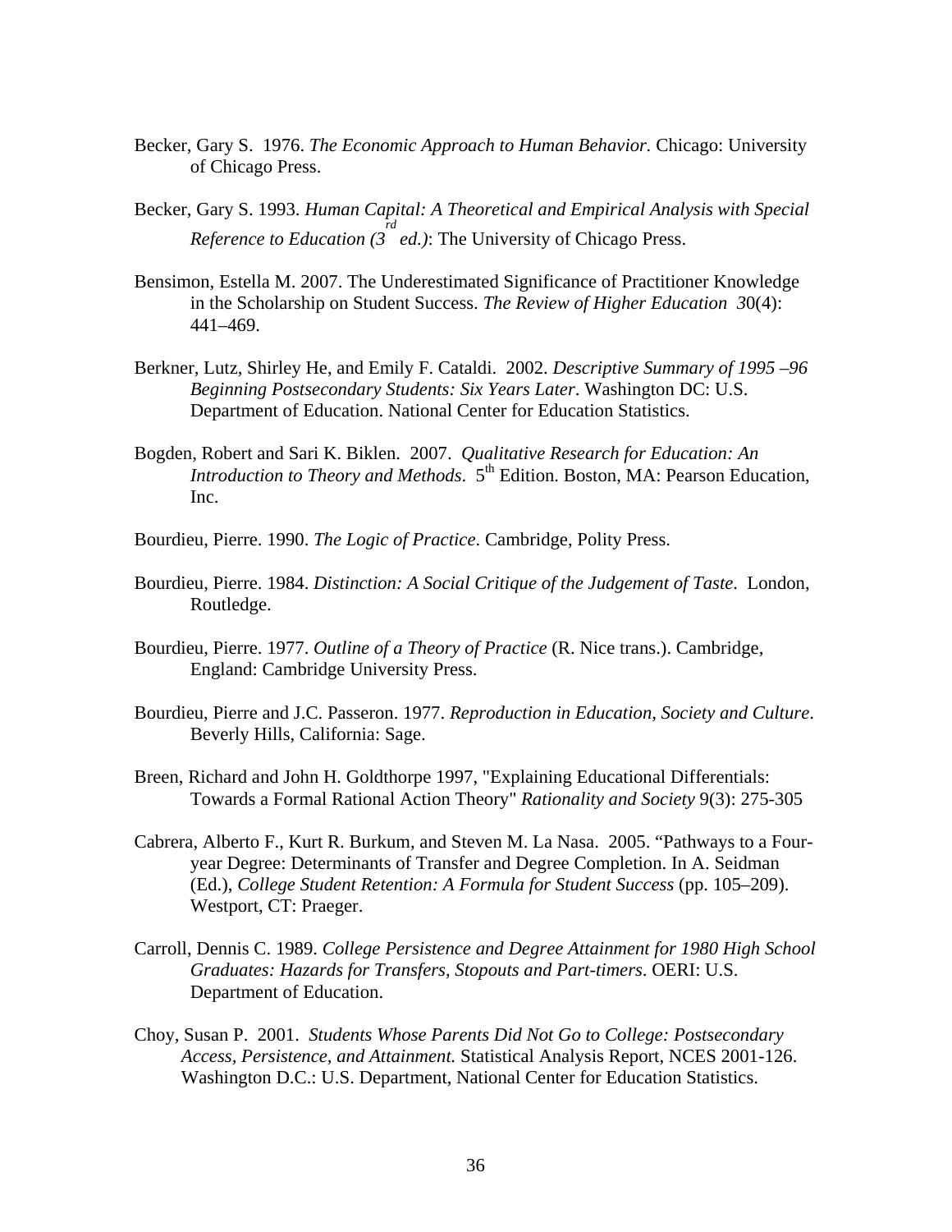Becker, Gary S. 1976. *The Economic Approach to Human Behavior.* Chicago: University of Chicago Press.

Becker, Gary S. 1993. *Human Capital: A Theoretical and Empirical Analysis with Special Reference to Education (3rd ed.)*: The University of Chicago Press.

Bensimon, Estella M. 2007. The Underestimated Significance of Practitioner Knowledge in the Scholarship on Student Success. *The Review of Higher Education 3*0(4): 441–469.

Berkner, Lutz, Shirley He, and Emily F. Cataldi. 2002. *Descriptive Summary of 1995 –96 Beginning Postsecondary Students: Six Years Later*. Washington DC: U.S. Department of Education. National Center for Education Statistics.

Bogden, Robert and Sari K. Biklen. 2007. *Qualitative Research for Education: An Introduction to Theory and Methods*. 5th Edition. Boston, MA: Pearson Education, Inc.

Bourdieu, Pierre. 1990. *The Logic of Practice*. Cambridge, Polity Press.

Bourdieu, Pierre. 1984. *Distinction: A Social Critique of the Judgement of Taste*. London, Routledge.

Bourdieu, Pierre. 1977. *Outline of a Theory of Practice* (R. Nice trans.). Cambridge, England: Cambridge University Press.

Bourdieu, Pierre and J.C. Passeron. 1977. *Reproduction in Education, Society and Culture*. Beverly Hills, California: Sage.

Breen, Richard and John H. Goldthorpe 1997, "Explaining Educational Differentials: Towards a Formal Rational Action Theory" *Rationality and Society* 9(3): 275-305

Cabrera, Alberto F., Kurt R. Burkum, and Steven M. La Nasa. 2005. "Pathways to a Four-year Degree: Determinants of Transfer and Degree Completion. In A. Seidman (Ed.), *College Student Retention: A Formula for Student Success* (pp. 105–209). Westport, CT: Praeger.

Carroll, Dennis C. 1989. *College Persistence and Degree Attainment for 1980 High School Graduates: Hazards for Transfers, Stopouts and Part-timers*. OERI: U.S. Department of Education.

Choy, Susan P. 2001. *Students Whose Parents Did Not Go to College: Postsecondary Access, Persistence, and Attainment.* Statistical Analysis Report, NCES 2001-126. Washington D.C.: U.S. Department, National Center for Education Statistics.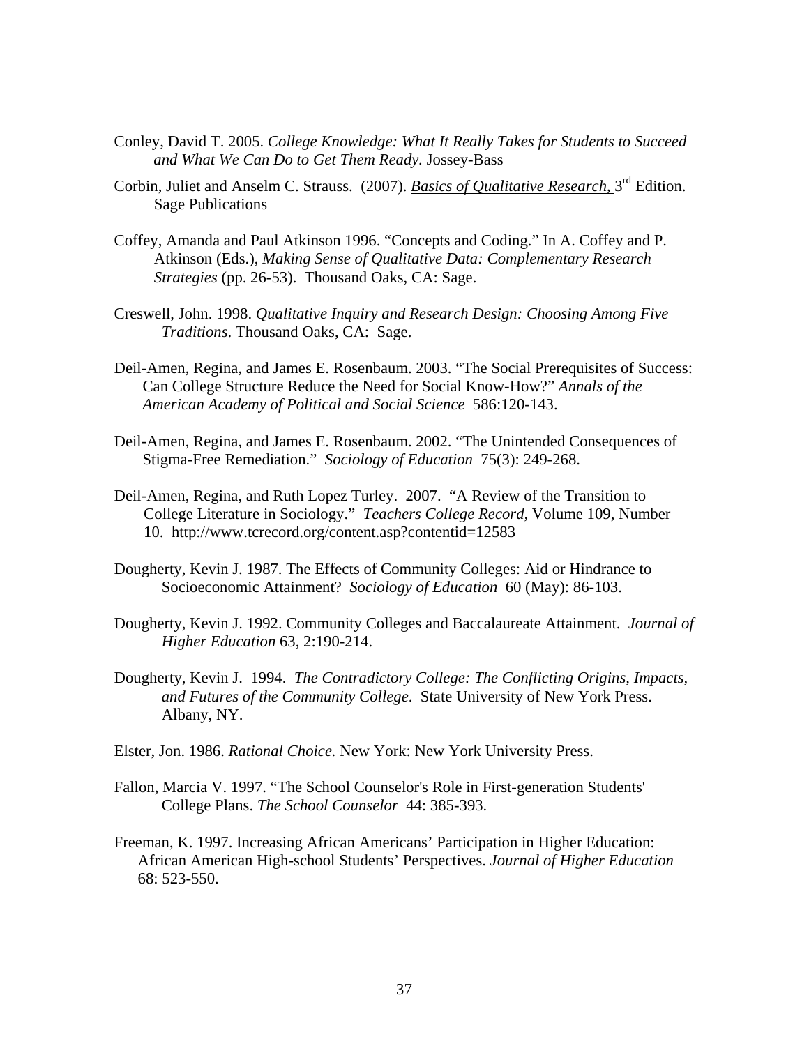Conley, David T. 2005. *College Knowledge: What It Really Takes for Students to Succeed and What We Can Do to Get Them Ready.* Jossey-Bass

Corbin, Juliet and Anselm C. Strauss. (2007). *Basics of Qualitative Research,* 3rd Edition. Sage Publications

Coffey, Amanda and Paul Atkinson 1996. "Concepts and Coding." In A. Coffey and P. Atkinson (Eds.), *Making Sense of Qualitative Data: Complementary Research Strategies* (pp. 26-53). Thousand Oaks, CA: Sage.

Creswell, John. 1998. *Qualitative Inquiry and Research Design: Choosing Among Five Traditions*. Thousand Oaks, CA: Sage.

Deil-Amen, Regina, and James E. Rosenbaum. 2003. "The Social Prerequisites of Success: Can College Structure Reduce the Need for Social Know-How?" *Annals of the American Academy of Political and Social Science* 586:120-143.

Deil-Amen, Regina, and James E. Rosenbaum. 2002. "The Unintended Consequences of Stigma-Free Remediation." *Sociology of Education* 75(3): 249-268.

Deil-Amen, Regina, and Ruth Lopez Turley. 2007. "A Review of the Transition to College Literature in Sociology." *Teachers College Record*, Volume 109, Number 10. http://www.tcrecord.org/content.asp?contentid=12583

Dougherty, Kevin J. 1987. The Effects of Community Colleges: Aid or Hindrance to Socioeconomic Attainment? *Sociology of Education* 60 (May): 86-103.

Dougherty, Kevin J. 1992. Community Colleges and Baccalaureate Attainment. *Journal of Higher Education* 63, 2:190-214.

Dougherty, Kevin J. 1994. *The Contradictory College: The Conflicting Origins, Impacts, and Futures of the Community College*. State University of New York Press. Albany, NY.

Elster, Jon. 1986. *Rational Choice.* New York: New York University Press.

Fallon, Marcia V. 1997. "The School Counselor's Role in First-generation Students' College Plans. *The School Counselor* 44: 385-393.

Freeman, K. 1997. Increasing African Americans' Participation in Higher Education: African American High-school Students' Perspectives. *Journal of Higher Education* 68: 523-550.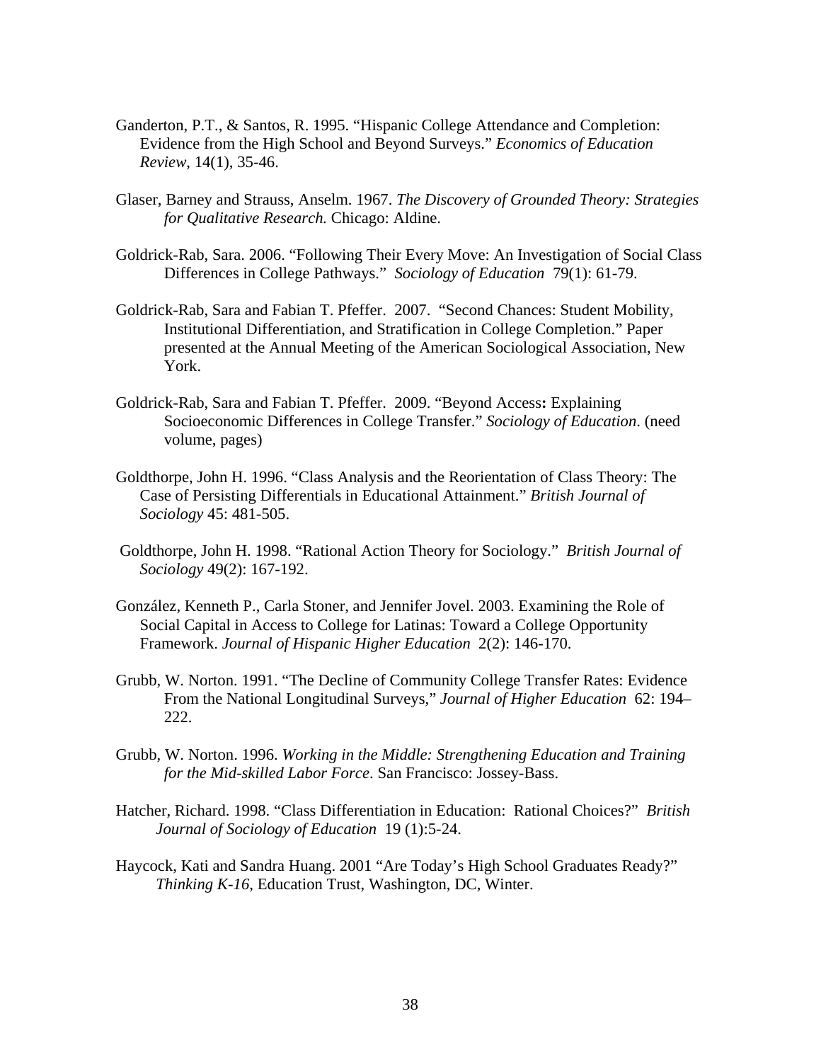Ganderton, P.T., & Santos, R. 1995. "Hispanic College Attendance and Completion: Evidence from the High School and Beyond Surveys." *Economics of Education Review*, 14(1), 35-46.

Glaser, Barney and Strauss, Anselm. 1967. *The Discovery of Grounded Theory: Strategies for Qualitative Research.* Chicago: Aldine.

Goldrick-Rab, Sara. 2006. "Following Their Every Move: An Investigation of Social Class Differences in College Pathways." *Sociology of Education* 79(1): 61-79.

Goldrick-Rab, Sara and Fabian T. Pfeffer. 2007. "Second Chances: Student Mobility, Institutional Differentiation, and Stratification in College Completion." Paper presented at the Annual Meeting of the American Sociological Association, New York.

Goldrick-Rab, Sara and Fabian T. Pfeffer. 2009. "Beyond Access**:** Explaining Socioeconomic Differences in College Transfer." *Sociology of Education*. (need volume, pages)

Goldthorpe, John H. 1996. "Class Analysis and the Reorientation of Class Theory: The Case of Persisting Differentials in Educational Attainment." *British Journal of Sociology* 45: 481-505.

Goldthorpe, John H. 1998. "Rational Action Theory for Sociology." *British Journal of Sociology* 49(2): 167-192.

González, Kenneth P., Carla Stoner, and Jennifer Jovel. 2003. Examining the Role of Social Capital in Access to College for Latinas: Toward a College Opportunity Framework. *Journal of Hispanic Higher Education* 2(2): 146-170.

Grubb, W. Norton. 1991. "The Decline of Community College Transfer Rates: Evidence From the National Longitudinal Surveys," *Journal of Higher Education* 62: 194–222.

Grubb, W. Norton. 1996. *Working in the Middle: Strengthening Education and Training for the Mid-skilled Labor Force*. San Francisco: Jossey-Bass.

Hatcher, Richard. 1998. "Class Differentiation in Education: Rational Choices?" *British Journal of Sociology of Education* 19 (1):5-24.

Haycock, Kati and Sandra Huang. 2001 "Are Today's High School Graduates Ready?" *Thinking K-16*, Education Trust, Washington, DC, Winter.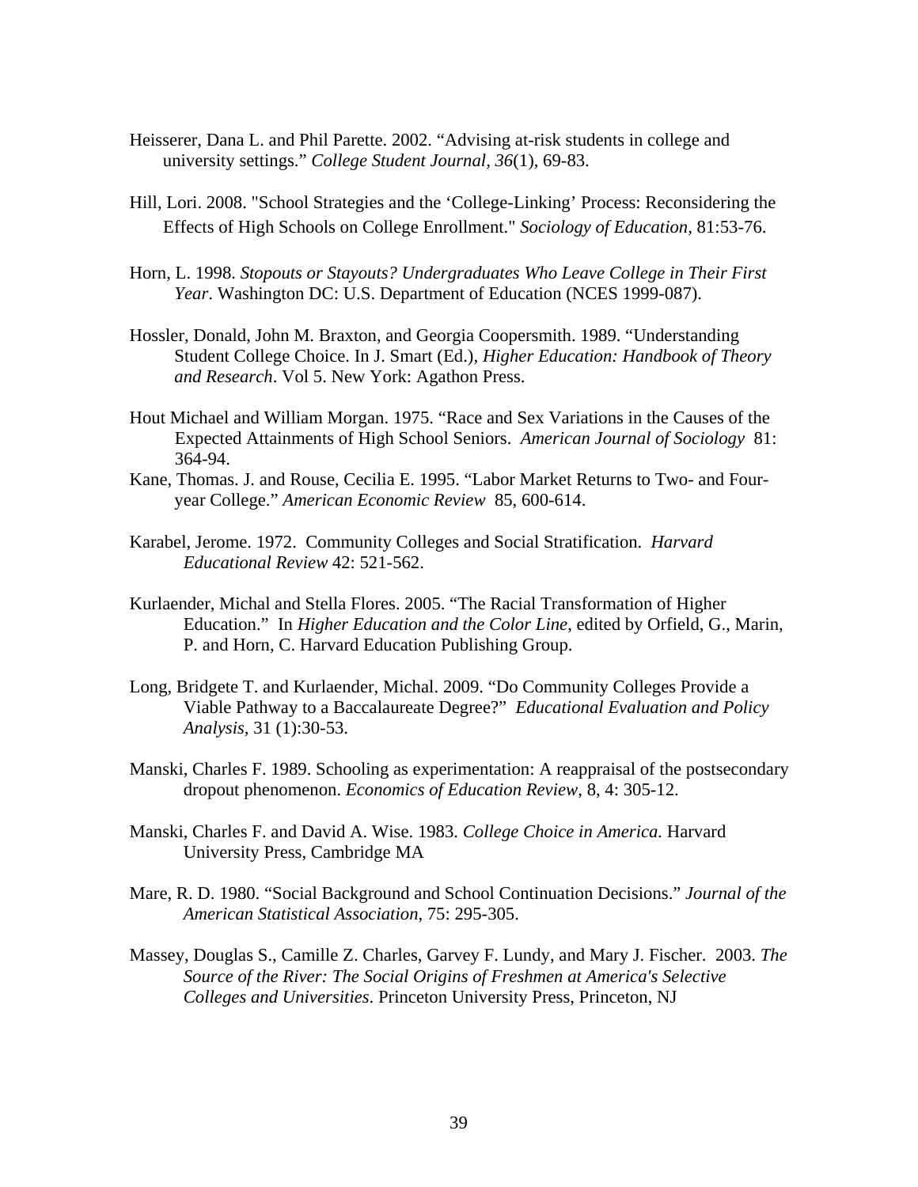Heisserer, Dana L. and Phil Parette. 2002. "Advising at-risk students in college and university settings." *College Student Journal, 36*(1), 69-83.

Hill, Lori. 2008. "School Strategies and the 'College-Linking' Process: Reconsidering the Effects of High Schools on College Enrollment." *Sociology of Education*, 81:53-76.

Horn, L. 1998. *Stopouts or Stayouts? Undergraduates Who Leave College in Their First Year*. Washington DC: U.S. Department of Education (NCES 1999-087).

Hossler, Donald, John M. Braxton, and Georgia Coopersmith. 1989. "Understanding Student College Choice. In J. Smart (Ed.), *Higher Education: Handbook of Theory and Research*. Vol 5. New York: Agathon Press.

Hout Michael and William Morgan. 1975. "Race and Sex Variations in the Causes of the Expected Attainments of High School Seniors. *American Journal of Sociology* 81: 364-94.

Kane, Thomas. J. and Rouse, Cecilia E. 1995. "Labor Market Returns to Two- and Four-year College." *American Economic Review* 85, 600-614.

Karabel, Jerome. 1972. Community Colleges and Social Stratification. *Harvard Educational Review* 42: 521-562.

Kurlaender, Michal and Stella Flores. 2005. "The Racial Transformation of Higher Education." In *Higher Education and the Color Line*, edited by Orfield, G., Marin, P. and Horn, C. Harvard Education Publishing Group.

Long, Bridgete T. and Kurlaender, Michal. 2009. "Do Community Colleges Provide a Viable Pathway to a Baccalaureate Degree?" *Educational Evaluation and Policy Analysis*, 31 (1):30-53.

Manski, Charles F. 1989. Schooling as experimentation: A reappraisal of the postsecondary dropout phenomenon. *Economics of Education Review*, 8, 4: 305-12.

Manski, Charles F. and David A. Wise. 1983. *College Choice in America.* Harvard University Press, Cambridge MA

Mare, R. D. 1980. "Social Background and School Continuation Decisions." *Journal of the American Statistical Association*, 75: 295-305.

Massey, Douglas S., Camille Z. Charles, Garvey F. Lundy, and Mary J. Fischer. 2003. *The Source of the River: The Social Origins of Freshmen at America's Selective Colleges and Universities*. Princeton University Press, Princeton, NJ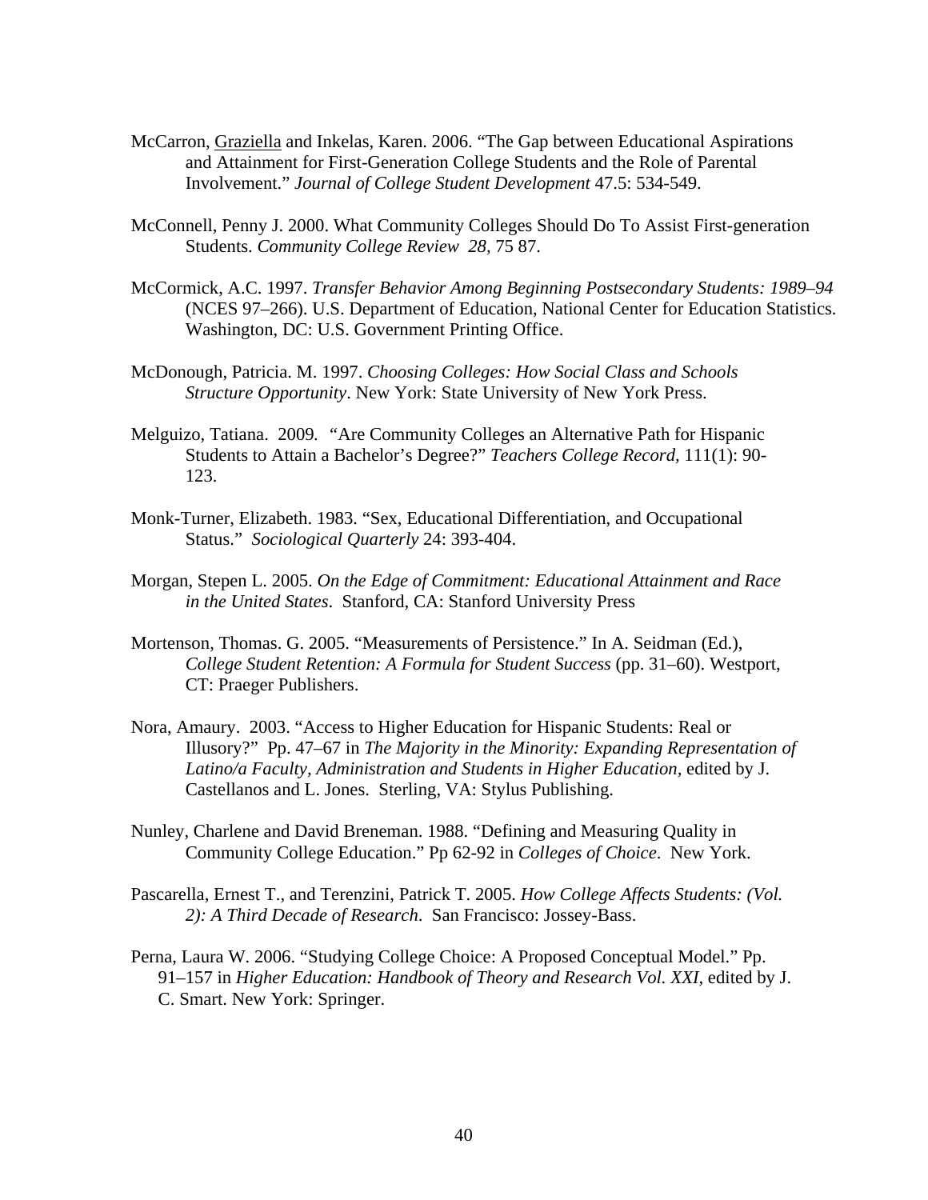McCarron, Graziella and Inkelas, Karen. 2006. "The Gap between Educational Aspirations and Attainment for First-Generation College Students and the Role of Parental Involvement." *Journal of College Student Development* 47.5: 534-549.

McConnell, Penny J. 2000. What Community Colleges Should Do To Assist First-generation Students. *Community College Review 28,* 75 87.

McCormick, A.C. 1997. *Transfer Behavior Among Beginning Postsecondary Students: 1989–94* (NCES 97–266). U.S. Department of Education, National Center for Education Statistics. Washington, DC: U.S. Government Printing Office.

McDonough, Patricia. M. 1997. *Choosing Colleges: How Social Class and Schools Structure Opportunity*. New York: State University of New York Press.

Melguizo, Tatiana. 2009. "Are Community Colleges an Alternative Path for Hispanic Students to Attain a Bachelor's Degree?" *Teachers College Record,* 111(1): 90-123.

Monk-Turner, Elizabeth. 1983. "Sex, Educational Differentiation, and Occupational Status." *Sociological Quarterly* 24: 393-404.

Morgan, Stephen L. 2005. *On the Edge of Commitment: Educational Attainment and Race in the United States*. Stanford, CA: Stanford University Press

Mortenson, Thomas. G. 2005. "Measurements of Persistence." In A. Seidman (Ed.), *College Student Retention: A Formula for Student Success* (pp. 31–60). Westport, CT: Praeger Publishers.

Nora, Amaury. 2003. "Access to Higher Education for Hispanic Students: Real or Illusory?" Pp. 47–67 in *The Majority in the Minority: Expanding Representation of Latino/a Faculty, Administration and Students in Higher Education,* edited by J. Castellanos and L. Jones. Sterling, VA: Stylus Publishing.

Nunley, Charlene and David Breneman. 1988. "Defining and Measuring Quality in Community College Education." Pp 62-92 in *Colleges of Choice*. New York.

Pascarella, Ernest T., and Terenzini, Patrick T. 2005. *How College Affects Students: (Vol. 2): A Third Decade of Research*. San Francisco: Jossey-Bass.

Perna, Laura W. 2006. "Studying College Choice: A Proposed Conceptual Model." Pp. 91–157 in *Higher Education: Handbook of Theory and Research Vol. XXI,* edited by J. C. Smart. New York: Springer.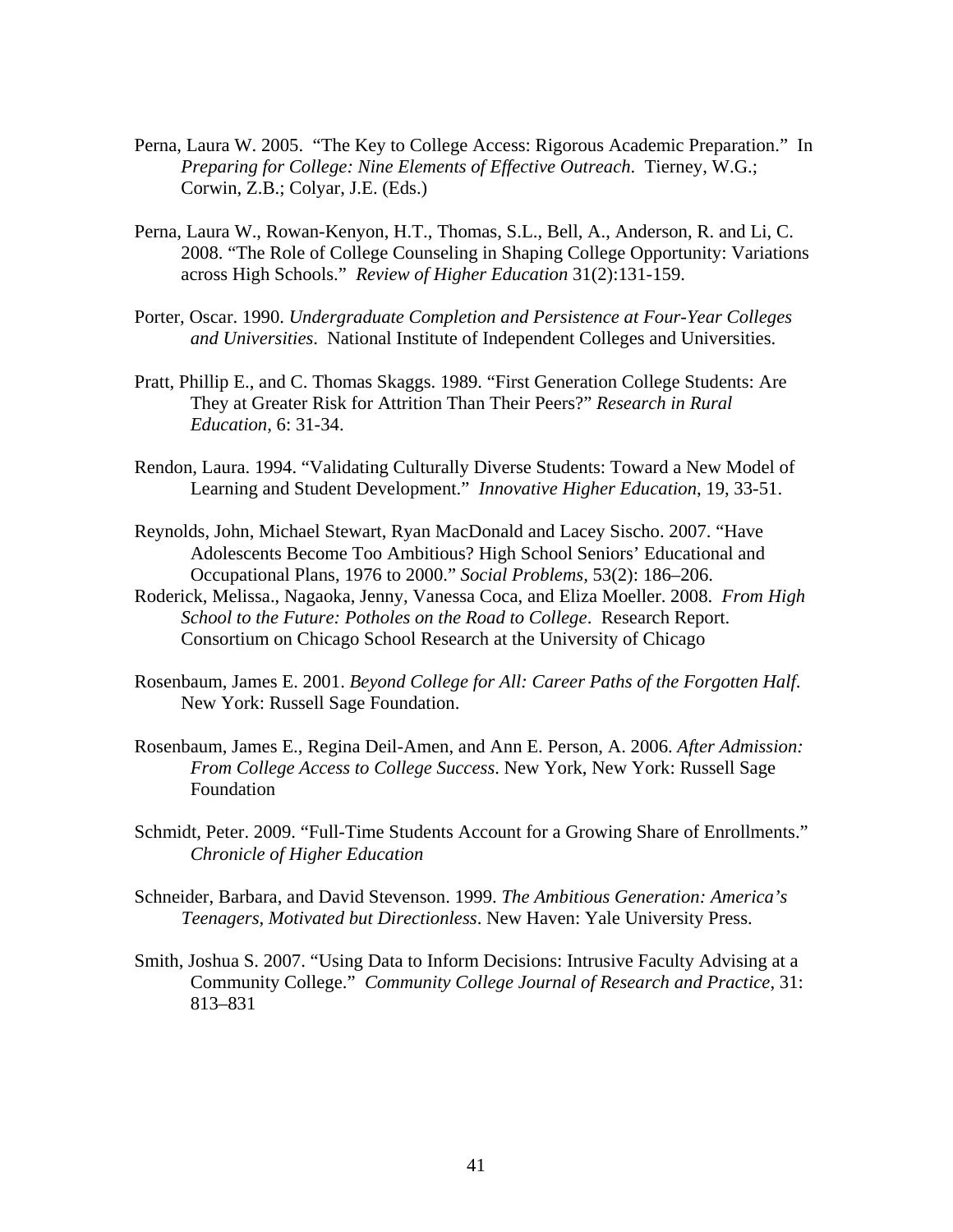Perna, Laura W. 2005. "The Key to College Access: Rigorous Academic Preparation." In *Preparing for College: Nine Elements of Effective Outreach*. Tierney, W.G.; Corwin, Z.B.; Colyar, J.E. (Eds.)

Perna, Laura W., Rowan-Kenyon, H.T., Thomas, S.L., Bell, A., Anderson, R. and Li, C. 2008. "The Role of College Counseling in Shaping College Opportunity: Variations across High Schools." *Review of Higher Education* 31(2):131-159.

Porter, Oscar. 1990. *Undergraduate Completion and Persistence at Four-Year Colleges and Universities*. National Institute of Independent Colleges and Universities.

Pratt, Phillip E., and C. Thomas Skaggs. 1989. "First Generation College Students: Are They at Greater Risk for Attrition Than Their Peers?" *Research in Rural Education,* 6: 31-34.

Rendon, Laura. 1994. "Validating Culturally Diverse Students: Toward a New Model of Learning and Student Development." *Innovative Higher Education*, 19, 33-51.

Reynolds, John, Michael Stewart, Ryan MacDonald and Lacey Sischo. 2007. "Have Adolescents Become Too Ambitious? High School Seniors' Educational and Occupational Plans, 1976 to 2000." *Social Problems,* 53(2): 186–206.

Roderick, Melissa., Nagaoka, Jenny, Vanessa Coca, and Eliza Moeller. 2008. *From High School to the Future: Potholes on the Road to College*. Research Report. Consortium on Chicago School Research at the University of Chicago

Rosenbaum, James E. 2001. *Beyond College for All: Career Paths of the Forgotten Half.* New York: Russell Sage Foundation.

Rosenbaum, James E., Regina Deil-Amen, and Ann E. Person, A. 2006. *After Admission: From College Access to College Success*. New York, New York: Russell Sage Foundation

Schmidt, Peter. 2009. "Full-Time Students Account for a Growing Share of Enrollments." *Chronicle of Higher Education*

Schneider, Barbara, and David Stevenson. 1999. *The Ambitious Generation: America's Teenagers, Motivated but Directionless*. New Haven: Yale University Press.

Smith, Joshua S. 2007. "Using Data to Inform Decisions: Intrusive Faculty Advising at a Community College." *Community College Journal of Research and Practice*, 31: 813–831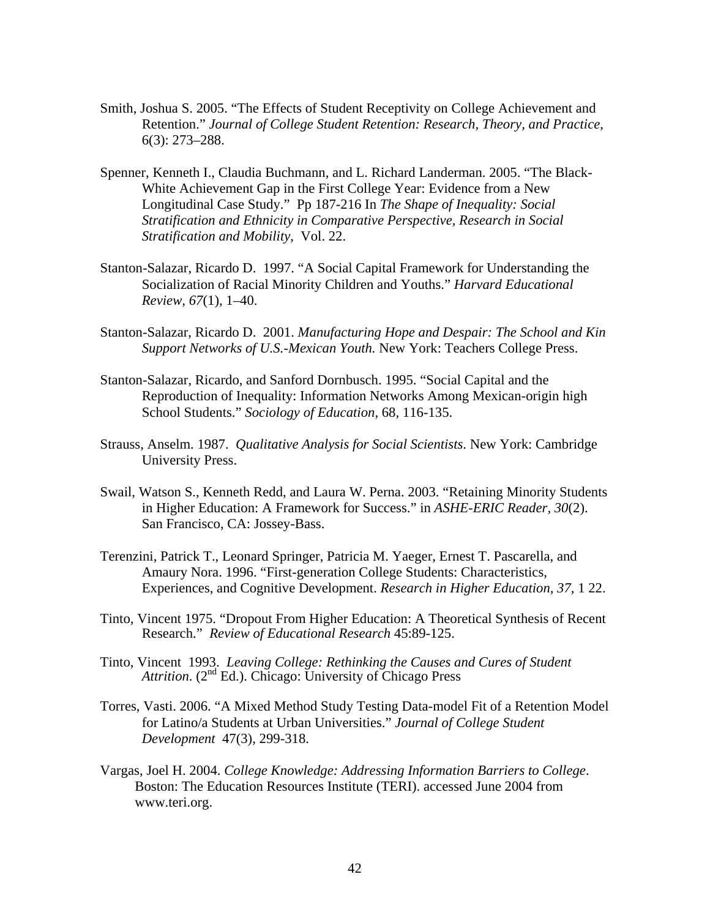Smith, Joshua S. 2005. "The Effects of Student Receptivity on College Achievement and Retention." *Journal of College Student Retention: Research, Theory, and Practice*, 6(3): 273–288.

Spenner, Kenneth I., Claudia Buchmann, and L. Richard Landerman. 2005. "The Black-White Achievement Gap in the First College Year: Evidence from a New Longitudinal Case Study." Pp 187-216 In *The Shape of Inequality: Social Stratification and Ethnicity in Comparative Perspective, Research in Social Stratification and Mobility*, Vol. 22.

Stanton-Salazar, Ricardo D. 1997. "A Social Capital Framework for Understanding the Socialization of Racial Minority Children and Youths." *Harvard Educational Review, 67*(1), 1–40.

Stanton-Salazar, Ricardo D. 2001. *Manufacturing Hope and Despair: The School and Kin Support Networks of U.S.-Mexican Youth.* New York: Teachers College Press.

Stanton-Salazar, Ricardo, and Sanford Dornbusch. 1995. "Social Capital and the Reproduction of Inequality: Information Networks Among Mexican-origin high School Students." *Sociology of Education*, 68, 116-135.

Strauss, Anselm. 1987. *Qualitative Analysis for Social Scientists*. New York: Cambridge University Press.

Swail, Watson S., Kenneth Redd, and Laura W. Perna. 2003. "Retaining Minority Students in Higher Education: A Framework for Success." in *ASHE-ERIC Reader, 30*(2). San Francisco, CA: Jossey-Bass.

Terenzini, Patrick T., Leonard Springer, Patricia M. Yaeger, Ernest T. Pascarella, and Amaury Nora. 1996. "First-generation College Students: Characteristics, Experiences, and Cognitive Development. *Research in Higher Education, 37,* 1 22.

Tinto, Vincent 1975. "Dropout From Higher Education: A Theoretical Synthesis of Recent Research." *Review of Educational Research* 45:89-125.

Tinto, Vincent 1993. *Leaving College: Rethinking the Causes and Cures of Student Attrition.* (2nd Ed.). Chicago: University of Chicago Press

Torres, Vasti. 2006. "A Mixed Method Study Testing Data-model Fit of a Retention Model for Latino/a Students at Urban Universities." *Journal of College Student Development* 47(3), 299-318.

Vargas, Joel H. 2004. *College Knowledge: Addressing Information Barriers to College*. Boston: The Education Resources Institute (TERI). accessed June 2004 from www.teri.org.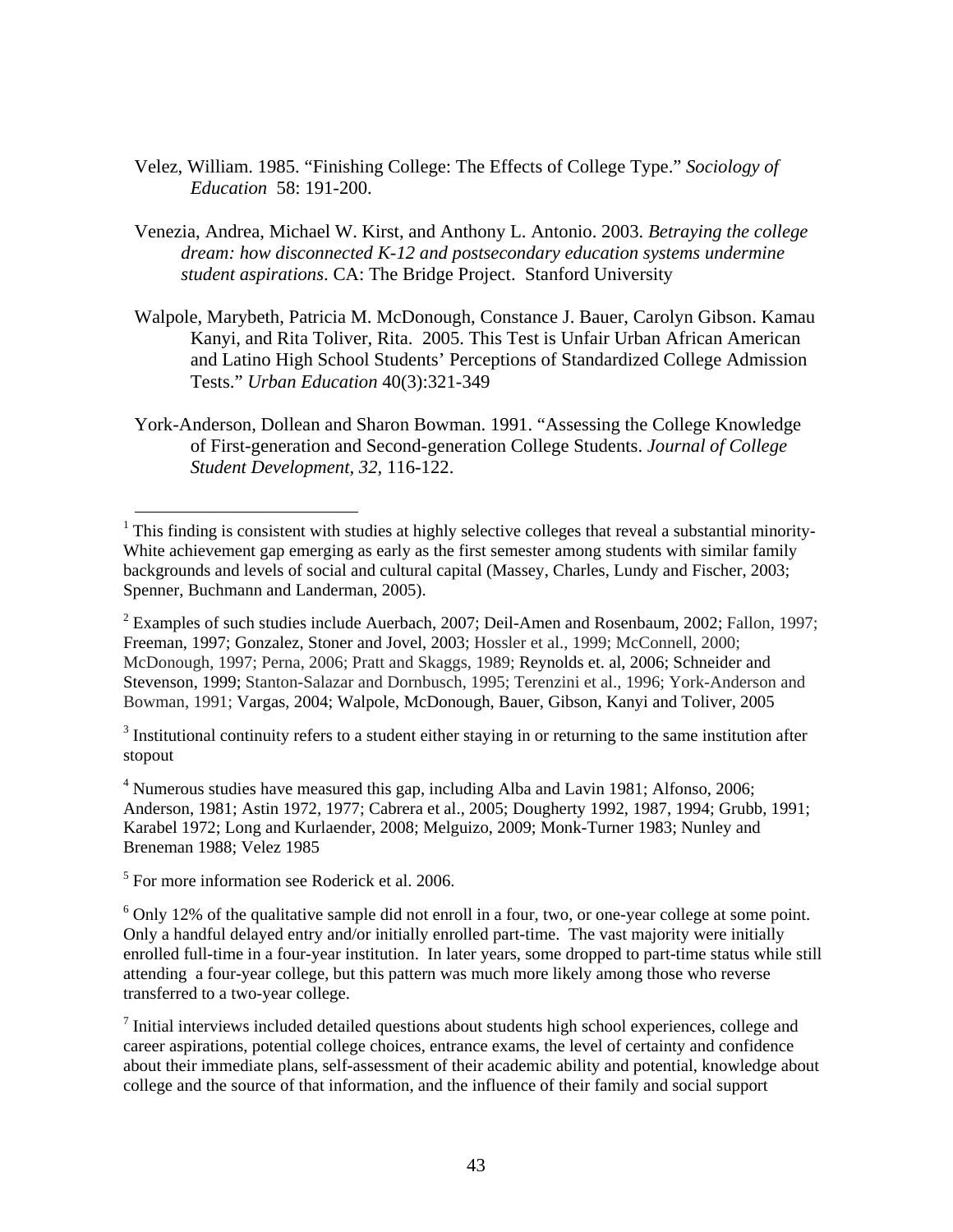Velez, William. 1985. "Finishing College: The Effects of College Type." *Sociology of Education* 58: 191-200.

Venezia, Andrea, Michael W. Kirst, and Anthony L. Antonio. 2003. *Betraying the college dream: how disconnected K-12 and postsecondary education systems undermine student aspirations*. CA: The Bridge Project. Stanford University

Walpole, Marybeth, Patricia M. McDonough, Constance J. Bauer, Carolyn Gibson. Kamau Kanyi, and Rita Toliver, Rita. 2005. This Test is Unfair Urban African American and Latino High School Students' Perceptions of Standardized College Admission Tests." *Urban Education* 40(3):321-349

York-Anderson, Dollean and Sharon Bowman. 1991. "Assessing the College Knowledge of First-generation and Second-generation College Students. *Journal of College Student Development, 32,* 116-122.

---

[1] This finding is consistent with studies at highly selective colleges that reveal a substantial minority-White achievement gap emerging as early as the first semester among students with similar family backgrounds and levels of social and cultural capital (Massey, Charles, Lundy and Fischer, 2003; Spenner, Buchmann and Landerman, 2005).

[2] Examples of such studies include Auerbach, 2007; Deil-Amen and Rosenbaum, 2002; Fallon, 1997; Freeman, 1997; Gonzalez, Stoner and Jovel, 2003; Hossler et al., 1999; McConnell, 2000; McDonough, 1997; Perna, 2006; Pratt and Skaggs, 1989; Reynolds et. al, 2006; Schneider and Stevenson, 1999; Stanton-Salazar and Dornbusch, 1995; Terenzini et al., 1996; York-Anderson and Bowman, 1991; Vargas, 2004; Walpole, McDonough, Bauer, Gibson, Kanyi and Toliver, 2005

[3] Institutional continuity refers to a student either staying in or returning to the same institution after stopout

[4] Numerous studies have measured this gap, including Alba and Lavin 1981; Alfonso, 2006; Anderson, 1981; Astin 1972, 1977; Cabrera et al., 2005; Dougherty 1992, 1987, 1994; Grubb, 1991; Karabel 1972; Long and Kurlaender, 2008; Melguizo, 2009; Monk-Turner 1983; Nunley and Breneman 1988; Velez 1985

[5] For more information see Roderick et al. 2006.

[6] Only 12% of the qualitative sample did not enroll in a four, two, or one-year college at some point. Only a handful delayed entry and/or initially enrolled part-time. The vast majority were initially enrolled full-time in a four-year institution. In later years, some dropped to part-time status while still attending a four-year college, but this pattern was much more likely among those who reverse transferred to a two-year college.

[7] Initial interviews included detailed questions about students high school experiences, college and career aspirations, potential college choices, entrance exams, the level of certainty and confidence about their immediate plans, self-assessment of their academic ability and potential, knowledge about college and the source of that information, and the influence of their family and social support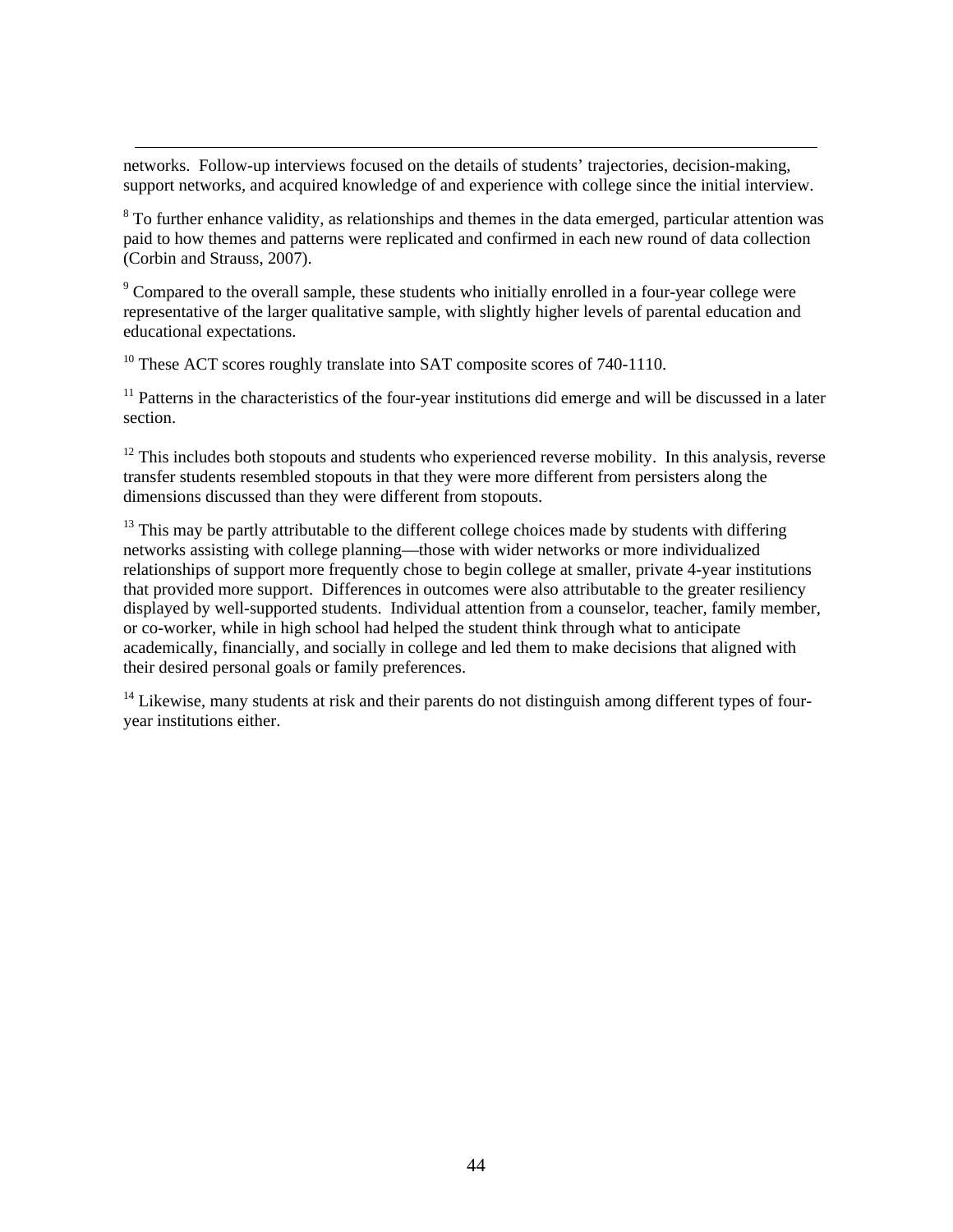networks. Follow-up interviews focused on the details of students' trajectories, decision-making, support networks, and acquired knowledge of and experience with college since the initial interview.

[8] To further enhance validity, as relationships and themes in the data emerged, particular attention was paid to how themes and patterns were replicated and confirmed in each new round of data collection (Corbin and Strauss, 2007).

[9] Compared to the overall sample, these students who initially enrolled in a four-year college were representative of the larger qualitative sample, with slightly higher levels of parental education and educational expectations.

[10] These ACT scores roughly translate into SAT composite scores of 740-1110.

[11] Patterns in the characteristics of the four-year institutions did emerge and will be discussed in a later section.

[12] This includes both stopouts and students who experienced reverse mobility. In this analysis, reverse transfer students resembled stopouts in that they were more different from persisters along the dimensions discussed than they were different from stopouts.

[13] This may be partly attributable to the different college choices made by students with differing networks assisting with college planning—those with wider networks or more individualized relationships of support more frequently chose to begin college at smaller, private 4-year institutions that provided more support. Differences in outcomes were also attributable to the greater resiliency displayed by well-supported students. Individual attention from a counselor, teacher, family member, or co-worker, while in high school had helped the student think through what to anticipate academically, financially, and socially in college and led them to make decisions that aligned with their desired personal goals or family preferences.

[14] Likewise, many students at risk and their parents do not distinguish among different types of four-year institutions either.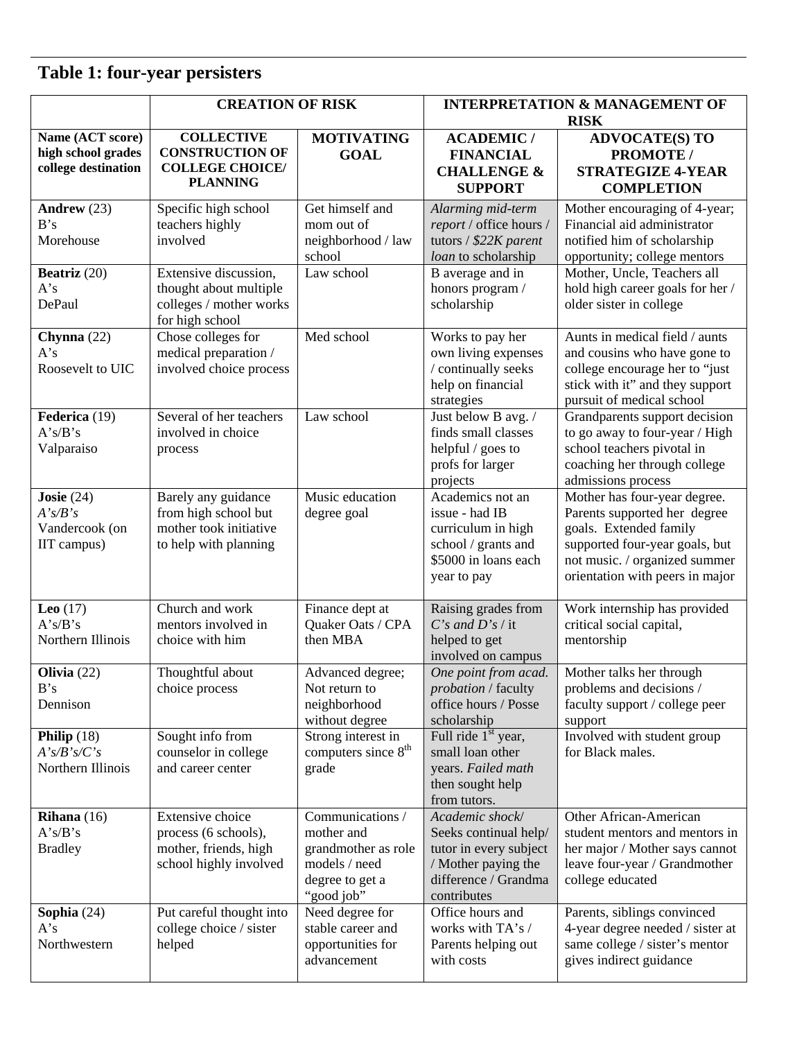## Table 1: four-year persisters

| | CREATION OF RISK | | INTERPRETATION & MANAGEMENT OF RISK | |
|---|---|---|---|---|
| **Name (ACT score) high school grades college destination** | **COLLECTIVE CONSTRUCTION OF COLLEGE CHOICE/ PLANNING** | **MOTIVATING GOAL** | **ACADEMIC / FINANCIAL CHALLENGE & SUPPORT** | **ADVOCATE(S) TO PROMOTE / STRATEGIZE 4-YEAR COMPLETION** |
| **Andrew** (23) B's Morehouse | Specific high school teachers highly involved | Get himself and mom out of neighborhood / law school | *Alarming mid-term report* / office hours / tutors / *$22K parent loan* to scholarship | Mother encouraging of 4-year; Financial aid administrator notified him of scholarship opportunity; college mentors |
| **Beatriz** (20) A's DePaul | Extensive discussion, thought about multiple colleges / mother works for high school | Law school | B average and in honors program / scholarship | Mother, Uncle, Teachers all hold high career goals for her / older sister in college |
| **Chynna** (22) A's Roosevelt to UIC | Chose colleges for medical preparation / involved choice process | Med school | Works to pay her own living expenses / continually seeks help on financial strategies | Aunts in medical field / aunts and cousins who have gone to college encourage her to "just stick with it" and they support pursuit of medical school |
| **Federica** (19) A's/B's Valparaiso | Several of her teachers involved in choice process | Law school | Just below B avg. / finds small classes helpful / goes to profs for larger projects | Grandparents support decision to go away to four-year / High school teachers pivotal in coaching her through college admissions process |
| **Josie** (24) *A's/B's* Vandercook (on IIT campus) | Barely any guidance from high school but mother took initiative to help with planning | Music education degree goal | Academics not an issue - had IB curriculum in high school / grants and $5000 in loans each year to pay | Mother has four-year degree. Parents supported her degree goals. Extended family supported four-year goals, but not music. / organized summer orientation with peers in major |
| **Leo** (17) A's/B's Northern Illinois | Church and work mentors involved in choice with him | Finance dept at Quaker Oats / CPA then MBA | Raising grades from *C's and D's* / it helped to get involved on campus | Work internship has provided critical social capital, mentorship |
| **Olivia** (22) B's Dennison | Thoughtful about choice process | Advanced degree; Not return to neighborhood without degree | *One point from acad. probation* / faculty office hours / Posse scholarship | Mother talks her through problems and decisions / faculty support / college peer support |
| **Philip** (18) *A's/B's/C's* Northern Illinois | Sought info from counselor in college and career center | Strong interest in computers since 8th grade | Full ride 1st year, small loan other years. *Failed math* then sought help from tutors. | Involved with student group for Black males. |
| **Rihana** (16) A's/B's Bradley | Extensive choice process (6 schools), mother, friends, high school highly involved | Communications / mother and grandmother as role models / need degree to get a "good job" | *Academic shock*/ Seeks continual help/ tutor in every subject / Mother paying the difference / Grandma contributes | Other African-American student mentors and mentors in her major / Mother says cannot leave four-year / Grandmother college educated |
| **Sophia** (24) A's Northwestern | Put careful thought into college choice / sister helped | Need degree for stable career and opportunities for advancement | Office hours and works with TA's / Parents helping out with costs | Parents, siblings convinced 4-year degree needed / sister at same college / sister's mentor gives indirect guidance |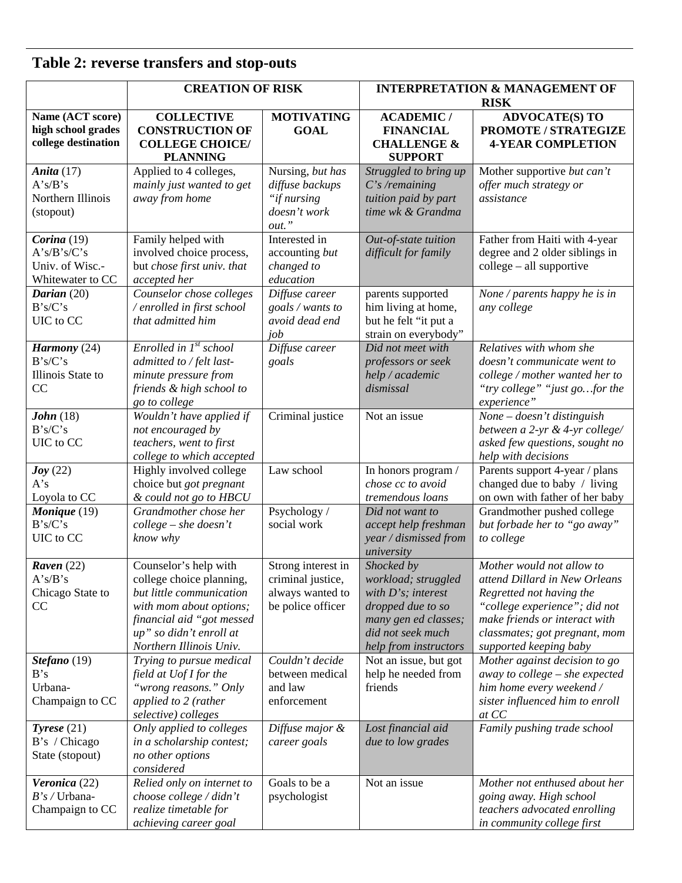## Table 2: reverse transfers and stop-outs

| | CREATION OF RISK | | INTERPRETATION & MANAGEMENT OF RISK | |
|---|---|---|---|---|
| **Name (ACT score) high school grades college destination** | **COLLECTIVE CONSTRUCTION OF COLLEGE CHOICE/ PLANNING** | **MOTIVATING GOAL** | **ACADEMIC / FINANCIAL CHALLENGE & SUPPORT** | **ADVOCATE(S) TO PROMOTE / STRATEGIZE 4-YEAR COMPLETION** |
| ***Anita*** (17) A's/B's Northern Illinois (stopout) | Applied to 4 colleges, *mainly just wanted to get away from home* | Nursing, *but has diffuse backups "if nursing doesn't work out."* | *Struggled to bring up C's /remaining tuition paid by part time wk & Grandma* | Mother supportive *but can't offer much strategy or assistance* |
| ***Corina*** (19) A's/B's/C's Univ. of Wisc.-Whitewater to CC | Family helped with involved choice process, but *chose first univ. that accepted her* | Interested in accounting *but changed to education* | *Out-of-state tuition difficult for family* | Father from Haiti with 4-year degree and 2 older siblings in college – all supportive |
| ***Darian*** (20) B's/C's UIC to CC | *Counselor chose colleges / enrolled in first school that admitted him* | *Diffuse career goals / wants to avoid dead end job* | parents supported him living at home, but he felt "it put a strain on everybody" | *None / parents happy he is in any college* |
| ***Harmony*** (24) B's/C's Illinois State to CC | *Enrolled in 1st school admitted to / felt last-minute pressure from friends & high school to go to college* | *Diffuse career goals* | *Did not meet with professors or seek help / academic dismissal* | *Relatives with whom she doesn't communicate went to college / mother wanted her to "try college" "just go…for the experience"* |
| ***John*** (18) B's/C's UIC to CC | *Wouldn't have applied if not encouraged by teachers, went to first college to which accepted* | Criminal justice | Not an issue | *None – doesn't distinguish between a 2-yr & 4-yr college/ asked few questions, sought no help with decisions* |
| ***Joy*** (22) A's Loyola to CC | Highly involved college choice but *got pregnant & could not go to HBCU* | Law school | In honors program / *chose cc to avoid tremendous loans* | Parents support 4-year / plans changed due to baby / living on own with father of her baby |
| ***Monique*** (19) B's/C's UIC to CC | *Grandmother chose her college – she doesn't know why* | Psychology / social work | *Did not want to accept help freshman year / dismissed from university* | Grandmother pushed college *but forbade her to "go away" to college* |
| ***Raven*** (22) A's/B's Chicago State to CC | Counselor's help with college choice planning, *but little communication with mom about options; financial aid "got messed up" so didn't enroll at Northern Illinois Univ.* | Strong interest in criminal justice, always wanted to be police officer | *Shocked by workload; struggled with D's; interest dropped due to so many gen ed classes; did not seek much help from instructors* | *Mother would not allow to attend Dillard in New Orleans Regretted not having the "college experience"; did not make friends or interact with classmates; got pregnant, mom supported keeping baby* |
| ***Stefano*** (19) B's Urbana-Champaign to CC | *Trying to pursue medical field at U of I for the "wrong reasons." Only applied to 2 (rather selective) colleges* | *Couldn't decide between medical and law enforcement* | Not an issue, but got help he needed from friends | *Mother against decision to go away to college – she expected him home every weekend / sister influenced him to enroll at CC* |
| ***Tyrese*** (21) B's / Chicago State (stopout) | *Only applied to colleges in a scholarship contest; no other options considered* | *Diffuse major & career goals* | *Lost financial aid due to low grades* | *Family pushing trade school* |
| ***Veronica*** (22) *B's* / Urbana-Champaign to CC | *Relied only on internet to choose college / didn't realize timetable for achieving career goal* | Goals to be a psychologist | Not an issue | *Mother not enthused about her going away. High school teachers advocated enrolling in community college first* |